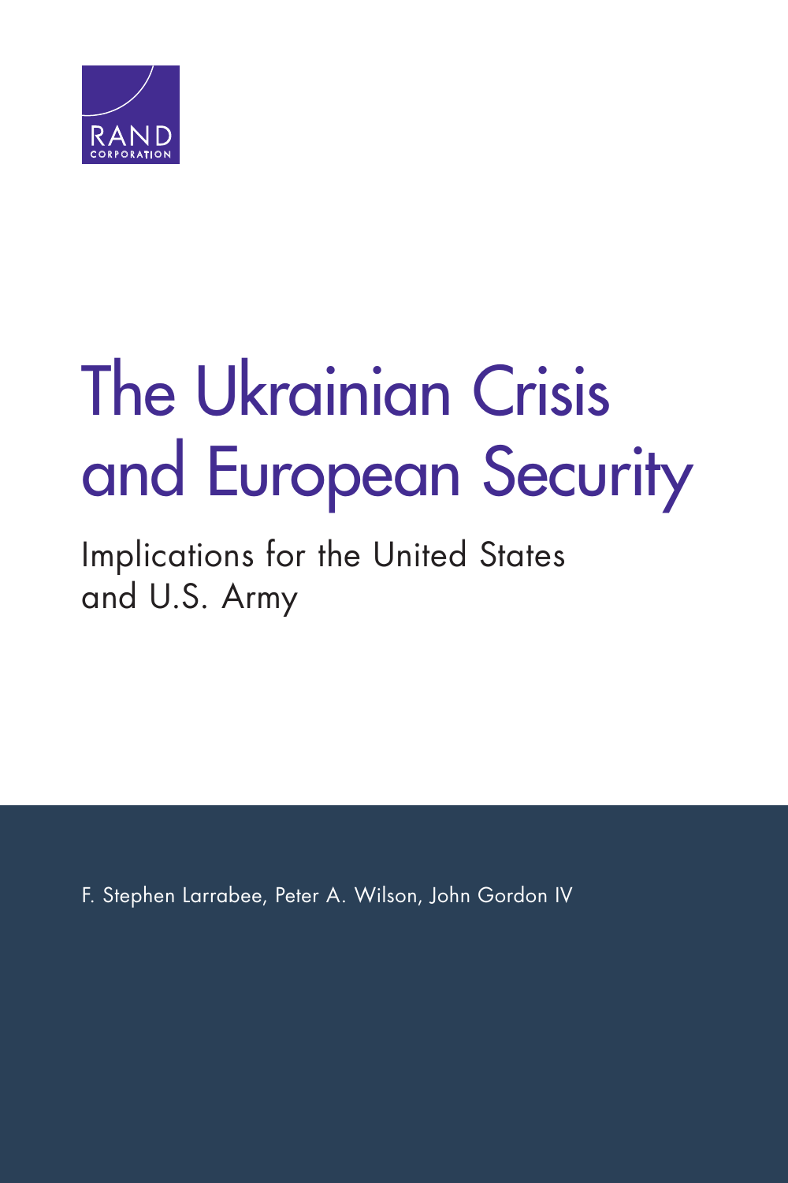RAND CORPORATION

# The Ukrainian Crisis and European Security

## Implications for the United States and U.S. Army

F. Stephen Larrabee, Peter A. Wilson, John Gordon IV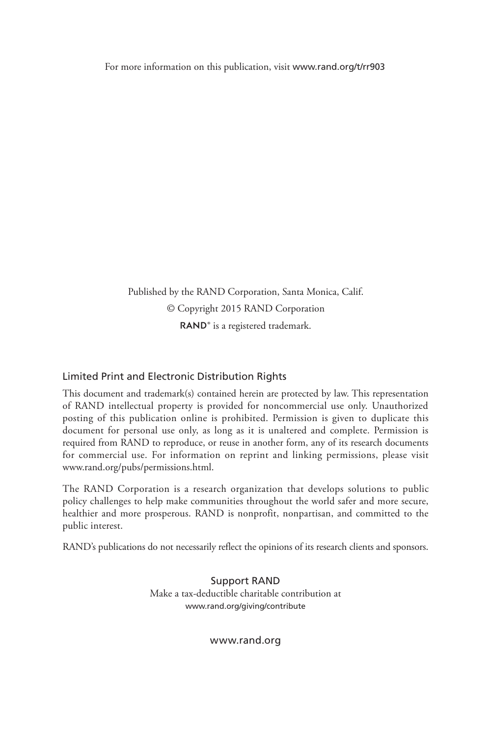For more information on this publication, visit www.rand.org/t/rr903

Published by the RAND Corporation, Santa Monica, Calif.

© Copyright 2015 RAND Corporation

**RAND**® is a registered trademark.

## Limited Print and Electronic Distribution Rights

This document and trademark(s) contained herein are protected by law. This representation of RAND intellectual property is provided for noncommercial use only. Unauthorized posting of this publication online is prohibited. Permission is given to duplicate this document for personal use only, as long as it is unaltered and complete. Permission is required from RAND to reproduce, or reuse in another form, any of its research documents for commercial use. For information on reprint and linking permissions, please visit www.rand.org/pubs/permissions.html.

The RAND Corporation is a research organization that develops solutions to public policy challenges to help make communities throughout the world safer and more secure, healthier and more prosperous. RAND is nonprofit, nonpartisan, and committed to the public interest.

RAND's publications do not necessarily reflect the opinions of its research clients and sponsors.

Support RAND

Make a tax-deductible charitable contribution at
www.rand.org/giving/contribute

www.rand.org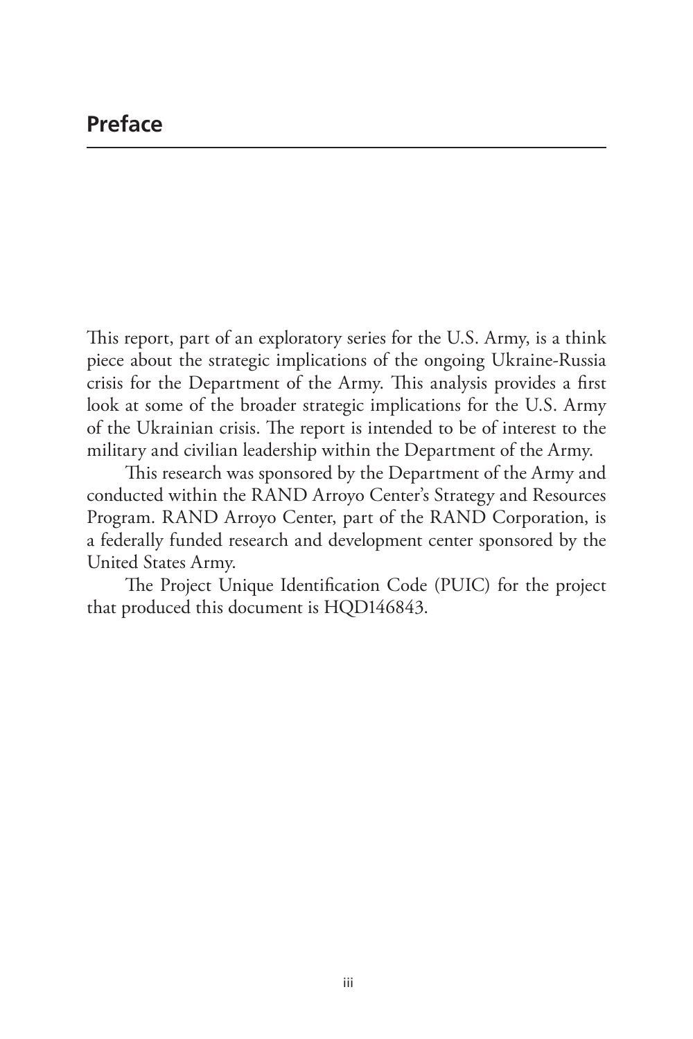# Preface

This report, part of an exploratory series for the U.S. Army, is a think piece about the strategic implications of the ongoing Ukraine-Russia crisis for the Department of the Army. This analysis provides a first look at some of the broader strategic implications for the U.S. Army of the Ukrainian crisis. The report is intended to be of interest to the military and civilian leadership within the Department of the Army.

This research was sponsored by the Department of the Army and conducted within the RAND Arroyo Center's Strategy and Resources Program. RAND Arroyo Center, part of the RAND Corporation, is a federally funded research and development center sponsored by the United States Army.

The Project Unique Identification Code (PUIC) for the project that produced this document is HQD146843.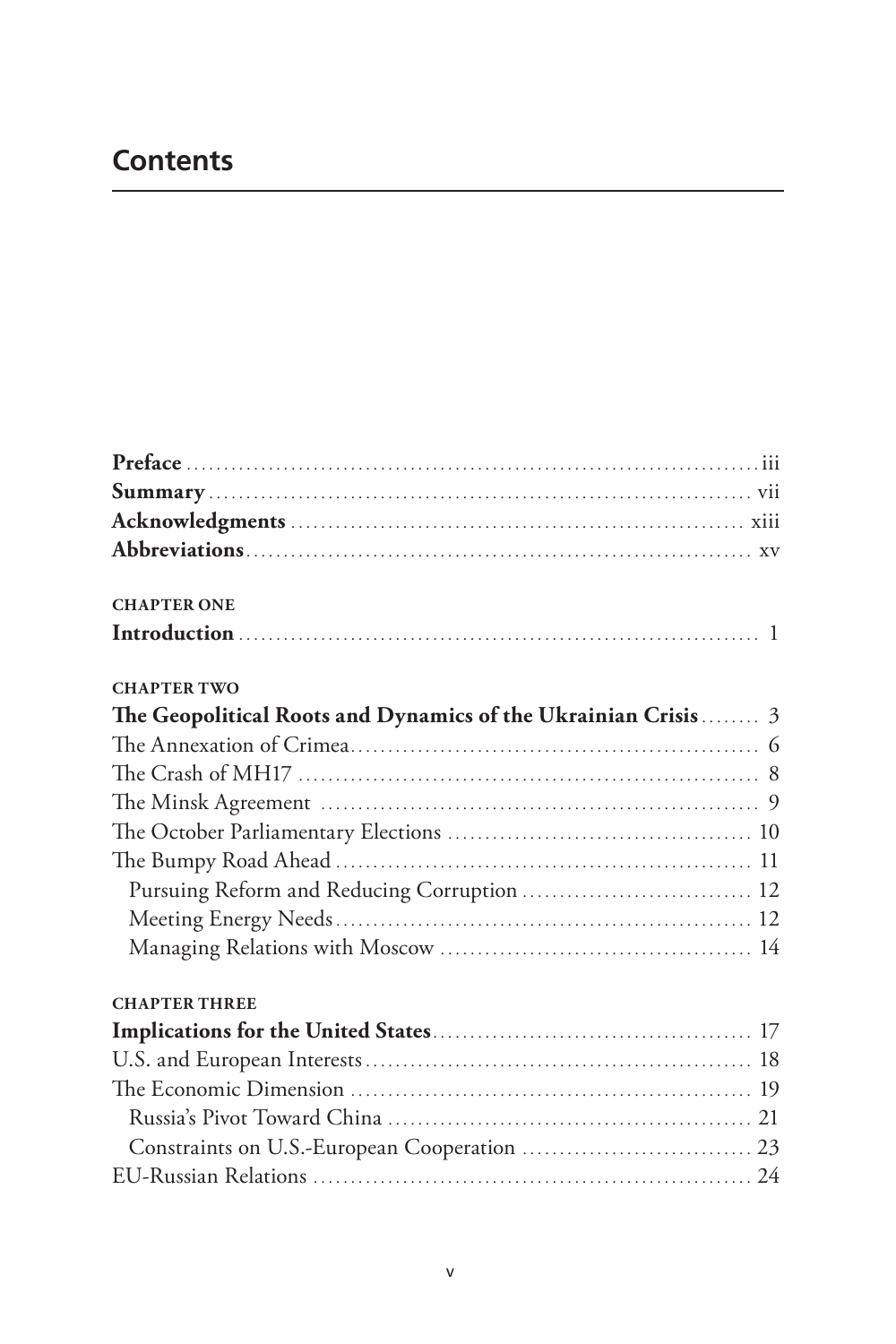## Contents

**Preface** ........ iii
**Summary** ........ vii
**Acknowledgments** ........ xiii
**Abbreviations** ........ xv

**CHAPTER ONE**
**Introduction** ........ 1

**CHAPTER TWO**
**The Geopolitical Roots and Dynamics of the Ukrainian Crisis** ........ 3
The Annexation of Crimea ........ 6
The Crash of MH17 ........ 8
The Minsk Agreement ........ 9
The October Parliamentary Elections ........ 10
The Bumpy Road Ahead ........ 11
  Pursuing Reform and Reducing Corruption ........ 12
  Meeting Energy Needs ........ 12
  Managing Relations with Moscow ........ 14

**CHAPTER THREE**
**Implications for the United States** ........ 17
U.S. and European Interests ........ 18
The Economic Dimension ........ 19
  Russia's Pivot Toward China ........ 21
  Constraints on U.S.-European Cooperation ........ 23
EU-Russian Relations ........ 24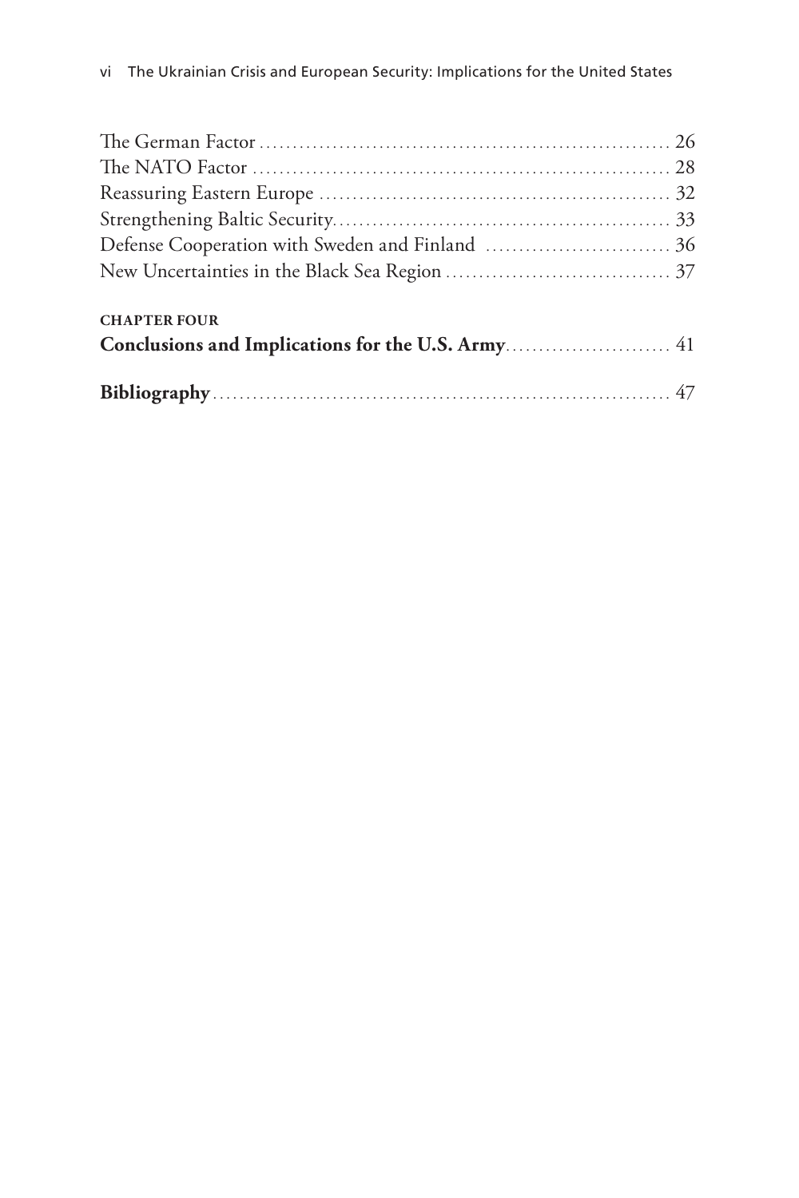The German Factor ............................................................ 26
The NATO Factor ............................................................ 28
Reassuring Eastern Europe .................................................... 32
Strengthening Baltic Security................................................. 33
Defense Cooperation with Sweden and Finland ........................... 36
New Uncertainties in the Black Sea Region ................................. 37

**CHAPTER FOUR**
**Conclusions and Implications for the U.S. Army**......................... 41

**Bibliography**................................................................... 47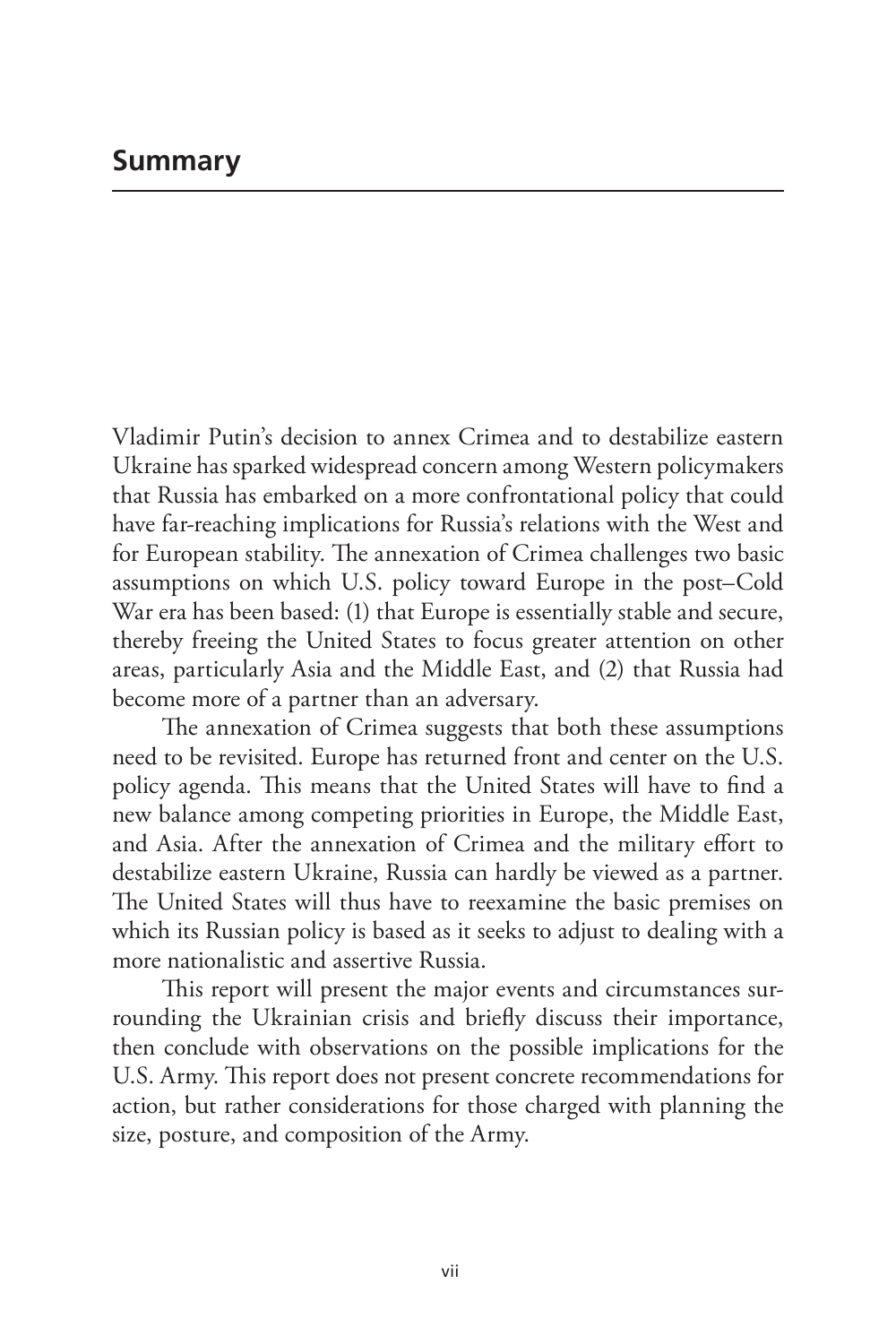## Summary

Vladimir Putin's decision to annex Crimea and to destabilize eastern Ukraine has sparked widespread concern among Western policymakers that Russia has embarked on a more confrontational policy that could have far-reaching implications for Russia's relations with the West and for European stability. The annexation of Crimea challenges two basic assumptions on which U.S. policy toward Europe in the post–Cold War era has been based: (1) that Europe is essentially stable and secure, thereby freeing the United States to focus greater attention on other areas, particularly Asia and the Middle East, and (2) that Russia had become more of a partner than an adversary.

The annexation of Crimea suggests that both these assumptions need to be revisited. Europe has returned front and center on the U.S. policy agenda. This means that the United States will have to find a new balance among competing priorities in Europe, the Middle East, and Asia. After the annexation of Crimea and the military effort to destabilize eastern Ukraine, Russia can hardly be viewed as a partner. The United States will thus have to reexamine the basic premises on which its Russian policy is based as it seeks to adjust to dealing with a more nationalistic and assertive Russia.

This report will present the major events and circumstances surrounding the Ukrainian crisis and briefly discuss their importance, then conclude with observations on the possible implications for the U.S. Army. This report does not present concrete recommendations for action, but rather considerations for those charged with planning the size, posture, and composition of the Army.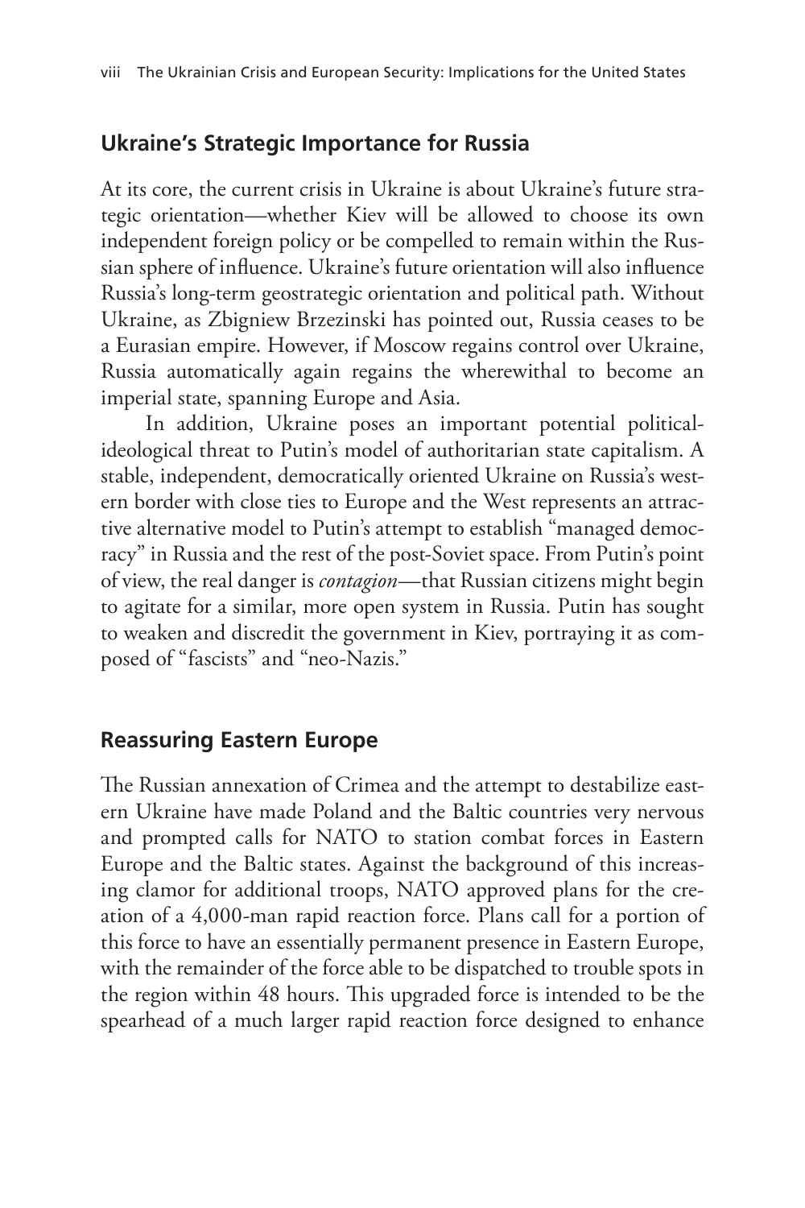## Ukraine's Strategic Importance for Russia

At its core, the current crisis in Ukraine is about Ukraine's future strategic orientation—whether Kiev will be allowed to choose its own independent foreign policy or be compelled to remain within the Russian sphere of influence. Ukraine's future orientation will also influence Russia's long-term geostrategic orientation and political path. Without Ukraine, as Zbigniew Brzezinski has pointed out, Russia ceases to be a Eurasian empire. However, if Moscow regains control over Ukraine, Russia automatically again regains the wherewithal to become an imperial state, spanning Europe and Asia.

In addition, Ukraine poses an important potential political-ideological threat to Putin's model of authoritarian state capitalism. A stable, independent, democratically oriented Ukraine on Russia's western border with close ties to Europe and the West represents an attractive alternative model to Putin's attempt to establish "managed democracy" in Russia and the rest of the post-Soviet space. From Putin's point of view, the real danger is *contagion*—that Russian citizens might begin to agitate for a similar, more open system in Russia. Putin has sought to weaken and discredit the government in Kiev, portraying it as composed of "fascists" and "neo-Nazis."

## Reassuring Eastern Europe

The Russian annexation of Crimea and the attempt to destabilize eastern Ukraine have made Poland and the Baltic countries very nervous and prompted calls for NATO to station combat forces in Eastern Europe and the Baltic states. Against the background of this increasing clamor for additional troops, NATO approved plans for the creation of a 4,000-man rapid reaction force. Plans call for a portion of this force to have an essentially permanent presence in Eastern Europe, with the remainder of the force able to be dispatched to trouble spots in the region within 48 hours. This upgraded force is intended to be the spearhead of a much larger rapid reaction force designed to enhance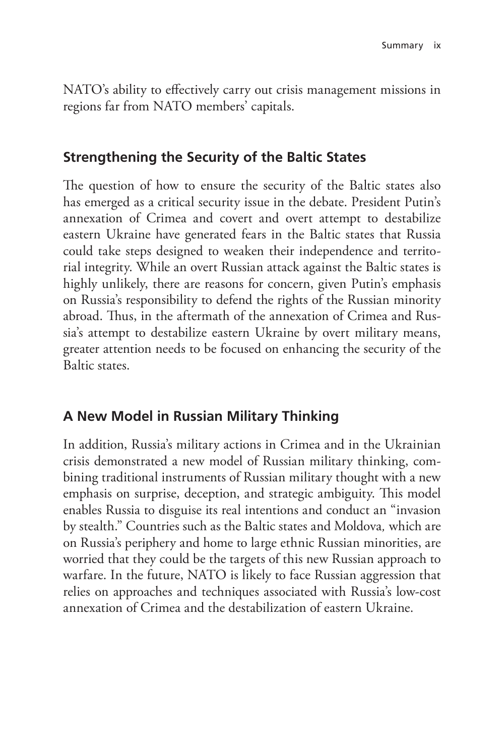NATO's ability to effectively carry out crisis management missions in regions far from NATO members' capitals.

## Strengthening the Security of the Baltic States

The question of how to ensure the security of the Baltic states also has emerged as a critical security issue in the debate. President Putin's annexation of Crimea and covert and overt attempt to destabilize eastern Ukraine have generated fears in the Baltic states that Russia could take steps designed to weaken their independence and territorial integrity. While an overt Russian attack against the Baltic states is highly unlikely, there are reasons for concern, given Putin's emphasis on Russia's responsibility to defend the rights of the Russian minority abroad. Thus, in the aftermath of the annexation of Crimea and Russia's attempt to destabilize eastern Ukraine by overt military means, greater attention needs to be focused on enhancing the security of the Baltic states.

## A New Model in Russian Military Thinking

In addition, Russia's military actions in Crimea and in the Ukrainian crisis demonstrated a new model of Russian military thinking, combining traditional instruments of Russian military thought with a new emphasis on surprise, deception, and strategic ambiguity. This model enables Russia to disguise its real intentions and conduct an "invasion by stealth." Countries such as the Baltic states and Moldova, which are on Russia's periphery and home to large ethnic Russian minorities, are worried that they could be the targets of this new Russian approach to warfare. In the future, NATO is likely to face Russian aggression that relies on approaches and techniques associated with Russia's low-cost annexation of Crimea and the destabilization of eastern Ukraine.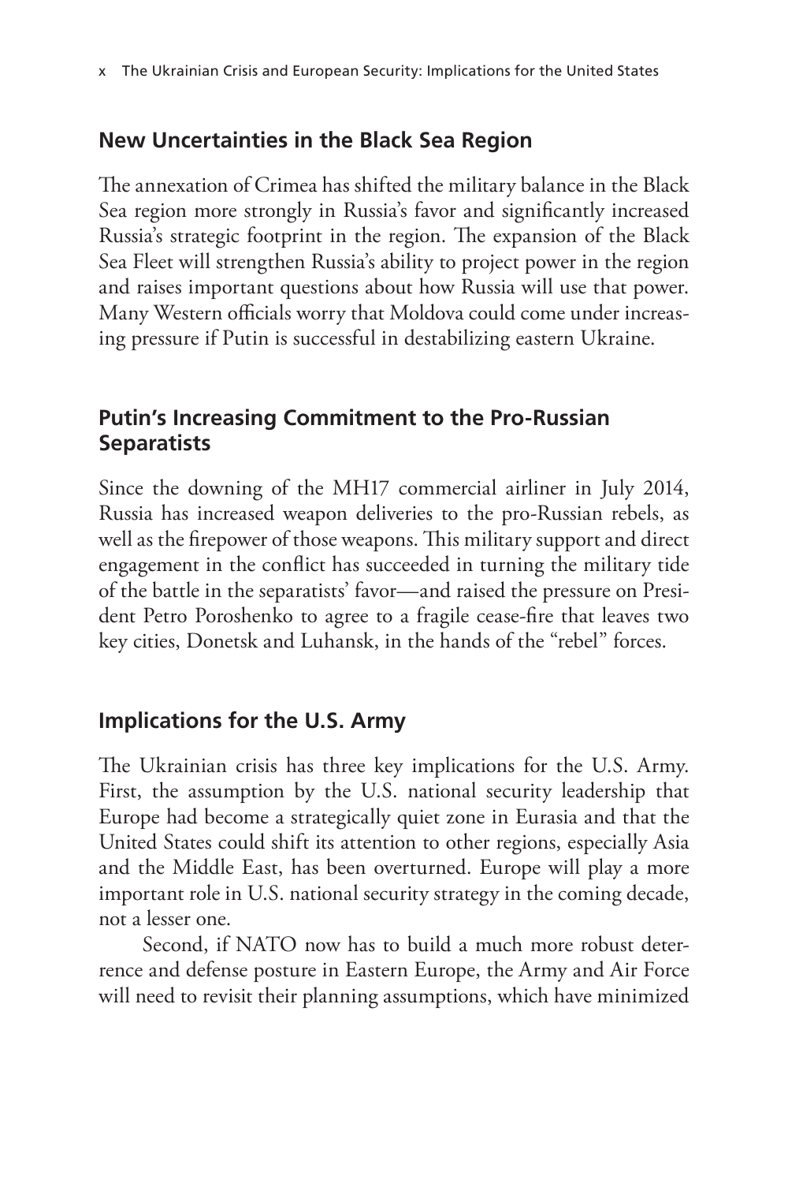## New Uncertainties in the Black Sea Region

The annexation of Crimea has shifted the military balance in the Black Sea region more strongly in Russia's favor and significantly increased Russia's strategic footprint in the region. The expansion of the Black Sea Fleet will strengthen Russia's ability to project power in the region and raises important questions about how Russia will use that power. Many Western officials worry that Moldova could come under increasing pressure if Putin is successful in destabilizing eastern Ukraine.

## Putin's Increasing Commitment to the Pro-Russian Separatists

Since the downing of the MH17 commercial airliner in July 2014, Russia has increased weapon deliveries to the pro-Russian rebels, as well as the firepower of those weapons. This military support and direct engagement in the conflict has succeeded in turning the military tide of the battle in the separatists' favor—and raised the pressure on President Petro Poroshenko to agree to a fragile cease-fire that leaves two key cities, Donetsk and Luhansk, in the hands of the "rebel" forces.

## Implications for the U.S. Army

The Ukrainian crisis has three key implications for the U.S. Army. First, the assumption by the U.S. national security leadership that Europe had become a strategically quiet zone in Eurasia and that the United States could shift its attention to other regions, especially Asia and the Middle East, has been overturned. Europe will play a more important role in U.S. national security strategy in the coming decade, not a lesser one.

Second, if NATO now has to build a much more robust deterrence and defense posture in Eastern Europe, the Army and Air Force will need to revisit their planning assumptions, which have minimized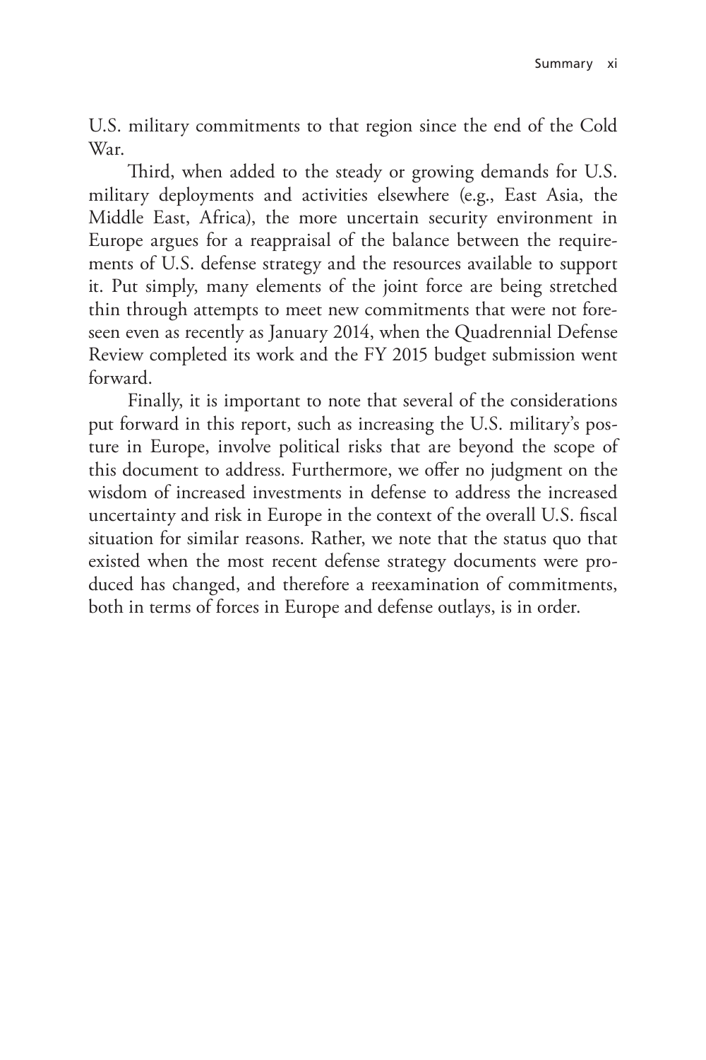U.S. military commitments to that region since the end of the Cold War.

Third, when added to the steady or growing demands for U.S. military deployments and activities elsewhere (e.g., East Asia, the Middle East, Africa), the more uncertain security environment in Europe argues for a reappraisal of the balance between the requirements of U.S. defense strategy and the resources available to support it. Put simply, many elements of the joint force are being stretched thin through attempts to meet new commitments that were not foreseen even as recently as January 2014, when the Quadrennial Defense Review completed its work and the FY 2015 budget submission went forward.

Finally, it is important to note that several of the considerations put forward in this report, such as increasing the U.S. military's posture in Europe, involve political risks that are beyond the scope of this document to address. Furthermore, we offer no judgment on the wisdom of increased investments in defense to address the increased uncertainty and risk in Europe in the context of the overall U.S. fiscal situation for similar reasons. Rather, we note that the status quo that existed when the most recent defense strategy documents were produced has changed, and therefore a reexamination of commitments, both in terms of forces in Europe and defense outlays, is in order.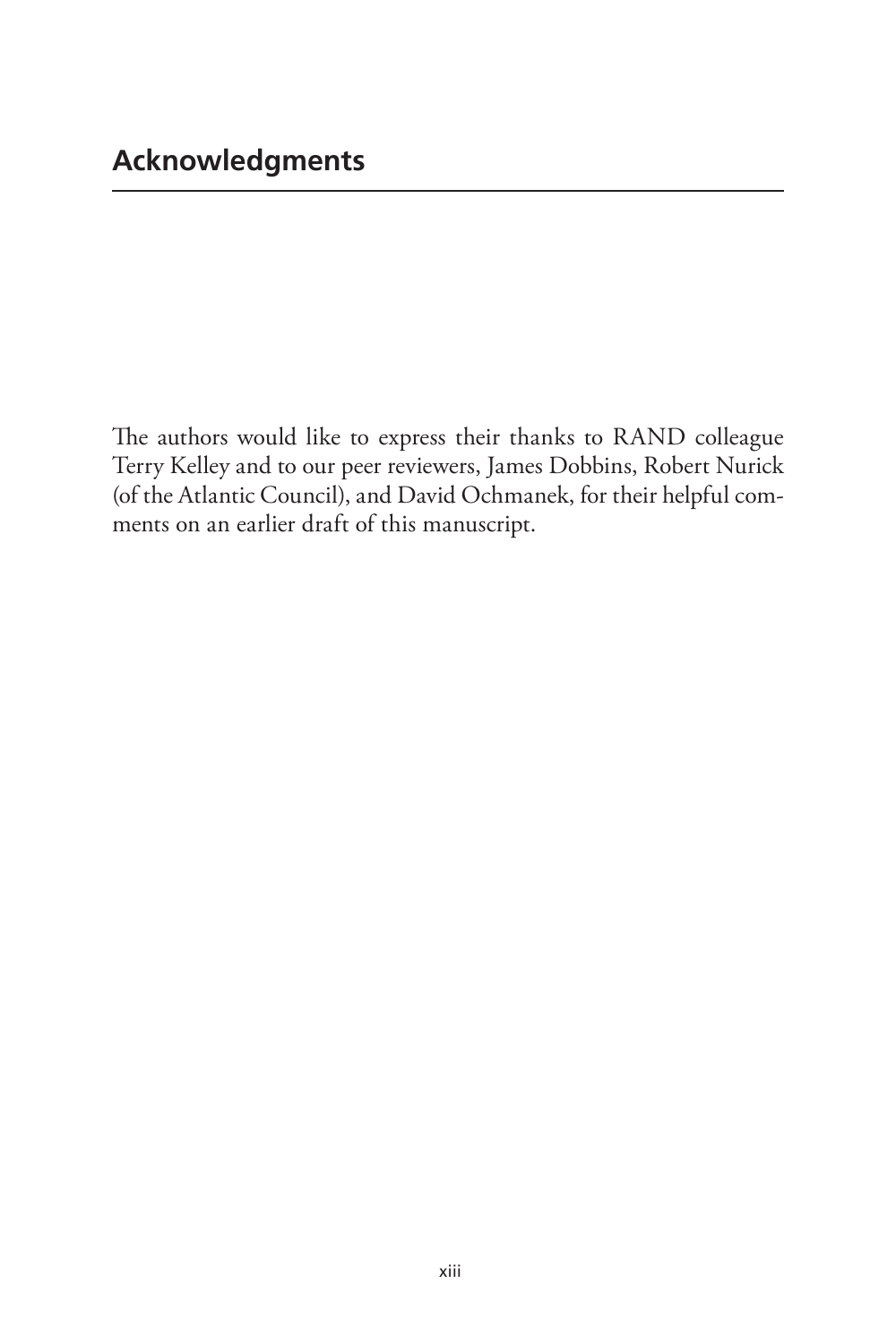## Acknowledgments

The authors would like to express their thanks to RAND colleague Terry Kelley and to our peer reviewers, James Dobbins, Robert Nurick (of the Atlantic Council), and David Ochmanek, for their helpful comments on an earlier draft of this manuscript.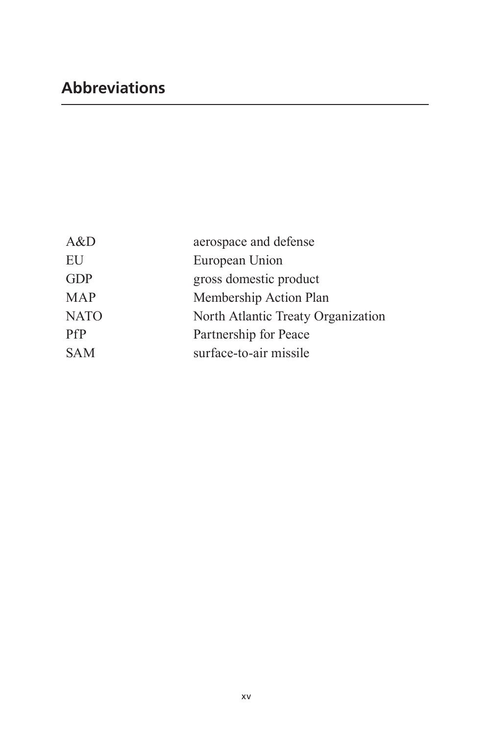## Abbreviations

| | |
|---|---|
| A&D | aerospace and defense |
| EU | European Union |
| GDP | gross domestic product |
| MAP | Membership Action Plan |
| NATO | North Atlantic Treaty Organization |
| PfP | Partnership for Peace |
| SAM | surface-to-air missile |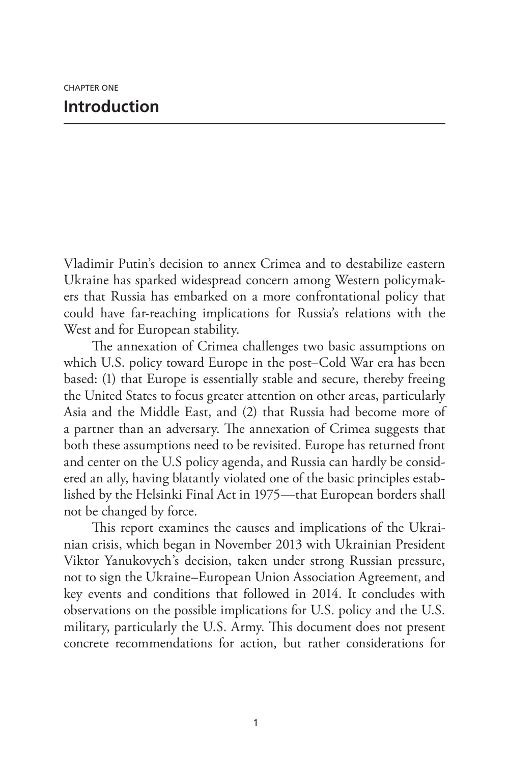CHAPTER ONE

# Introduction

Vladimir Putin's decision to annex Crimea and to destabilize eastern Ukraine has sparked widespread concern among Western policymakers that Russia has embarked on a more confrontational policy that could have far-reaching implications for Russia's relations with the West and for European stability.

The annexation of Crimea challenges two basic assumptions on which U.S. policy toward Europe in the post–Cold War era has been based: (1) that Europe is essentially stable and secure, thereby freeing the United States to focus greater attention on other areas, particularly Asia and the Middle East, and (2) that Russia had become more of a partner than an adversary. The annexation of Crimea suggests that both these assumptions need to be revisited. Europe has returned front and center on the U.S policy agenda, and Russia can hardly be considered an ally, having blatantly violated one of the basic principles established by the Helsinki Final Act in 1975—that European borders shall not be changed by force.

This report examines the causes and implications of the Ukrainian crisis, which began in November 2013 with Ukrainian President Viktor Yanukovych's decision, taken under strong Russian pressure, not to sign the Ukraine–European Union Association Agreement, and key events and conditions that followed in 2014. It concludes with observations on the possible implications for U.S. policy and the U.S. military, particularly the U.S. Army. This document does not present concrete recommendations for action, but rather considerations for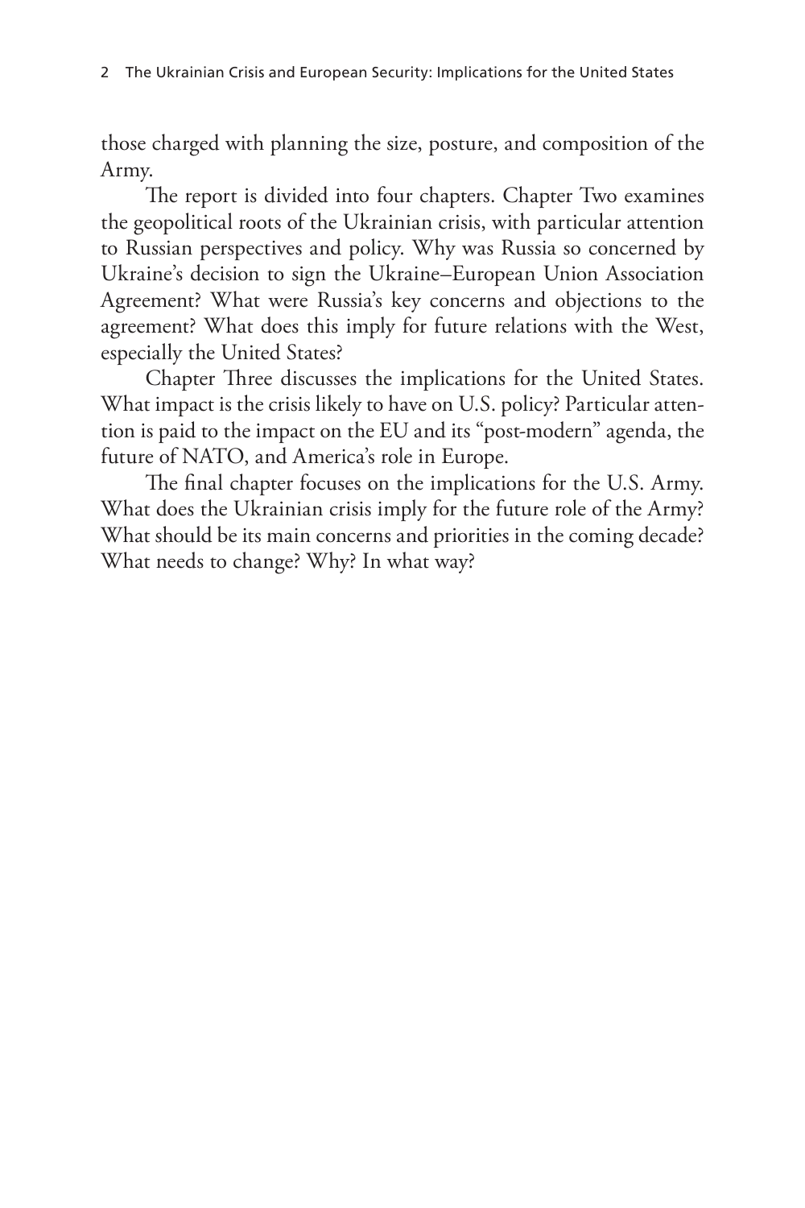those charged with planning the size, posture, and composition of the Army.

The report is divided into four chapters. Chapter Two examines the geopolitical roots of the Ukrainian crisis, with particular attention to Russian perspectives and policy. Why was Russia so concerned by Ukraine's decision to sign the Ukraine–European Union Association Agreement? What were Russia's key concerns and objections to the agreement? What does this imply for future relations with the West, especially the United States?

Chapter Three discusses the implications for the United States. What impact is the crisis likely to have on U.S. policy? Particular attention is paid to the impact on the EU and its "post-modern" agenda, the future of NATO, and America's role in Europe.

The final chapter focuses on the implications for the U.S. Army. What does the Ukrainian crisis imply for the future role of the Army? What should be its main concerns and priorities in the coming decade? What needs to change? Why? In what way?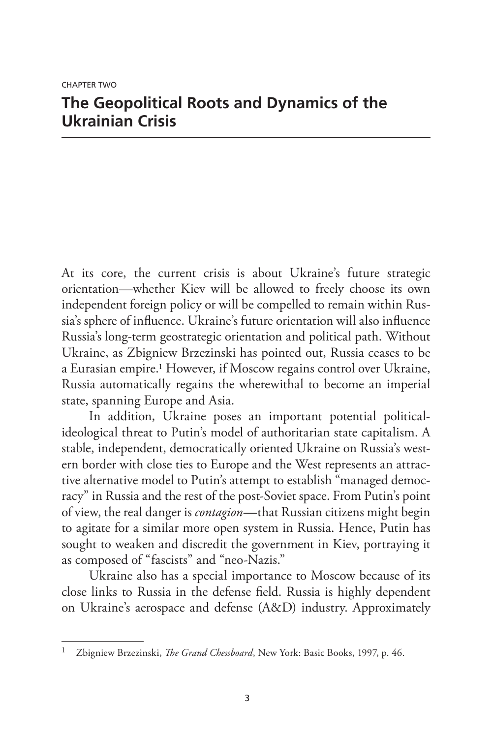CHAPTER TWO

# The Geopolitical Roots and Dynamics of the Ukrainian Crisis

At its core, the current crisis is about Ukraine's future strategic orientation—whether Kiev will be allowed to freely choose its own independent foreign policy or will be compelled to remain within Russia's sphere of influence. Ukraine's future orientation will also influence Russia's long-term geostrategic orientation and political path. Without Ukraine, as Zbigniew Brzezinski has pointed out, Russia ceases to be a Eurasian empire.[1] However, if Moscow regains control over Ukraine, Russia automatically regains the wherewithal to become an imperial state, spanning Europe and Asia.

In addition, Ukraine poses an important potential political-ideological threat to Putin's model of authoritarian state capitalism. A stable, independent, democratically oriented Ukraine on Russia's western border with close ties to Europe and the West represents an attractive alternative model to Putin's attempt to establish "managed democracy" in Russia and the rest of the post-Soviet space. From Putin's point of view, the real danger is *contagion*—that Russian citizens might begin to agitate for a similar more open system in Russia. Hence, Putin has sought to weaken and discredit the government in Kiev, portraying it as composed of "fascists" and "neo-Nazis."

Ukraine also has a special importance to Moscow because of its close links to Russia in the defense field. Russia is highly dependent on Ukraine's aerospace and defense (A&D) industry. Approximately

---

[1] Zbigniew Brzezinski, *The Grand Chessboard*, New York: Basic Books, 1997, p. 46.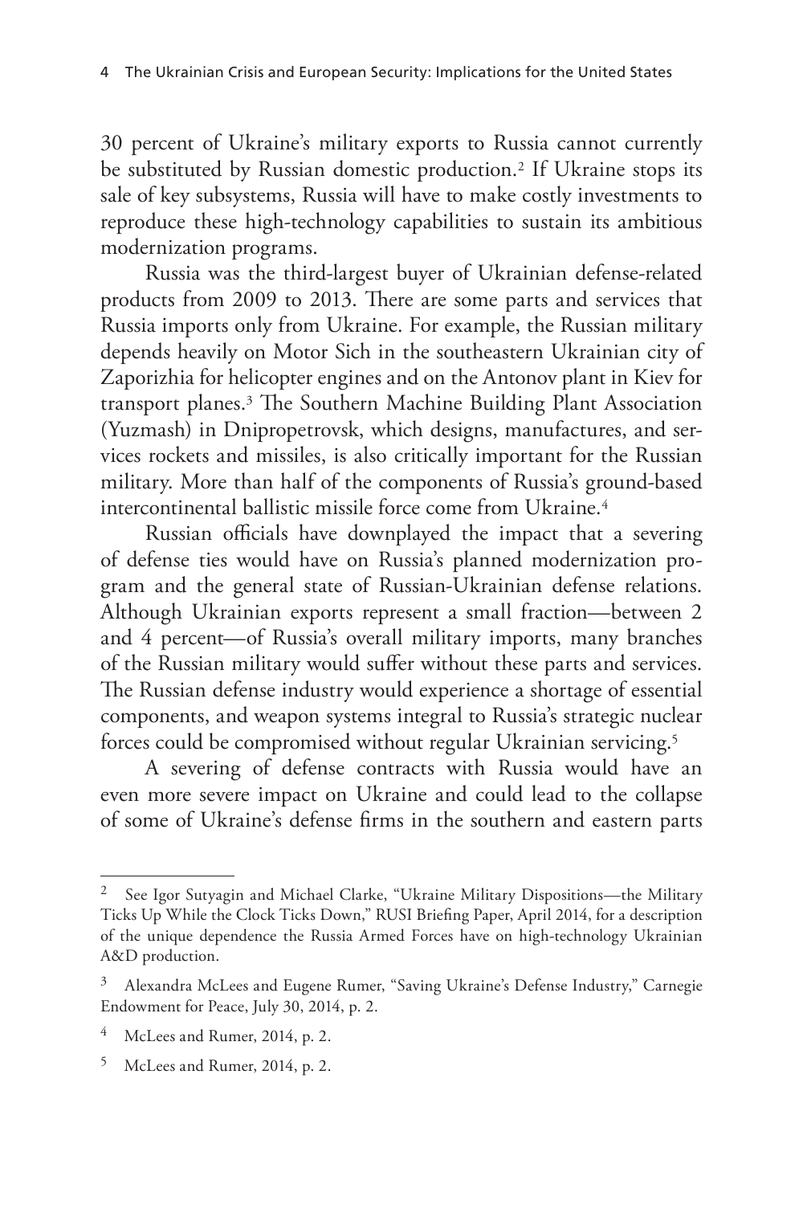30 percent of Ukraine's military exports to Russia cannot currently be substituted by Russian domestic production.[2] If Ukraine stops its sale of key subsystems, Russia will have to make costly investments to reproduce these high-technology capabilities to sustain its ambitious modernization programs.

Russia was the third-largest buyer of Ukrainian defense-related products from 2009 to 2013. There are some parts and services that Russia imports only from Ukraine. For example, the Russian military depends heavily on Motor Sich in the southeastern Ukrainian city of Zaporizhia for helicopter engines and on the Antonov plant in Kiev for transport planes.[3] The Southern Machine Building Plant Association (Yuzmash) in Dnipropetrovsk, which designs, manufactures, and services rockets and missiles, is also critically important for the Russian military. More than half of the components of Russia's ground-based intercontinental ballistic missile force come from Ukraine.[4]

Russian officials have downplayed the impact that a severing of defense ties would have on Russia's planned modernization program and the general state of Russian-Ukrainian defense relations. Although Ukrainian exports represent a small fraction—between 2 and 4 percent—of Russia's overall military imports, many branches of the Russian military would suffer without these parts and services. The Russian defense industry would experience a shortage of essential components, and weapon systems integral to Russia's strategic nuclear forces could be compromised without regular Ukrainian servicing.[5]

A severing of defense contracts with Russia would have an even more severe impact on Ukraine and could lead to the collapse of some of Ukraine's defense firms in the southern and eastern parts

---

[2] See Igor Sutyagin and Michael Clarke, "Ukraine Military Dispositions—the Military Ticks Up While the Clock Ticks Down," RUSI Briefing Paper, April 2014, for a description of the unique dependence the Russia Armed Forces have on high-technology Ukrainian A&D production.

[3] Alexandra McLees and Eugene Rumer, "Saving Ukraine's Defense Industry," Carnegie Endowment for Peace, July 30, 2014, p. 2.

[4] McLees and Rumer, 2014, p. 2.

[5] McLees and Rumer, 2014, p. 2.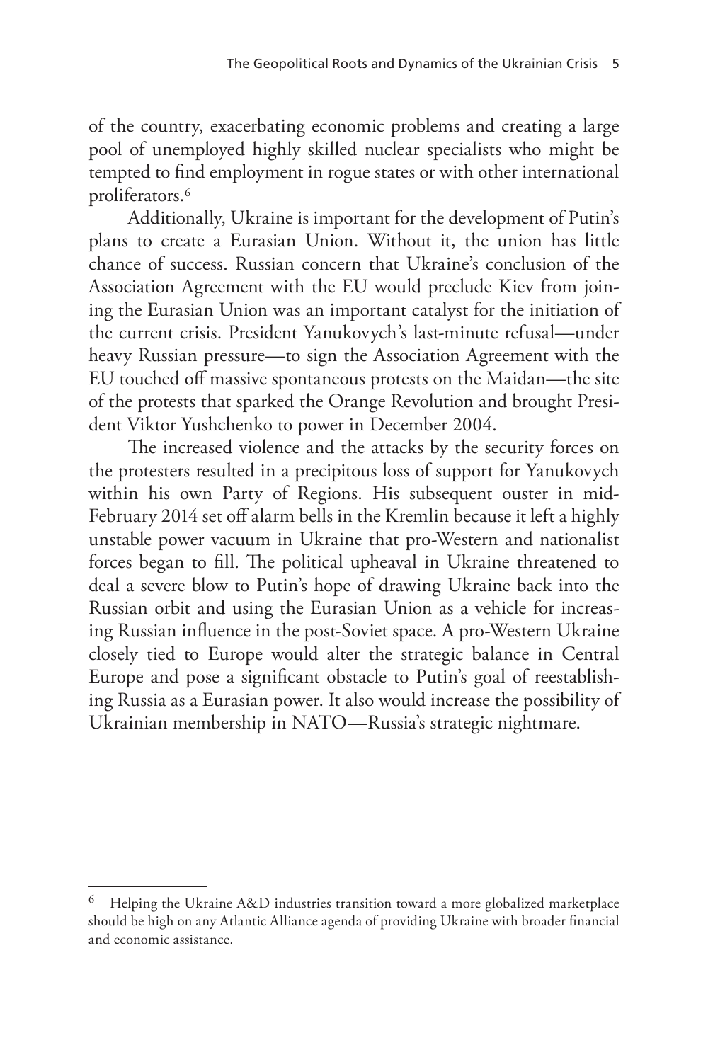of the country, exacerbating economic problems and creating a large pool of unemployed highly skilled nuclear specialists who might be tempted to find employment in rogue states or with other international proliferators.[6]

Additionally, Ukraine is important for the development of Putin's plans to create a Eurasian Union. Without it, the union has little chance of success. Russian concern that Ukraine's conclusion of the Association Agreement with the EU would preclude Kiev from joining the Eurasian Union was an important catalyst for the initiation of the current crisis. President Yanukovych's last-minute refusal—under heavy Russian pressure—to sign the Association Agreement with the EU touched off massive spontaneous protests on the Maidan—the site of the protests that sparked the Orange Revolution and brought President Viktor Yushchenko to power in December 2004.

The increased violence and the attacks by the security forces on the protesters resulted in a precipitous loss of support for Yanukovych within his own Party of Regions. His subsequent ouster in mid-February 2014 set off alarm bells in the Kremlin because it left a highly unstable power vacuum in Ukraine that pro-Western and nationalist forces began to fill. The political upheaval in Ukraine threatened to deal a severe blow to Putin's hope of drawing Ukraine back into the Russian orbit and using the Eurasian Union as a vehicle for increasing Russian influence in the post-Soviet space. A pro-Western Ukraine closely tied to Europe would alter the strategic balance in Central Europe and pose a significant obstacle to Putin's goal of reestablishing Russia as a Eurasian power. It also would increase the possibility of Ukrainian membership in NATO—Russia's strategic nightmare.

---

[6] Helping the Ukraine A&D industries transition toward a more globalized marketplace should be high on any Atlantic Alliance agenda of providing Ukraine with broader financial and economic assistance.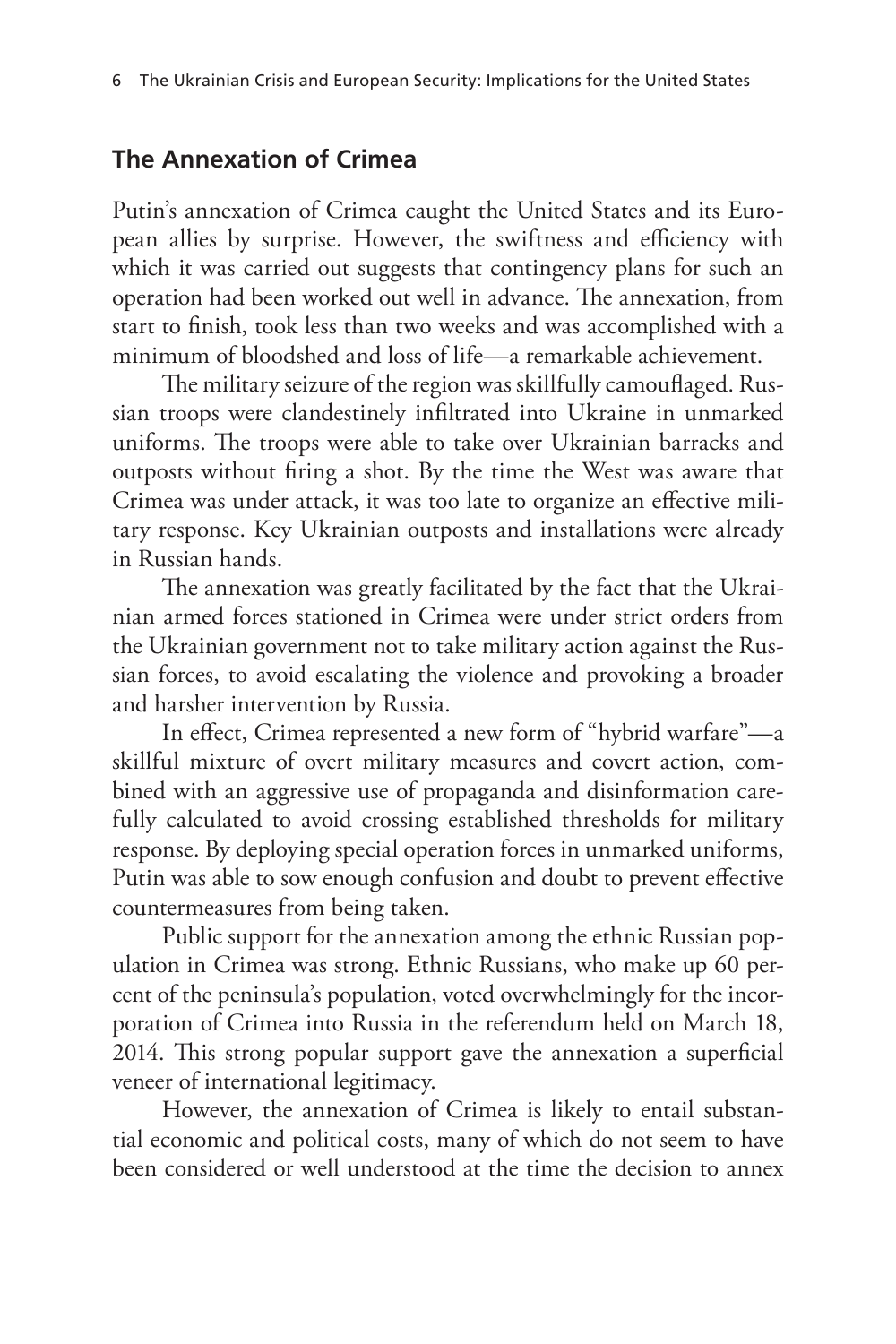## The Annexation of Crimea

Putin's annexation of Crimea caught the United States and its European allies by surprise. However, the swiftness and efficiency with which it was carried out suggests that contingency plans for such an operation had been worked out well in advance. The annexation, from start to finish, took less than two weeks and was accomplished with a minimum of bloodshed and loss of life—a remarkable achievement.

The military seizure of the region was skillfully camouflaged. Russian troops were clandestinely infiltrated into Ukraine in unmarked uniforms. The troops were able to take over Ukrainian barracks and outposts without firing a shot. By the time the West was aware that Crimea was under attack, it was too late to organize an effective military response. Key Ukrainian outposts and installations were already in Russian hands.

The annexation was greatly facilitated by the fact that the Ukrainian armed forces stationed in Crimea were under strict orders from the Ukrainian government not to take military action against the Russian forces, to avoid escalating the violence and provoking a broader and harsher intervention by Russia.

In effect, Crimea represented a new form of "hybrid warfare"—a skillful mixture of overt military measures and covert action, combined with an aggressive use of propaganda and disinformation carefully calculated to avoid crossing established thresholds for military response. By deploying special operation forces in unmarked uniforms, Putin was able to sow enough confusion and doubt to prevent effective countermeasures from being taken.

Public support for the annexation among the ethnic Russian population in Crimea was strong. Ethnic Russians, who make up 60 percent of the peninsula's population, voted overwhelmingly for the incorporation of Crimea into Russia in the referendum held on March 18, 2014. This strong popular support gave the annexation a superficial veneer of international legitimacy.

However, the annexation of Crimea is likely to entail substantial economic and political costs, many of which do not seem to have been considered or well understood at the time the decision to annex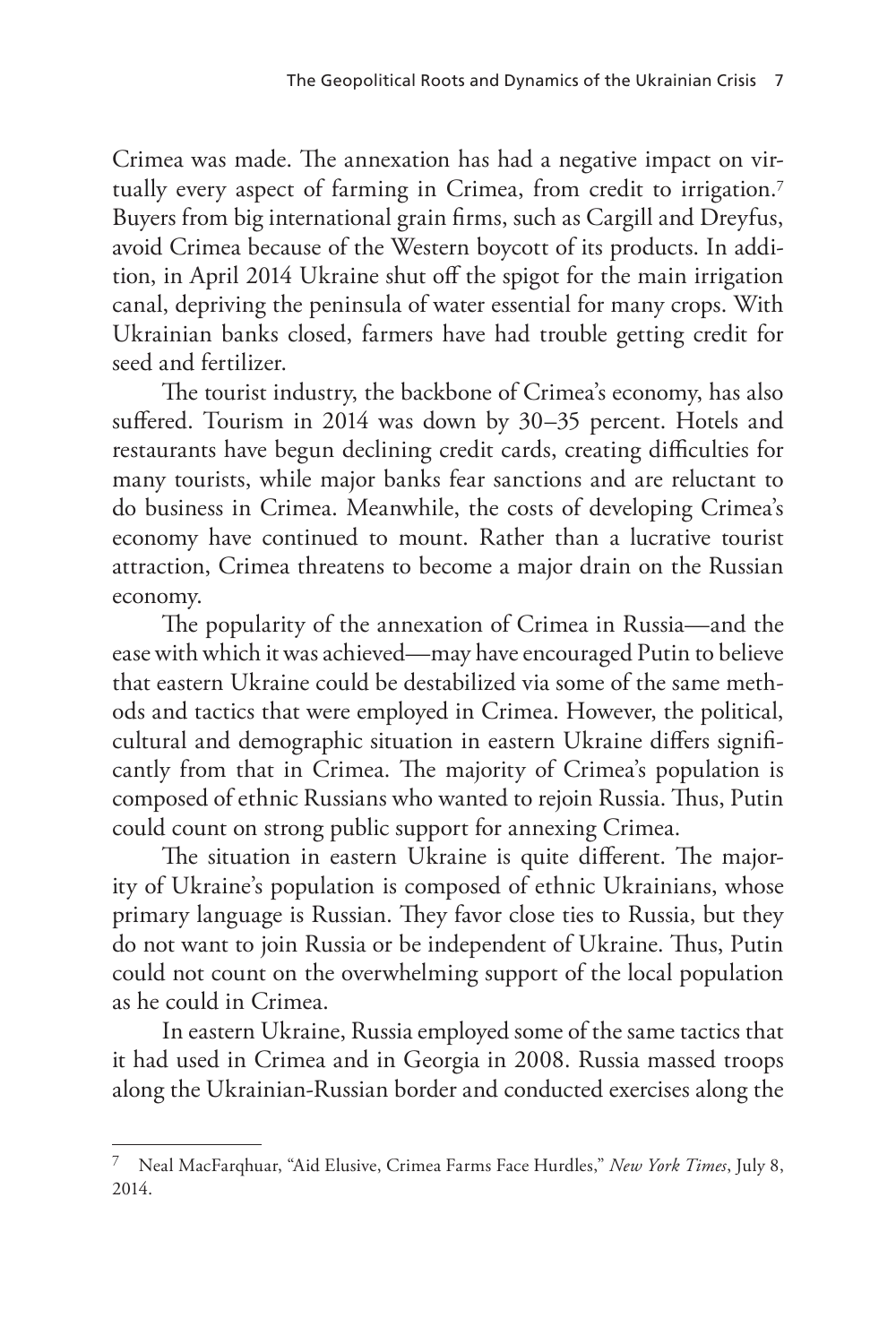Crimea was made. The annexation has had a negative impact on virtually every aspect of farming in Crimea, from credit to irrigation.[7] Buyers from big international grain firms, such as Cargill and Dreyfus, avoid Crimea because of the Western boycott of its products. In addition, in April 2014 Ukraine shut off the spigot for the main irrigation canal, depriving the peninsula of water essential for many crops. With Ukrainian banks closed, farmers have had trouble getting credit for seed and fertilizer.

The tourist industry, the backbone of Crimea's economy, has also suffered. Tourism in 2014 was down by 30–35 percent. Hotels and restaurants have begun declining credit cards, creating difficulties for many tourists, while major banks fear sanctions and are reluctant to do business in Crimea. Meanwhile, the costs of developing Crimea's economy have continued to mount. Rather than a lucrative tourist attraction, Crimea threatens to become a major drain on the Russian economy.

The popularity of the annexation of Crimea in Russia—and the ease with which it was achieved—may have encouraged Putin to believe that eastern Ukraine could be destabilized via some of the same methods and tactics that were employed in Crimea. However, the political, cultural and demographic situation in eastern Ukraine differs significantly from that in Crimea. The majority of Crimea's population is composed of ethnic Russians who wanted to rejoin Russia. Thus, Putin could count on strong public support for annexing Crimea.

The situation in eastern Ukraine is quite different. The majority of Ukraine's population is composed of ethnic Ukrainians, whose primary language is Russian. They favor close ties to Russia, but they do not want to join Russia or be independent of Ukraine. Thus, Putin could not count on the overwhelming support of the local population as he could in Crimea.

In eastern Ukraine, Russia employed some of the same tactics that it had used in Crimea and in Georgia in 2008. Russia massed troops along the Ukrainian-Russian border and conducted exercises along the

---

[7] Neal MacFarquhar, "Aid Elusive, Crimea Farms Face Hurdles," *New York Times*, July 8, 2014.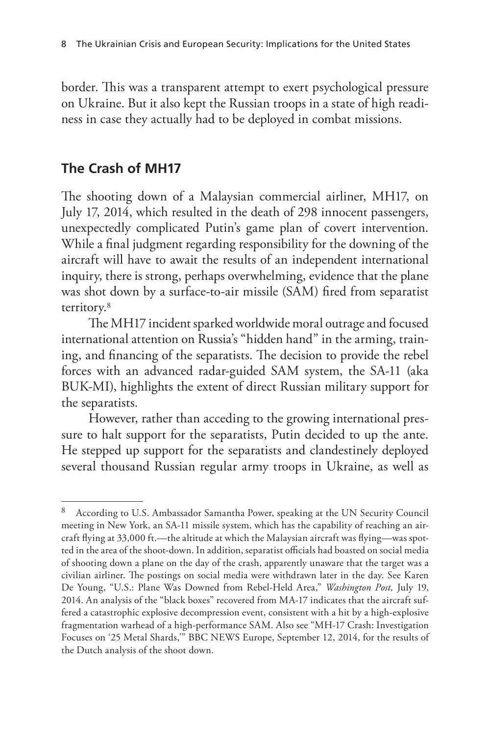border. This was a transparent attempt to exert psychological pressure on Ukraine. But it also kept the Russian troops in a state of high readiness in case they actually had to be deployed in combat missions.

## The Crash of MH17

The shooting down of a Malaysian commercial airliner, MH17, on July 17, 2014, which resulted in the death of 298 innocent passengers, unexpectedly complicated Putin's game plan of covert intervention. While a final judgment regarding responsibility for the downing of the aircraft will have to await the results of an independent international inquiry, there is strong, perhaps overwhelming, evidence that the plane was shot down by a surface-to-air missile (SAM) fired from separatist territory.[8]

The MH17 incident sparked worldwide moral outrage and focused international attention on Russia's "hidden hand" in the arming, training, and financing of the separatists. The decision to provide the rebel forces with an advanced radar-guided SAM system, the SA-11 (aka BUK-MI), highlights the extent of direct Russian military support for the separatists.

However, rather than acceding to the growing international pressure to halt support for the separatists, Putin decided to up the ante. He stepped up support for the separatists and clandestinely deployed several thousand Russian regular army troops in Ukraine, as well as

---

[8] According to U.S. Ambassador Samantha Power, speaking at the UN Security Council meeting in New York, an SA-11 missile system, which has the capability of reaching an aircraft flying at 33,000 ft.—the altitude at which the Malaysian aircraft was flying—was spotted in the area of the shoot-down. In addition, separatist officials had boasted on social media of shooting down a plane on the day of the crash, apparently unaware that the target was a civilian airliner. The postings on social media were withdrawn later in the day. See Karen De Young, "U.S.: Plane Was Downed from Rebel-Held Area," *Washington Post,* July 19, 2014. An analysis of the "black boxes" recovered from MA-17 indicates that the aircraft suffered a catastrophic explosive decompression event, consistent with a hit by a high-explosive fragmentation warhead of a high-performance SAM. Also see "MH-17 Crash: Investigation Focuses on '25 Metal Shards,'" BBC NEWS Europe, September 12, 2014, for the results of the Dutch analysis of the shoot down.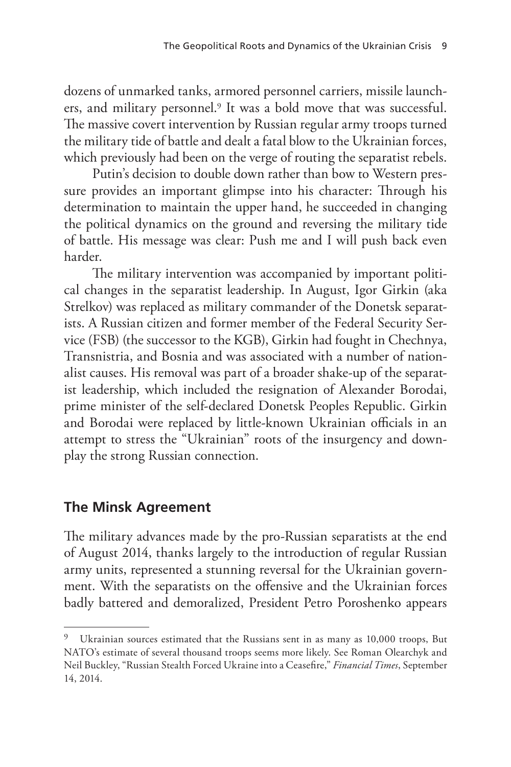dozens of unmarked tanks, armored personnel carriers, missile launchers, and military personnel.[9] It was a bold move that was successful. The massive covert intervention by Russian regular army troops turned the military tide of battle and dealt a fatal blow to the Ukrainian forces, which previously had been on the verge of routing the separatist rebels.

Putin's decision to double down rather than bow to Western pressure provides an important glimpse into his character: Through his determination to maintain the upper hand, he succeeded in changing the political dynamics on the ground and reversing the military tide of battle. His message was clear: Push me and I will push back even harder.

The military intervention was accompanied by important political changes in the separatist leadership. In August, Igor Girkin (aka Strelkov) was replaced as military commander of the Donetsk separatists. A Russian citizen and former member of the Federal Security Service (FSB) (the successor to the KGB), Girkin had fought in Chechnya, Transnistria, and Bosnia and was associated with a number of nationalist causes. His removal was part of a broader shake-up of the separatist leadership, which included the resignation of Alexander Borodai, prime minister of the self-declared Donetsk Peoples Republic. Girkin and Borodai were replaced by little-known Ukrainian officials in an attempt to stress the "Ukrainian" roots of the insurgency and downplay the strong Russian connection.

## The Minsk Agreement

The military advances made by the pro-Russian separatists at the end of August 2014, thanks largely to the introduction of regular Russian army units, represented a stunning reversal for the Ukrainian government. With the separatists on the offensive and the Ukrainian forces badly battered and demoralized, President Petro Poroshenko appears

---

[9] Ukrainian sources estimated that the Russians sent in as many as 10,000 troops, But NATO's estimate of several thousand troops seems more likely. See Roman Olearchyk and Neil Buckley, "Russian Stealth Forced Ukraine into a Ceasefire," *Financial Times*, September 14, 2014.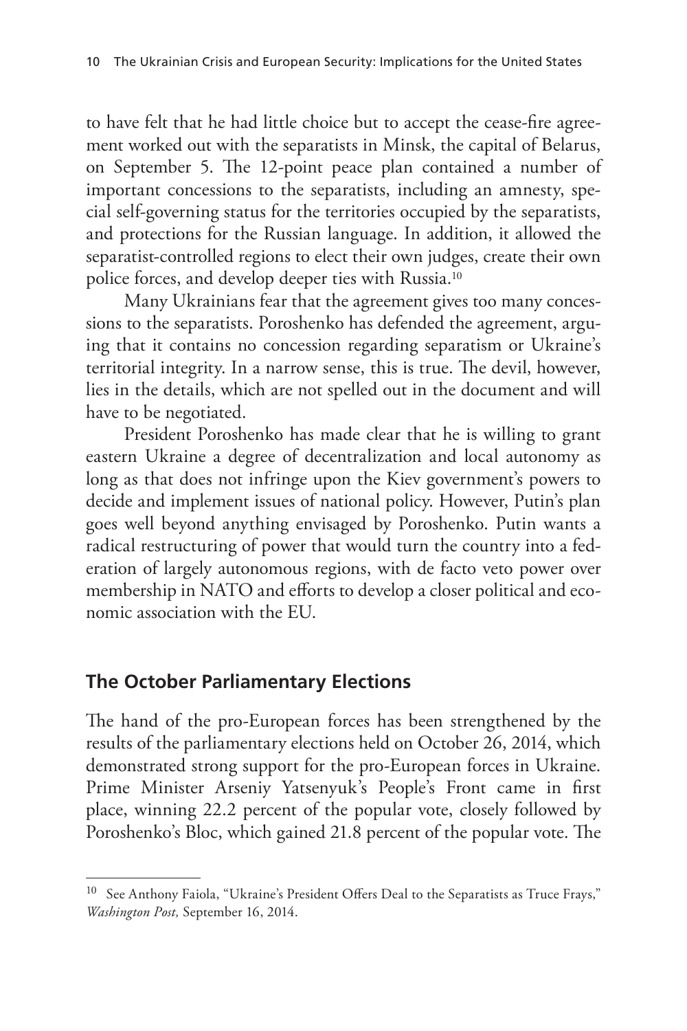to have felt that he had little choice but to accept the cease-fire agreement worked out with the separatists in Minsk, the capital of Belarus, on September 5. The 12-point peace plan contained a number of important concessions to the separatists, including an amnesty, special self-governing status for the territories occupied by the separatists, and protections for the Russian language. In addition, it allowed the separatist-controlled regions to elect their own judges, create their own police forces, and develop deeper ties with Russia.[10]

Many Ukrainians fear that the agreement gives too many concessions to the separatists. Poroshenko has defended the agreement, arguing that it contains no concession regarding separatism or Ukraine's territorial integrity. In a narrow sense, this is true. The devil, however, lies in the details, which are not spelled out in the document and will have to be negotiated.

President Poroshenko has made clear that he is willing to grant eastern Ukraine a degree of decentralization and local autonomy as long as that does not infringe upon the Kiev government's powers to decide and implement issues of national policy. However, Putin's plan goes well beyond anything envisaged by Poroshenko. Putin wants a radical restructuring of power that would turn the country into a federation of largely autonomous regions, with de facto veto power over membership in NATO and efforts to develop a closer political and economic association with the EU.

## The October Parliamentary Elections

The hand of the pro-European forces has been strengthened by the results of the parliamentary elections held on October 26, 2014, which demonstrated strong support for the pro-European forces in Ukraine. Prime Minister Arseniy Yatsenyuk's People's Front came in first place, winning 22.2 percent of the popular vote, closely followed by Poroshenko's Bloc, which gained 21.8 percent of the popular vote. The

---

[10] See Anthony Faiola, "Ukraine's President Offers Deal to the Separatists as Truce Frays," *Washington Post,* September 16, 2014.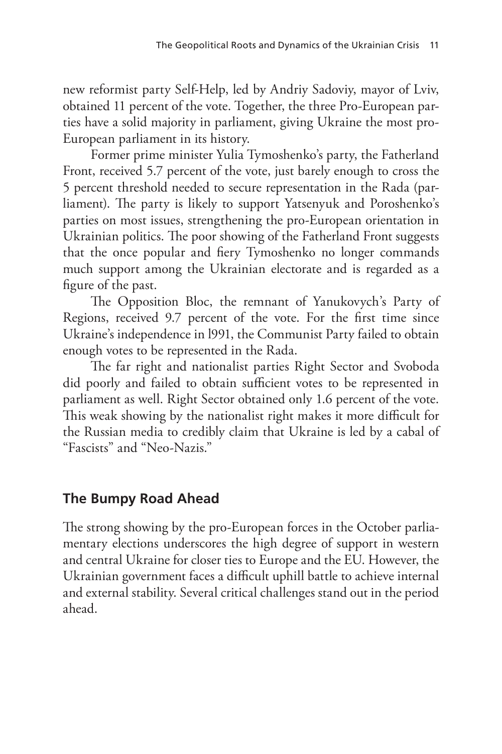new reformist party Self-Help, led by Andriy Sadoviy, mayor of Lviv, obtained 11 percent of the vote. Together, the three Pro-European parties have a solid majority in parliament, giving Ukraine the most pro-European parliament in its history.

Former prime minister Yulia Tymoshenko's party, the Fatherland Front, received 5.7 percent of the vote, just barely enough to cross the 5 percent threshold needed to secure representation in the Rada (parliament). The party is likely to support Yatsenyuk and Poroshenko's parties on most issues, strengthening the pro-European orientation in Ukrainian politics. The poor showing of the Fatherland Front suggests that the once popular and fiery Tymoshenko no longer commands much support among the Ukrainian electorate and is regarded as a figure of the past.

The Opposition Bloc, the remnant of Yanukovych's Party of Regions, received 9.7 percent of the vote. For the first time since Ukraine's independence in l991, the Communist Party failed to obtain enough votes to be represented in the Rada.

The far right and nationalist parties Right Sector and Svoboda did poorly and failed to obtain sufficient votes to be represented in parliament as well. Right Sector obtained only 1.6 percent of the vote. This weak showing by the nationalist right makes it more difficult for the Russian media to credibly claim that Ukraine is led by a cabal of "Fascists" and "Neo-Nazis."

## The Bumpy Road Ahead

The strong showing by the pro-European forces in the October parliamentary elections underscores the high degree of support in western and central Ukraine for closer ties to Europe and the EU. However, the Ukrainian government faces a difficult uphill battle to achieve internal and external stability. Several critical challenges stand out in the period ahead.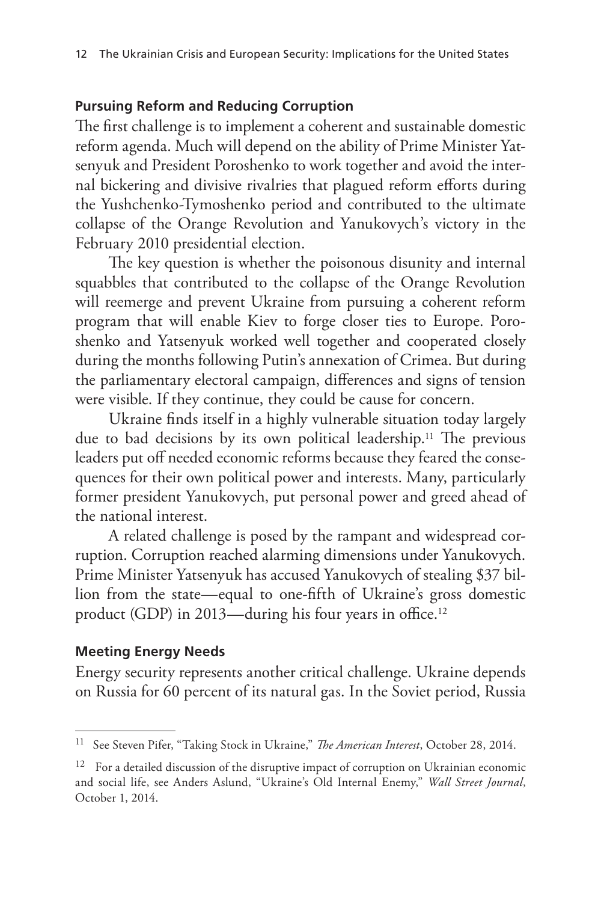### Pursuing Reform and Reducing Corruption

The first challenge is to implement a coherent and sustainable domestic reform agenda. Much will depend on the ability of Prime Minister Yatsenyuk and President Poroshenko to work together and avoid the internal bickering and divisive rivalries that plagued reform efforts during the Yushchenko-Tymoshenko period and contributed to the ultimate collapse of the Orange Revolution and Yanukovych's victory in the February 2010 presidential election.

The key question is whether the poisonous disunity and internal squabbles that contributed to the collapse of the Orange Revolution will reemerge and prevent Ukraine from pursuing a coherent reform program that will enable Kiev to forge closer ties to Europe. Poroshenko and Yatsenyuk worked well together and cooperated closely during the months following Putin's annexation of Crimea. But during the parliamentary electoral campaign, differences and signs of tension were visible. If they continue, they could be cause for concern.

Ukraine finds itself in a highly vulnerable situation today largely due to bad decisions by its own political leadership.[11] The previous leaders put off needed economic reforms because they feared the consequences for their own political power and interests. Many, particularly former president Yanukovych, put personal power and greed ahead of the national interest.

A related challenge is posed by the rampant and widespread corruption. Corruption reached alarming dimensions under Yanukovych. Prime Minister Yatsenyuk has accused Yanukovych of stealing $37 billion from the state—equal to one-fifth of Ukraine's gross domestic product (GDP) in 2013—during his four years in office.[12]

### Meeting Energy Needs

Energy security represents another critical challenge. Ukraine depends on Russia for 60 percent of its natural gas. In the Soviet period, Russia

---

[11] See Steven Pifer, "Taking Stock in Ukraine," *The American Interest*, October 28, 2014.

[12] For a detailed discussion of the disruptive impact of corruption on Ukrainian economic and social life, see Anders Aslund, "Ukraine's Old Internal Enemy," *Wall Street Journal*, October 1, 2014.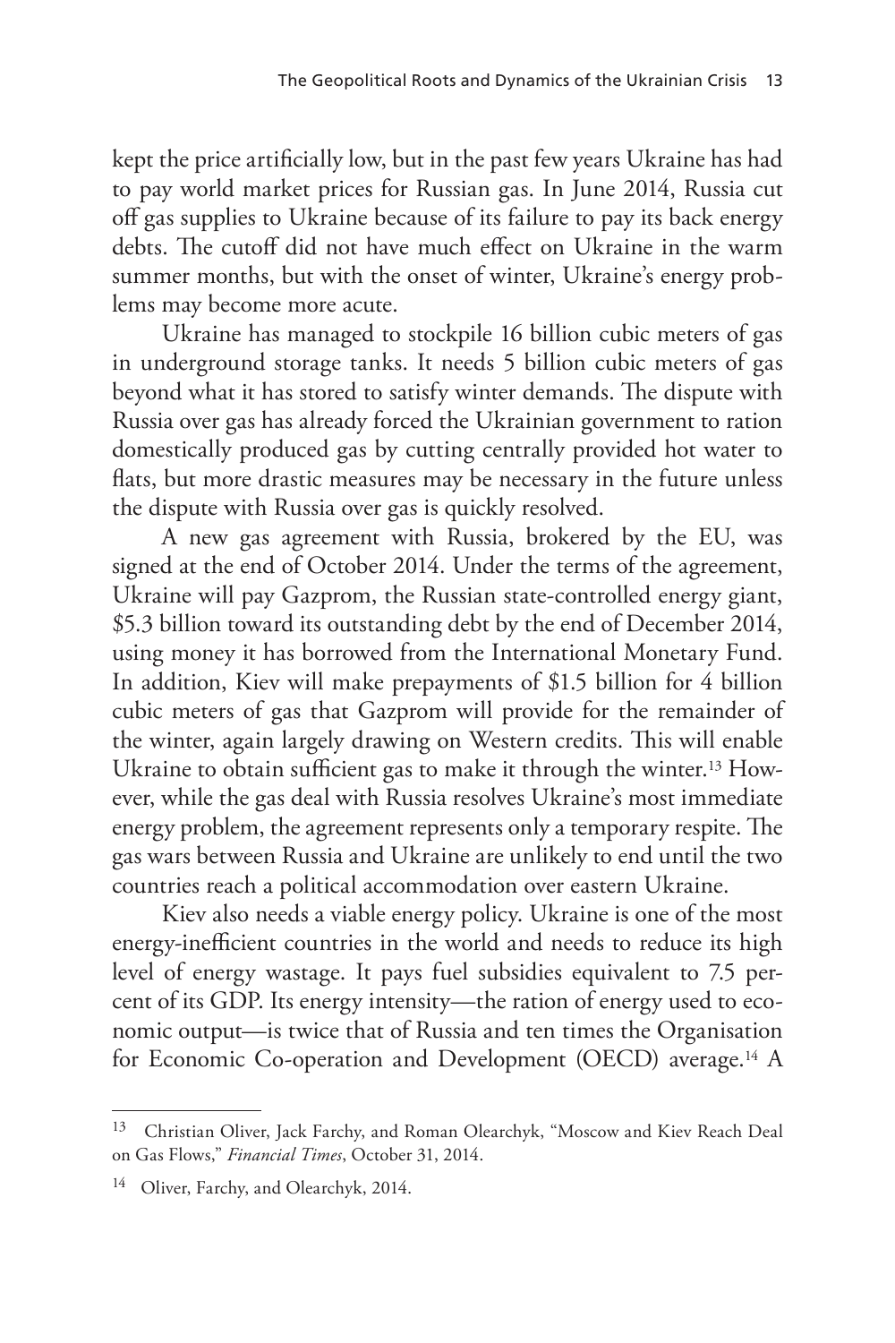kept the price artificially low, but in the past few years Ukraine has had to pay world market prices for Russian gas. In June 2014, Russia cut off gas supplies to Ukraine because of its failure to pay its back energy debts. The cutoff did not have much effect on Ukraine in the warm summer months, but with the onset of winter, Ukraine's energy problems may become more acute.

Ukraine has managed to stockpile 16 billion cubic meters of gas in underground storage tanks. It needs 5 billion cubic meters of gas beyond what it has stored to satisfy winter demands. The dispute with Russia over gas has already forced the Ukrainian government to ration domestically produced gas by cutting centrally provided hot water to flats, but more drastic measures may be necessary in the future unless the dispute with Russia over gas is quickly resolved.

A new gas agreement with Russia, brokered by the EU, was signed at the end of October 2014. Under the terms of the agreement, Ukraine will pay Gazprom, the Russian state-controlled energy giant, $5.3 billion toward its outstanding debt by the end of December 2014, using money it has borrowed from the International Monetary Fund. In addition, Kiev will make prepayments of $1.5 billion for 4 billion cubic meters of gas that Gazprom will provide for the remainder of the winter, again largely drawing on Western credits. This will enable Ukraine to obtain sufficient gas to make it through the winter.[13] However, while the gas deal with Russia resolves Ukraine's most immediate energy problem, the agreement represents only a temporary respite. The gas wars between Russia and Ukraine are unlikely to end until the two countries reach a political accommodation over eastern Ukraine.

Kiev also needs a viable energy policy. Ukraine is one of the most energy-inefficient countries in the world and needs to reduce its high level of energy wastage. It pays fuel subsidies equivalent to 7.5 percent of its GDP. Its energy intensity—the ration of energy used to economic output—is twice that of Russia and ten times the Organisation for Economic Co-operation and Development (OECD) average.[14] A

---

[13] Christian Oliver, Jack Farchy, and Roman Olearchyk, "Moscow and Kiev Reach Deal on Gas Flows," *Financial Times*, October 31, 2014.

[14] Oliver, Farchy, and Olearchyk, 2014.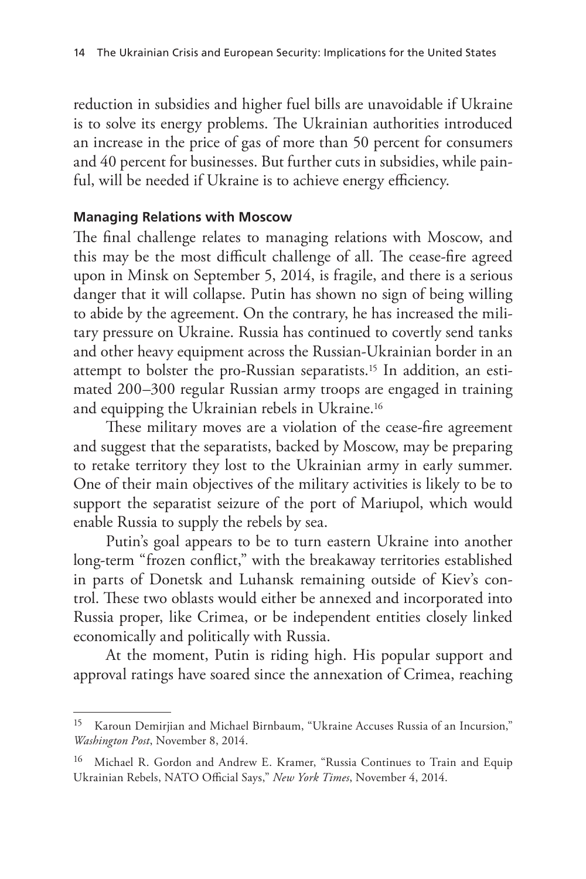reduction in subsidies and higher fuel bills are unavoidable if Ukraine is to solve its energy problems. The Ukrainian authorities introduced an increase in the price of gas of more than 50 percent for consumers and 40 percent for businesses. But further cuts in subsidies, while painful, will be needed if Ukraine is to achieve energy efficiency.

**Managing Relations with Moscow**

The final challenge relates to managing relations with Moscow, and this may be the most difficult challenge of all. The cease-fire agreed upon in Minsk on September 5, 2014, is fragile, and there is a serious danger that it will collapse. Putin has shown no sign of being willing to abide by the agreement. On the contrary, he has increased the military pressure on Ukraine. Russia has continued to covertly send tanks and other heavy equipment across the Russian-Ukrainian border in an attempt to bolster the pro-Russian separatists.[15] In addition, an estimated 200–300 regular Russian army troops are engaged in training and equipping the Ukrainian rebels in Ukraine.[16]

These military moves are a violation of the cease-fire agreement and suggest that the separatists, backed by Moscow, may be preparing to retake territory they lost to the Ukrainian army in early summer. One of their main objectives of the military activities is likely to be to support the separatist seizure of the port of Mariupol, which would enable Russia to supply the rebels by sea.

Putin's goal appears to be to turn eastern Ukraine into another long-term "frozen conflict," with the breakaway territories established in parts of Donetsk and Luhansk remaining outside of Kiev's control. These two oblasts would either be annexed and incorporated into Russia proper, like Crimea, or be independent entities closely linked economically and politically with Russia.

At the moment, Putin is riding high. His popular support and approval ratings have soared since the annexation of Crimea, reaching

---

[15] Karoun Demirjian and Michael Birnbaum, "Ukraine Accuses Russia of an Incursion," *Washington Post*, November 8, 2014.

[16] Michael R. Gordon and Andrew E. Kramer, "Russia Continues to Train and Equip Ukrainian Rebels, NATO Official Says," *New York Times*, November 4, 2014.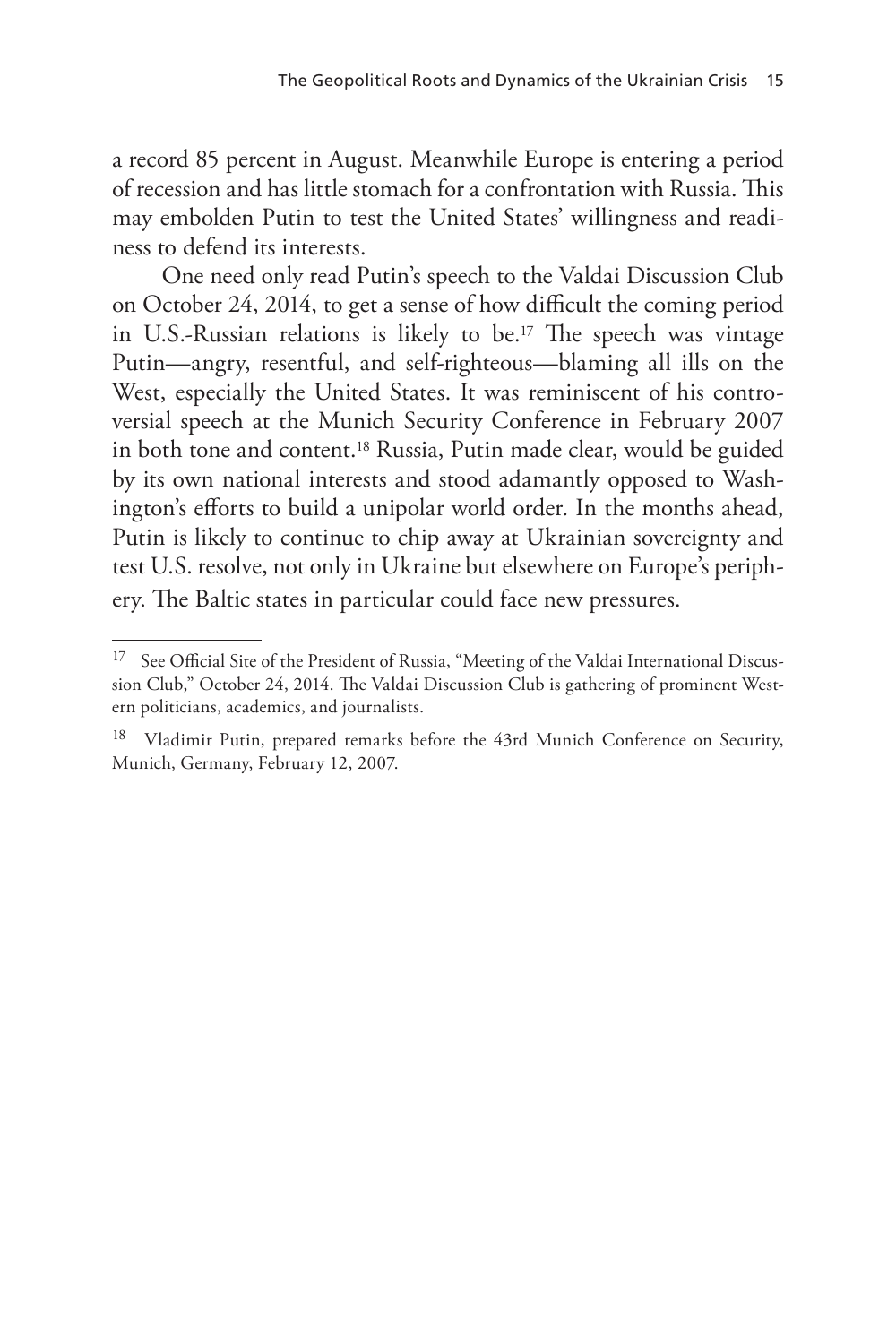a record 85 percent in August. Meanwhile Europe is entering a period of recession and has little stomach for a confrontation with Russia. This may embolden Putin to test the United States' willingness and readiness to defend its interests.

One need only read Putin's speech to the Valdai Discussion Club on October 24, 2014, to get a sense of how difficult the coming period in U.S.-Russian relations is likely to be.[17] The speech was vintage Putin—angry, resentful, and self-righteous—blaming all ills on the West, especially the United States. It was reminiscent of his controversial speech at the Munich Security Conference in February 2007 in both tone and content.[18] Russia, Putin made clear, would be guided by its own national interests and stood adamantly opposed to Washington's efforts to build a unipolar world order. In the months ahead, Putin is likely to continue to chip away at Ukrainian sovereignty and test U.S. resolve, not only in Ukraine but elsewhere on Europe's periphery. The Baltic states in particular could face new pressures.

---

[17] See Official Site of the President of Russia, "Meeting of the Valdai International Discussion Club," October 24, 2014. The Valdai Discussion Club is gathering of prominent Western politicians, academics, and journalists.

[18] Vladimir Putin, prepared remarks before the 43rd Munich Conference on Security, Munich, Germany, February 12, 2007.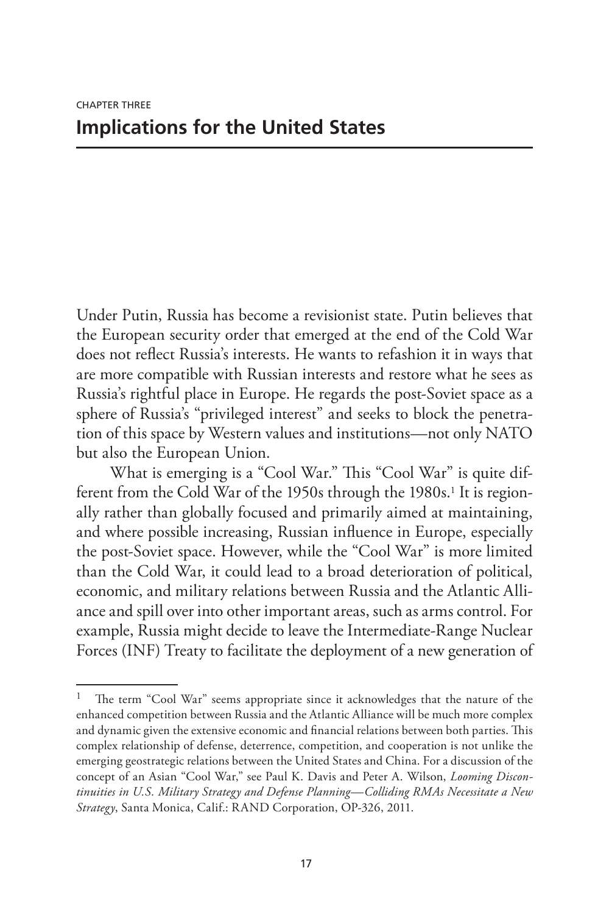CHAPTER THREE

# Implications for the United States

Under Putin, Russia has become a revisionist state. Putin believes that the European security order that emerged at the end of the Cold War does not reflect Russia's interests. He wants to refashion it in ways that are more compatible with Russian interests and restore what he sees as Russia's rightful place in Europe. He regards the post-Soviet space as a sphere of Russia's "privileged interest" and seeks to block the penetration of this space by Western values and institutions—not only NATO but also the European Union.

What is emerging is a "Cool War." This "Cool War" is quite different from the Cold War of the 1950s through the 1980s.[1] It is regionally rather than globally focused and primarily aimed at maintaining, and where possible increasing, Russian influence in Europe, especially the post-Soviet space. However, while the "Cool War" is more limited than the Cold War, it could lead to a broad deterioration of political, economic, and military relations between Russia and the Atlantic Alliance and spill over into other important areas, such as arms control. For example, Russia might decide to leave the Intermediate-Range Nuclear Forces (INF) Treaty to facilitate the deployment of a new generation of

---

[1] The term "Cool War" seems appropriate since it acknowledges that the nature of the enhanced competition between Russia and the Atlantic Alliance will be much more complex and dynamic given the extensive economic and financial relations between both parties. This complex relationship of defense, deterrence, competition, and cooperation is not unlike the emerging geostrategic relations between the United States and China. For a discussion of the concept of an Asian "Cool War," see Paul K. Davis and Peter A. Wilson, *Looming Discontinuities in U.S. Military Strategy and Defense Planning—Colliding RMAs Necessitate a New Strategy*, Santa Monica, Calif.: RAND Corporation, OP-326, 2011.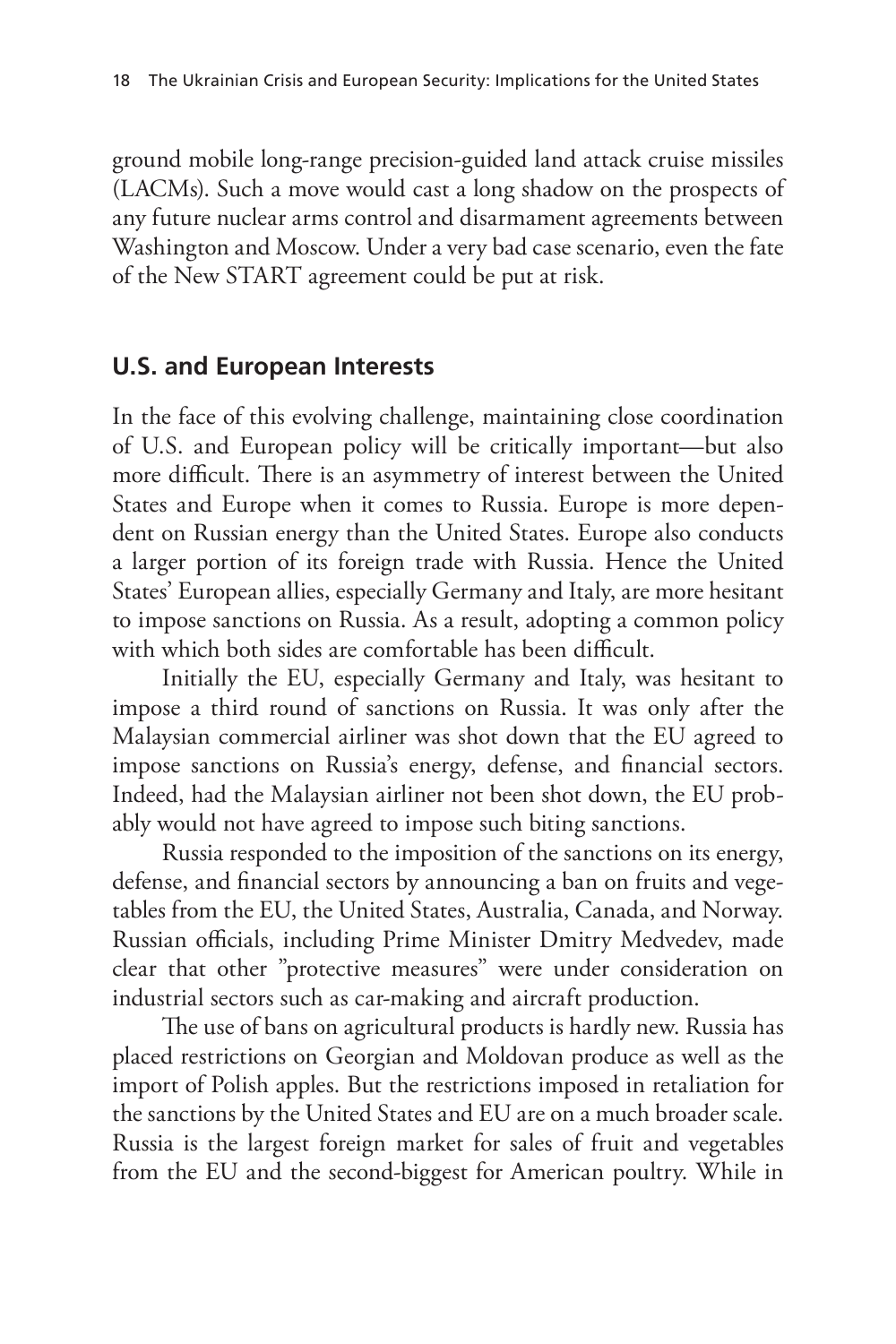ground mobile long-range precision-guided land attack cruise missiles (LACMs). Such a move would cast a long shadow on the prospects of any future nuclear arms control and disarmament agreements between Washington and Moscow. Under a very bad case scenario, even the fate of the New START agreement could be put at risk.

## U.S. and European Interests

In the face of this evolving challenge, maintaining close coordination of U.S. and European policy will be critically important—but also more difficult. There is an asymmetry of interest between the United States and Europe when it comes to Russia. Europe is more dependent on Russian energy than the United States. Europe also conducts a larger portion of its foreign trade with Russia. Hence the United States' European allies, especially Germany and Italy, are more hesitant to impose sanctions on Russia. As a result, adopting a common policy with which both sides are comfortable has been difficult.

Initially the EU, especially Germany and Italy, was hesitant to impose a third round of sanctions on Russia. It was only after the Malaysian commercial airliner was shot down that the EU agreed to impose sanctions on Russia's energy, defense, and financial sectors. Indeed, had the Malaysian airliner not been shot down, the EU probably would not have agreed to impose such biting sanctions.

Russia responded to the imposition of the sanctions on its energy, defense, and financial sectors by announcing a ban on fruits and vegetables from the EU, the United States, Australia, Canada, and Norway. Russian officials, including Prime Minister Dmitry Medvedev, made clear that other "protective measures" were under consideration on industrial sectors such as car-making and aircraft production.

The use of bans on agricultural products is hardly new. Russia has placed restrictions on Georgian and Moldovan produce as well as the import of Polish apples. But the restrictions imposed in retaliation for the sanctions by the United States and EU are on a much broader scale. Russia is the largest foreign market for sales of fruit and vegetables from the EU and the second-biggest for American poultry. While in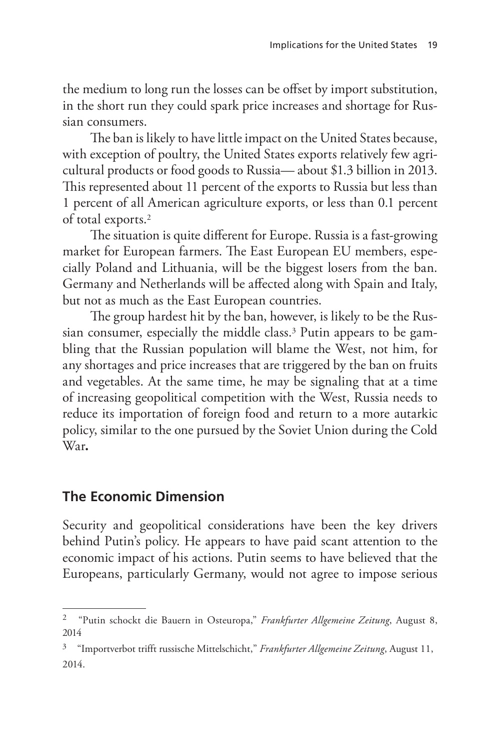the medium to long run the losses can be offset by import substitution, in the short run they could spark price increases and shortage for Russian consumers.

The ban is likely to have little impact on the United States because, with exception of poultry, the United States exports relatively few agricultural products or food goods to Russia— about $1.3 billion in 2013. This represented about 11 percent of the exports to Russia but less than 1 percent of all American agriculture exports, or less than 0.1 percent of total exports.[2]

The situation is quite different for Europe. Russia is a fast-growing market for European farmers. The East European EU members, especially Poland and Lithuania, will be the biggest losers from the ban. Germany and Netherlands will be affected along with Spain and Italy, but not as much as the East European countries.

The group hardest hit by the ban, however, is likely to be the Russian consumer, especially the middle class.[3] Putin appears to be gambling that the Russian population will blame the West, not him, for any shortages and price increases that are triggered by the ban on fruits and vegetables. At the same time, he may be signaling that at a time of increasing geopolitical competition with the West, Russia needs to reduce its importation of foreign food and return to a more autarkic policy, similar to the one pursued by the Soviet Union during the Cold War**.**

## The Economic Dimension

Security and geopolitical considerations have been the key drivers behind Putin's policy. He appears to have paid scant attention to the economic impact of his actions. Putin seems to have believed that the Europeans, particularly Germany, would not agree to impose serious

---

[2] "Putin schockt die Bauern in Osteuropa," *Frankfurter Allgemeine Zeitung*, August 8, 2014

[3] "Importverbot trifft russische Mittelschicht," *Frankfurter Allgemeine Zeitung*, August 11, 2014.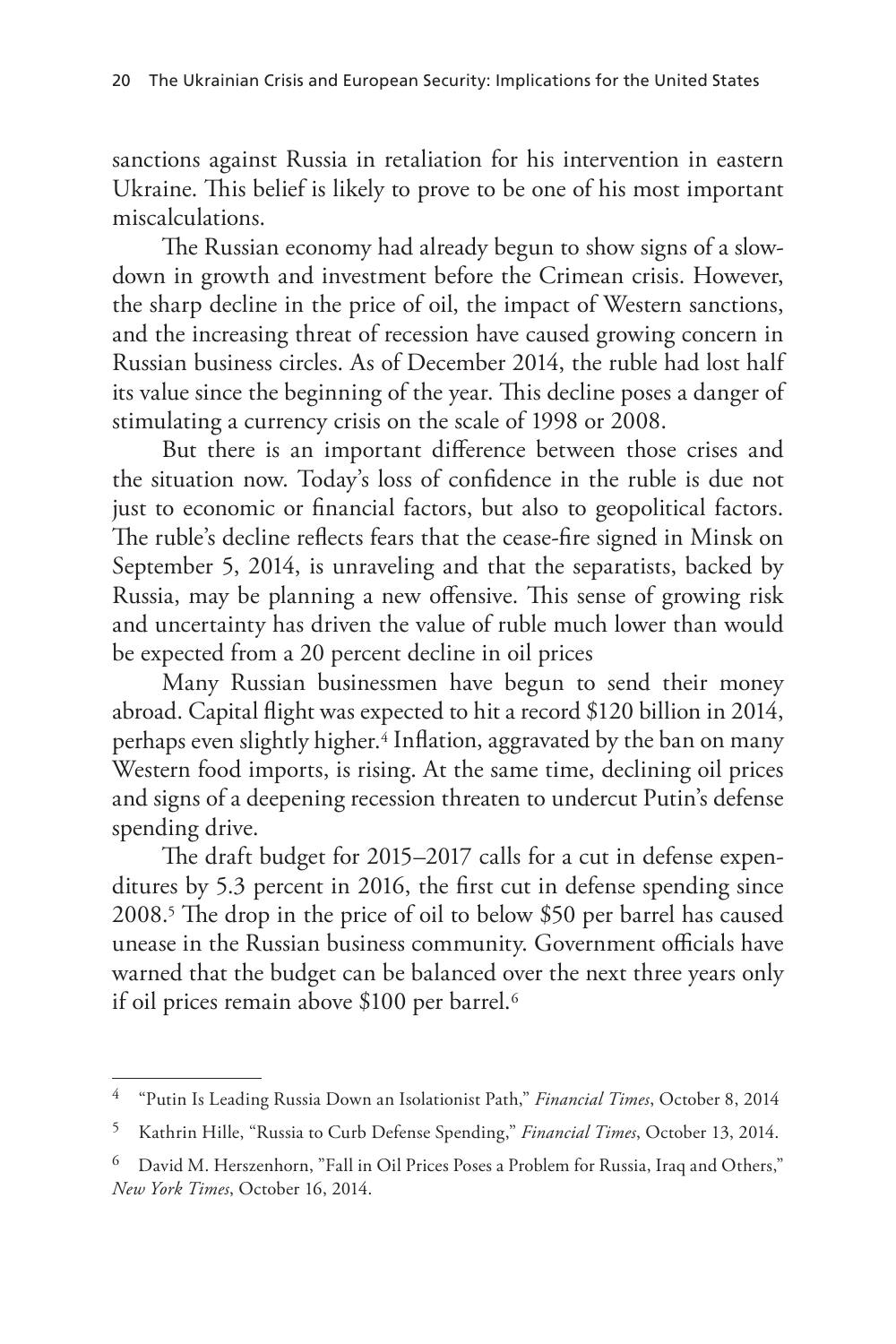sanctions against Russia in retaliation for his intervention in eastern Ukraine. This belief is likely to prove to be one of his most important miscalculations.

The Russian economy had already begun to show signs of a slowdown in growth and investment before the Crimean crisis. However, the sharp decline in the price of oil, the impact of Western sanctions, and the increasing threat of recession have caused growing concern in Russian business circles. As of December 2014, the ruble had lost half its value since the beginning of the year. This decline poses a danger of stimulating a currency crisis on the scale of 1998 or 2008.

But there is an important difference between those crises and the situation now. Today's loss of confidence in the ruble is due not just to economic or financial factors, but also to geopolitical factors. The ruble's decline reflects fears that the cease-fire signed in Minsk on September 5, 2014, is unraveling and that the separatists, backed by Russia, may be planning a new offensive. This sense of growing risk and uncertainty has driven the value of ruble much lower than would be expected from a 20 percent decline in oil prices

Many Russian businessmen have begun to send their money abroad. Capital flight was expected to hit a record \$120 billion in 2014, perhaps even slightly higher.[4] Inflation, aggravated by the ban on many Western food imports, is rising. At the same time, declining oil prices and signs of a deepening recession threaten to undercut Putin's defense spending drive.

The draft budget for 2015–2017 calls for a cut in defense expenditures by 5.3 percent in 2016, the first cut in defense spending since 2008.[5] The drop in the price of oil to below \$50 per barrel has caused unease in the Russian business community. Government officials have warned that the budget can be balanced over the next three years only if oil prices remain above \$100 per barrel.[6]

---

[4] "Putin Is Leading Russia Down an Isolationist Path," *Financial Times*, October 8, 2014

[5] Kathrin Hille, "Russia to Curb Defense Spending," *Financial Times*, October 13, 2014.

[6] David M. Herszenhorn, "Fall in Oil Prices Poses a Problem for Russia, Iraq and Others," *New York Times*, October 16, 2014.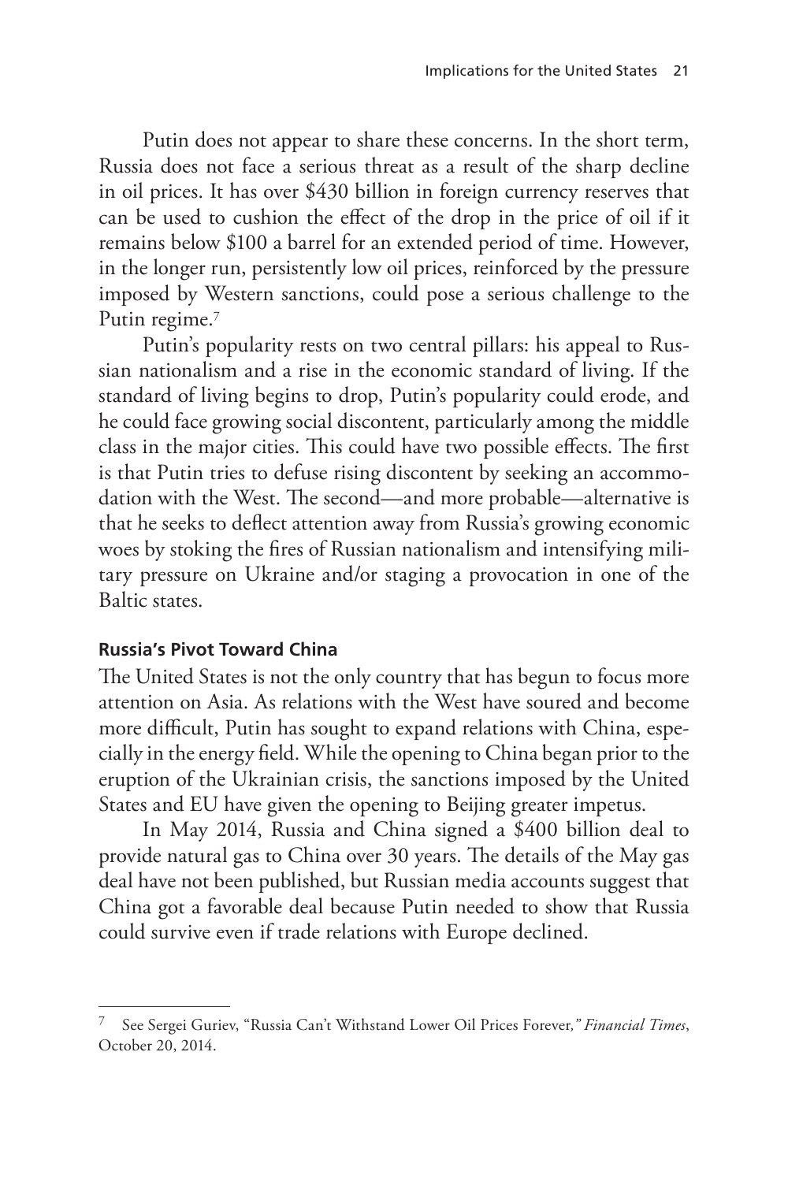Putin does not appear to share these concerns. In the short term, Russia does not face a serious threat as a result of the sharp decline in oil prices. It has over $430 billion in foreign currency reserves that can be used to cushion the effect of the drop in the price of oil if it remains below $100 a barrel for an extended period of time. However, in the longer run, persistently low oil prices, reinforced by the pressure imposed by Western sanctions, could pose a serious challenge to the Putin regime.[7]

Putin's popularity rests on two central pillars: his appeal to Russian nationalism and a rise in the economic standard of living. If the standard of living begins to drop, Putin's popularity could erode, and he could face growing social discontent, particularly among the middle class in the major cities. This could have two possible effects. The first is that Putin tries to defuse rising discontent by seeking an accommodation with the West. The second—and more probable—alternative is that he seeks to deflect attention away from Russia's growing economic woes by stoking the fires of Russian nationalism and intensifying military pressure on Ukraine and/or staging a provocation in one of the Baltic states.

### Russia's Pivot Toward China

The United States is not the only country that has begun to focus more attention on Asia. As relations with the West have soured and become more difficult, Putin has sought to expand relations with China, especially in the energy field. While the opening to China began prior to the eruption of the Ukrainian crisis, the sanctions imposed by the United States and EU have given the opening to Beijing greater impetus.

In May 2014, Russia and China signed a $400 billion deal to provide natural gas to China over 30 years. The details of the May gas deal have not been published, but Russian media accounts suggest that China got a favorable deal because Putin needed to show that Russia could survive even if trade relations with Europe declined.

---

[7] See Sergei Guriev, "Russia Can't Withstand Lower Oil Prices Forever," *Financial Times*, October 20, 2014.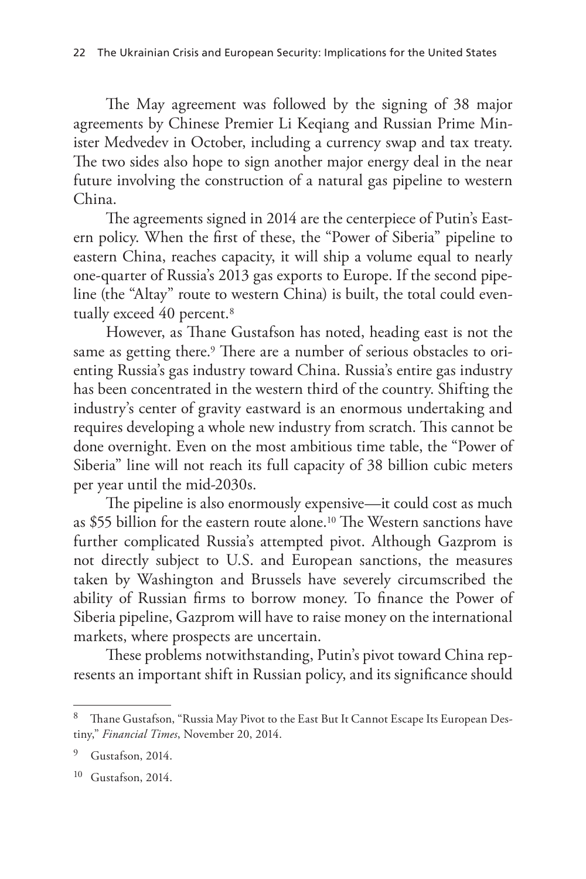The May agreement was followed by the signing of 38 major agreements by Chinese Premier Li Keqiang and Russian Prime Minister Medvedev in October, including a currency swap and tax treaty. The two sides also hope to sign another major energy deal in the near future involving the construction of a natural gas pipeline to western China.

The agreements signed in 2014 are the centerpiece of Putin's Eastern policy. When the first of these, the "Power of Siberia" pipeline to eastern China, reaches capacity, it will ship a volume equal to nearly one-quarter of Russia's 2013 gas exports to Europe. If the second pipeline (the "Altay" route to western China) is built, the total could eventually exceed 40 percent.[8]

However, as Thane Gustafson has noted, heading east is not the same as getting there.[9] There are a number of serious obstacles to orienting Russia's gas industry toward China. Russia's entire gas industry has been concentrated in the western third of the country. Shifting the industry's center of gravity eastward is an enormous undertaking and requires developing a whole new industry from scratch. This cannot be done overnight. Even on the most ambitious time table, the "Power of Siberia" line will not reach its full capacity of 38 billion cubic meters per year until the mid-2030s.

The pipeline is also enormously expensive—it could cost as much as $55 billion for the eastern route alone.[10] The Western sanctions have further complicated Russia's attempted pivot. Although Gazprom is not directly subject to U.S. and European sanctions, the measures taken by Washington and Brussels have severely circumscribed the ability of Russian firms to borrow money. To finance the Power of Siberia pipeline, Gazprom will have to raise money on the international markets, where prospects are uncertain.

These problems notwithstanding, Putin's pivot toward China represents an important shift in Russian policy, and its significance should

---

[8] Thane Gustafson, "Russia May Pivot to the East But It Cannot Escape Its European Destiny," *Financial Times*, November 20, 2014.

[9] Gustafson, 2014.

[10] Gustafson, 2014.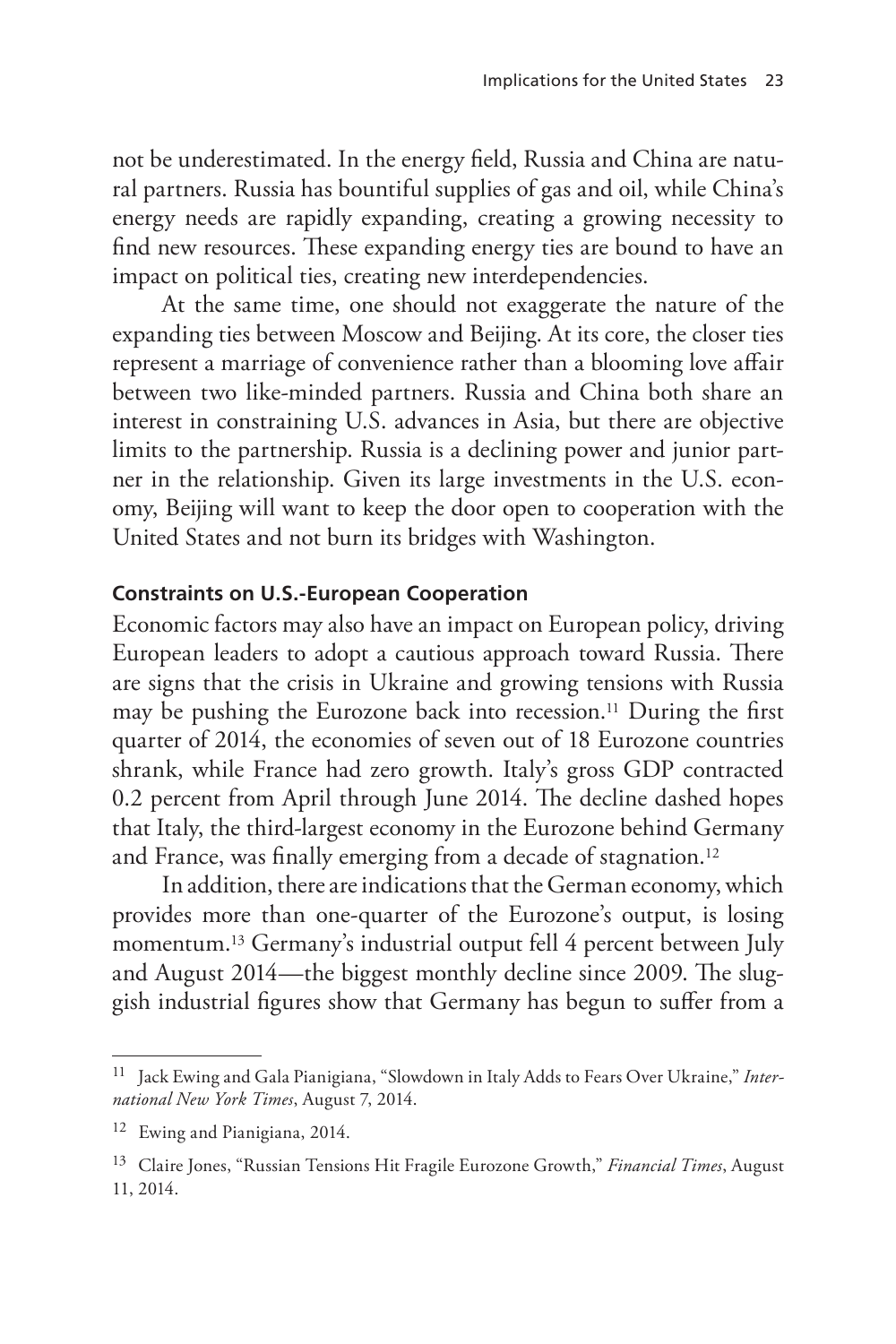not be underestimated. In the energy field, Russia and China are natural partners. Russia has bountiful supplies of gas and oil, while China's energy needs are rapidly expanding, creating a growing necessity to find new resources. These expanding energy ties are bound to have an impact on political ties, creating new interdependencies.

At the same time, one should not exaggerate the nature of the expanding ties between Moscow and Beijing. At its core, the closer ties represent a marriage of convenience rather than a blooming love affair between two like-minded partners. Russia and China both share an interest in constraining U.S. advances in Asia, but there are objective limits to the partnership. Russia is a declining power and junior partner in the relationship. Given its large investments in the U.S. economy, Beijing will want to keep the door open to cooperation with the United States and not burn its bridges with Washington.

### Constraints on U.S.-European Cooperation

Economic factors may also have an impact on European policy, driving European leaders to adopt a cautious approach toward Russia. There are signs that the crisis in Ukraine and growing tensions with Russia may be pushing the Eurozone back into recession.[11] During the first quarter of 2014, the economies of seven out of 18 Eurozone countries shrank, while France had zero growth. Italy's gross GDP contracted 0.2 percent from April through June 2014. The decline dashed hopes that Italy, the third-largest economy in the Eurozone behind Germany and France, was finally emerging from a decade of stagnation.[12]

In addition, there are indications that the German economy, which provides more than one-quarter of the Eurozone's output, is losing momentum.[13] Germany's industrial output fell 4 percent between July and August 2014—the biggest monthly decline since 2009. The sluggish industrial figures show that Germany has begun to suffer from a

---

[11] Jack Ewing and Gala Pianigiana, "Slowdown in Italy Adds to Fears Over Ukraine," *International New York Times*, August 7, 2014.

[12] Ewing and Pianigiana, 2014.

[13] Claire Jones, "Russian Tensions Hit Fragile Eurozone Growth," *Financial Times*, August 11, 2014.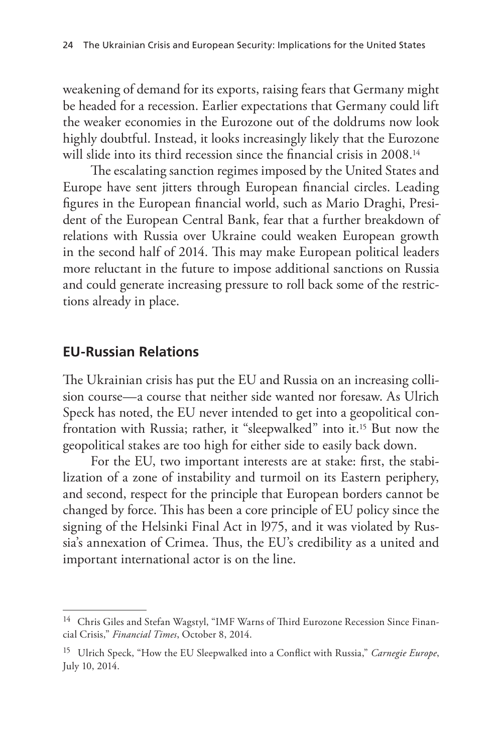weakening of demand for its exports, raising fears that Germany might be headed for a recession. Earlier expectations that Germany could lift the weaker economies in the Eurozone out of the doldrums now look highly doubtful. Instead, it looks increasingly likely that the Eurozone will slide into its third recession since the financial crisis in 2008.[14]

The escalating sanction regimes imposed by the United States and Europe have sent jitters through European financial circles. Leading figures in the European financial world, such as Mario Draghi, President of the European Central Bank, fear that a further breakdown of relations with Russia over Ukraine could weaken European growth in the second half of 2014. This may make European political leaders more reluctant in the future to impose additional sanctions on Russia and could generate increasing pressure to roll back some of the restrictions already in place.

## EU-Russian Relations

The Ukrainian crisis has put the EU and Russia on an increasing collision course—a course that neither side wanted nor foresaw. As Ulrich Speck has noted, the EU never intended to get into a geopolitical confrontation with Russia; rather, it "sleepwalked" into it.[15] But now the geopolitical stakes are too high for either side to easily back down.

For the EU, two important interests are at stake: first, the stabilization of a zone of instability and turmoil on its Eastern periphery, and second, respect for the principle that European borders cannot be changed by force. This has been a core principle of EU policy since the signing of the Helsinki Final Act in l975, and it was violated by Russia's annexation of Crimea. Thus, the EU's credibility as a united and important international actor is on the line.

---

[14] Chris Giles and Stefan Wagstyl, "IMF Warns of Third Eurozone Recession Since Financial Crisis," *Financial Times*, October 8, 2014.

[15] Ulrich Speck, "How the EU Sleepwalked into a Conflict with Russia," *Carnegie Europe*, July 10, 2014.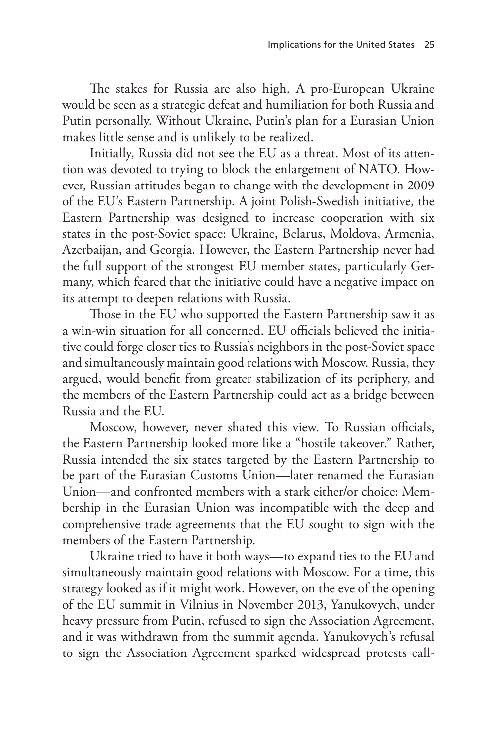The stakes for Russia are also high. A pro-European Ukraine would be seen as a strategic defeat and humiliation for both Russia and Putin personally. Without Ukraine, Putin's plan for a Eurasian Union makes little sense and is unlikely to be realized.

Initially, Russia did not see the EU as a threat. Most of its attention was devoted to trying to block the enlargement of NATO. However, Russian attitudes began to change with the development in 2009 of the EU's Eastern Partnership. A joint Polish-Swedish initiative, the Eastern Partnership was designed to increase cooperation with six states in the post-Soviet space: Ukraine, Belarus, Moldova, Armenia, Azerbaijan, and Georgia. However, the Eastern Partnership never had the full support of the strongest EU member states, particularly Germany, which feared that the initiative could have a negative impact on its attempt to deepen relations with Russia.

Those in the EU who supported the Eastern Partnership saw it as a win-win situation for all concerned. EU officials believed the initiative could forge closer ties to Russia's neighbors in the post-Soviet space and simultaneously maintain good relations with Moscow. Russia, they argued, would benefit from greater stabilization of its periphery, and the members of the Eastern Partnership could act as a bridge between Russia and the EU.

Moscow, however, never shared this view. To Russian officials, the Eastern Partnership looked more like a "hostile takeover." Rather, Russia intended the six states targeted by the Eastern Partnership to be part of the Eurasian Customs Union—later renamed the Eurasian Union—and confronted members with a stark either/or choice: Membership in the Eurasian Union was incompatible with the deep and comprehensive trade agreements that the EU sought to sign with the members of the Eastern Partnership.

Ukraine tried to have it both ways—to expand ties to the EU and simultaneously maintain good relations with Moscow. For a time, this strategy looked as if it might work. However, on the eve of the opening of the EU summit in Vilnius in November 2013, Yanukovych, under heavy pressure from Putin, refused to sign the Association Agreement, and it was withdrawn from the summit agenda. Yanukovych's refusal to sign the Association Agreement sparked widespread protests call-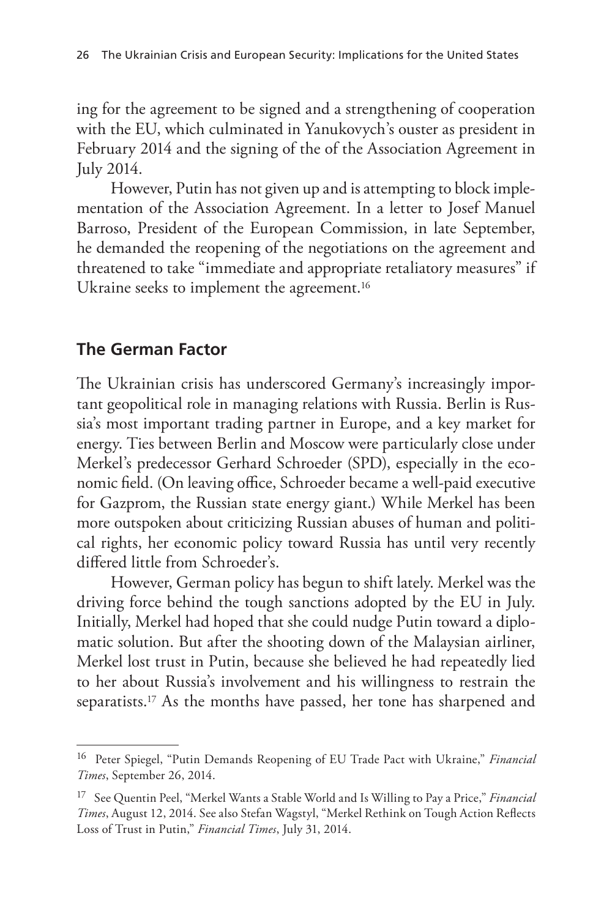ing for the agreement to be signed and a strengthening of cooperation with the EU, which culminated in Yanukovych's ouster as president in February 2014 and the signing of the of the Association Agreement in July 2014.

However, Putin has not given up and is attempting to block implementation of the Association Agreement. In a letter to Josef Manuel Barroso, President of the European Commission, in late September, he demanded the reopening of the negotiations on the agreement and threatened to take "immediate and appropriate retaliatory measures" if Ukraine seeks to implement the agreement.[16]

## The German Factor

The Ukrainian crisis has underscored Germany's increasingly important geopolitical role in managing relations with Russia. Berlin is Russia's most important trading partner in Europe, and a key market for energy. Ties between Berlin and Moscow were particularly close under Merkel's predecessor Gerhard Schroeder (SPD), especially in the economic field. (On leaving office, Schroeder became a well-paid executive for Gazprom, the Russian state energy giant.) While Merkel has been more outspoken about criticizing Russian abuses of human and political rights, her economic policy toward Russia has until very recently differed little from Schroeder's.

However, German policy has begun to shift lately. Merkel was the driving force behind the tough sanctions adopted by the EU in July. Initially, Merkel had hoped that she could nudge Putin toward a diplomatic solution. But after the shooting down of the Malaysian airliner, Merkel lost trust in Putin, because she believed he had repeatedly lied to her about Russia's involvement and his willingness to restrain the separatists.[17] As the months have passed, her tone has sharpened and

---

[16] Peter Spiegel, "Putin Demands Reopening of EU Trade Pact with Ukraine," *Financial Times*, September 26, 2014.

[17] See Quentin Peel, "Merkel Wants a Stable World and Is Willing to Pay a Price," *Financial Times*, August 12, 2014. See also Stefan Wagstyl, "Merkel Rethink on Tough Action Reflects Loss of Trust in Putin," *Financial Times*, July 31, 2014.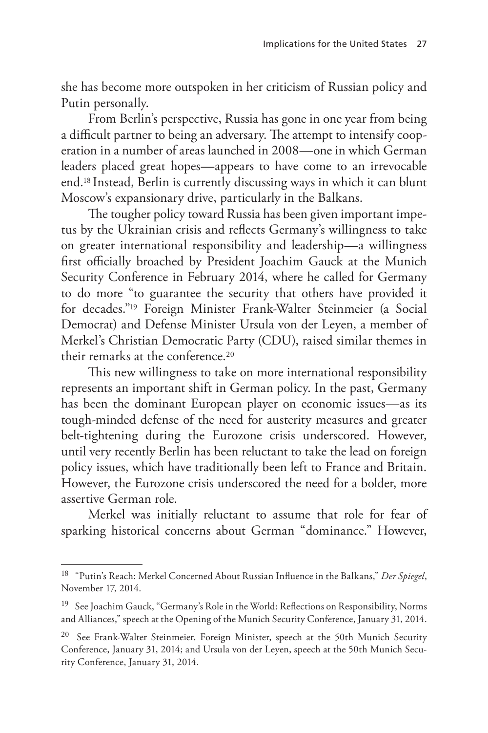she has become more outspoken in her criticism of Russian policy and Putin personally.

From Berlin's perspective, Russia has gone in one year from being a difficult partner to being an adversary. The attempt to intensify cooperation in a number of areas launched in 2008—one in which German leaders placed great hopes—appears to have come to an irrevocable end.[18] Instead, Berlin is currently discussing ways in which it can blunt Moscow's expansionary drive, particularly in the Balkans.

The tougher policy toward Russia has been given important impetus by the Ukrainian crisis and reflects Germany's willingness to take on greater international responsibility and leadership—a willingness first officially broached by President Joachim Gauck at the Munich Security Conference in February 2014, where he called for Germany to do more "to guarantee the security that others have provided it for decades."[19] Foreign Minister Frank-Walter Steinmeier (a Social Democrat) and Defense Minister Ursula von der Leyen, a member of Merkel's Christian Democratic Party (CDU), raised similar themes in their remarks at the conference.[20]

This new willingness to take on more international responsibility represents an important shift in German policy. In the past, Germany has been the dominant European player on economic issues—as its tough-minded defense of the need for austerity measures and greater belt-tightening during the Eurozone crisis underscored. However, until very recently Berlin has been reluctant to take the lead on foreign policy issues, which have traditionally been left to France and Britain. However, the Eurozone crisis underscored the need for a bolder, more assertive German role.

Merkel was initially reluctant to assume that role for fear of sparking historical concerns about German "dominance." However,

---

[18] "Putin's Reach: Merkel Concerned About Russian Influence in the Balkans," *Der Spiegel*, November 17, 2014.

[19] See Joachim Gauck, "Germany's Role in the World: Reflections on Responsibility, Norms and Alliances," speech at the Opening of the Munich Security Conference, January 31, 2014.

[20] See Frank-Walter Steinmeier, Foreign Minister, speech at the 50th Munich Security Conference, January 31, 2014; and Ursula von der Leyen, speech at the 50th Munich Security Conference, January 31, 2014.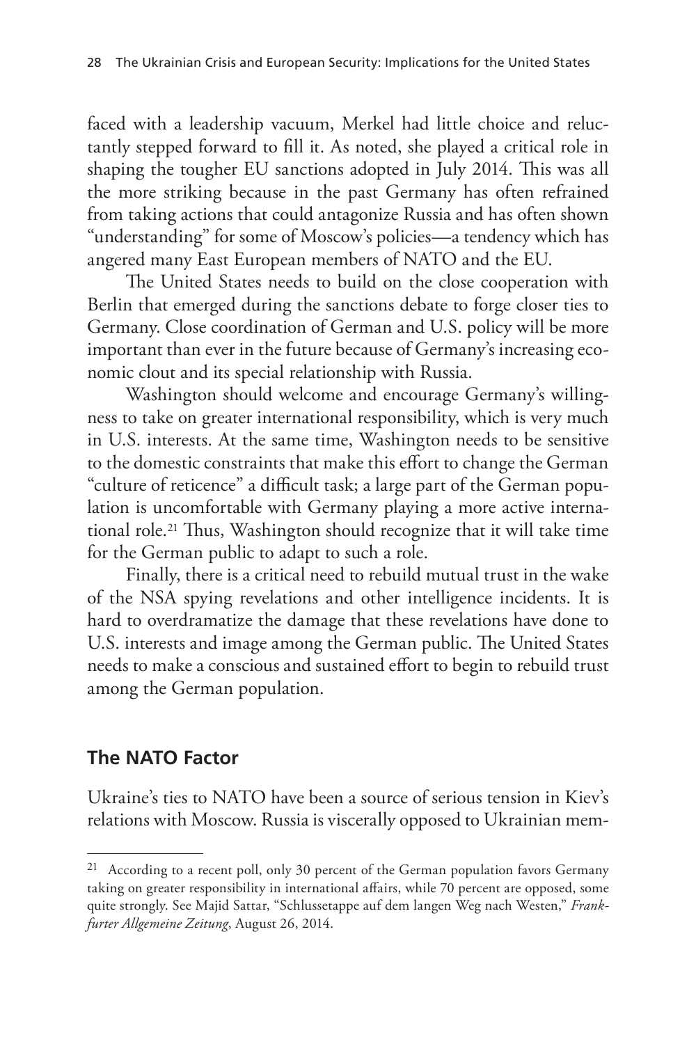faced with a leadership vacuum, Merkel had little choice and reluctantly stepped forward to fill it. As noted, she played a critical role in shaping the tougher EU sanctions adopted in July 2014. This was all the more striking because in the past Germany has often refrained from taking actions that could antagonize Russia and has often shown "understanding" for some of Moscow's policies—a tendency which has angered many East European members of NATO and the EU.

The United States needs to build on the close cooperation with Berlin that emerged during the sanctions debate to forge closer ties to Germany. Close coordination of German and U.S. policy will be more important than ever in the future because of Germany's increasing economic clout and its special relationship with Russia.

Washington should welcome and encourage Germany's willingness to take on greater international responsibility, which is very much in U.S. interests. At the same time, Washington needs to be sensitive to the domestic constraints that make this effort to change the German "culture of reticence" a difficult task; a large part of the German population is uncomfortable with Germany playing a more active international role.[21] Thus, Washington should recognize that it will take time for the German public to adapt to such a role.

Finally, there is a critical need to rebuild mutual trust in the wake of the NSA spying revelations and other intelligence incidents. It is hard to overdramatize the damage that these revelations have done to U.S. interests and image among the German public. The United States needs to make a conscious and sustained effort to begin to rebuild trust among the German population.

## The NATO Factor

Ukraine's ties to NATO have been a source of serious tension in Kiev's relations with Moscow. Russia is viscerally opposed to Ukrainian mem-

---

[21] According to a recent poll, only 30 percent of the German population favors Germany taking on greater responsibility in international affairs, while 70 percent are opposed, some quite strongly. See Majid Sattar, "Schlussetappe auf dem langen Weg nach Westen," *Frankfurter Allgemeine Zeitung*, August 26, 2014.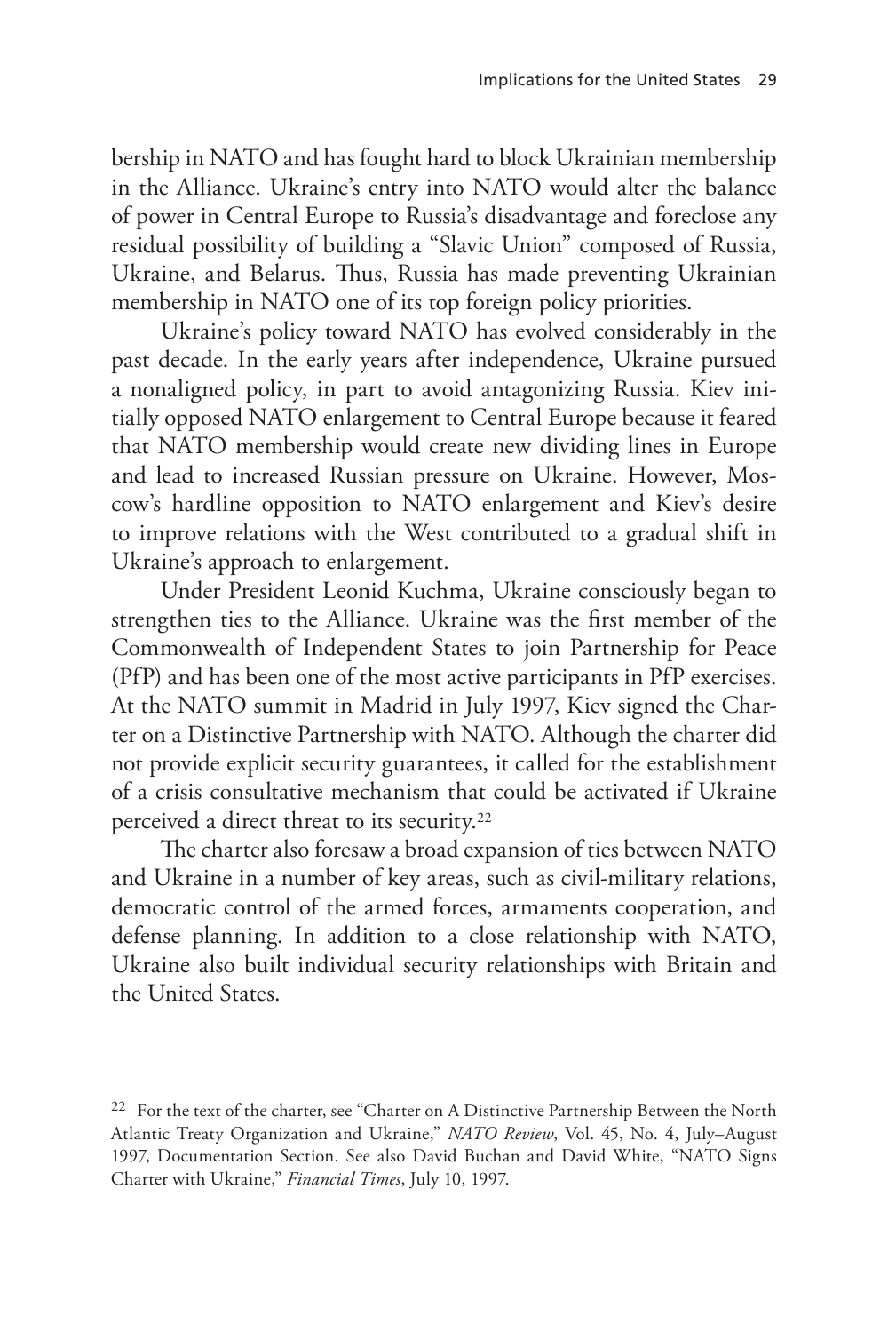bership in NATO and has fought hard to block Ukrainian membership in the Alliance. Ukraine's entry into NATO would alter the balance of power in Central Europe to Russia's disadvantage and foreclose any residual possibility of building a "Slavic Union" composed of Russia, Ukraine, and Belarus. Thus, Russia has made preventing Ukrainian membership in NATO one of its top foreign policy priorities.

Ukraine's policy toward NATO has evolved considerably in the past decade. In the early years after independence, Ukraine pursued a nonaligned policy, in part to avoid antagonizing Russia. Kiev initially opposed NATO enlargement to Central Europe because it feared that NATO membership would create new dividing lines in Europe and lead to increased Russian pressure on Ukraine. However, Moscow's hardline opposition to NATO enlargement and Kiev's desire to improve relations with the West contributed to a gradual shift in Ukraine's approach to enlargement.

Under President Leonid Kuchma, Ukraine consciously began to strengthen ties to the Alliance. Ukraine was the first member of the Commonwealth of Independent States to join Partnership for Peace (PfP) and has been one of the most active participants in PfP exercises. At the NATO summit in Madrid in July 1997, Kiev signed the Charter on a Distinctive Partnership with NATO. Although the charter did not provide explicit security guarantees, it called for the establishment of a crisis consultative mechanism that could be activated if Ukraine perceived a direct threat to its security.[22]

The charter also foresaw a broad expansion of ties between NATO and Ukraine in a number of key areas, such as civil-military relations, democratic control of the armed forces, armaments cooperation, and defense planning. In addition to a close relationship with NATO, Ukraine also built individual security relationships with Britain and the United States.

---

[22] For the text of the charter, see "Charter on A Distinctive Partnership Between the North Atlantic Treaty Organization and Ukraine," *NATO Review*, Vol. 45, No. 4, July–August 1997, Documentation Section. See also David Buchan and David White, "NATO Signs Charter with Ukraine," *Financial Times*, July 10, 1997.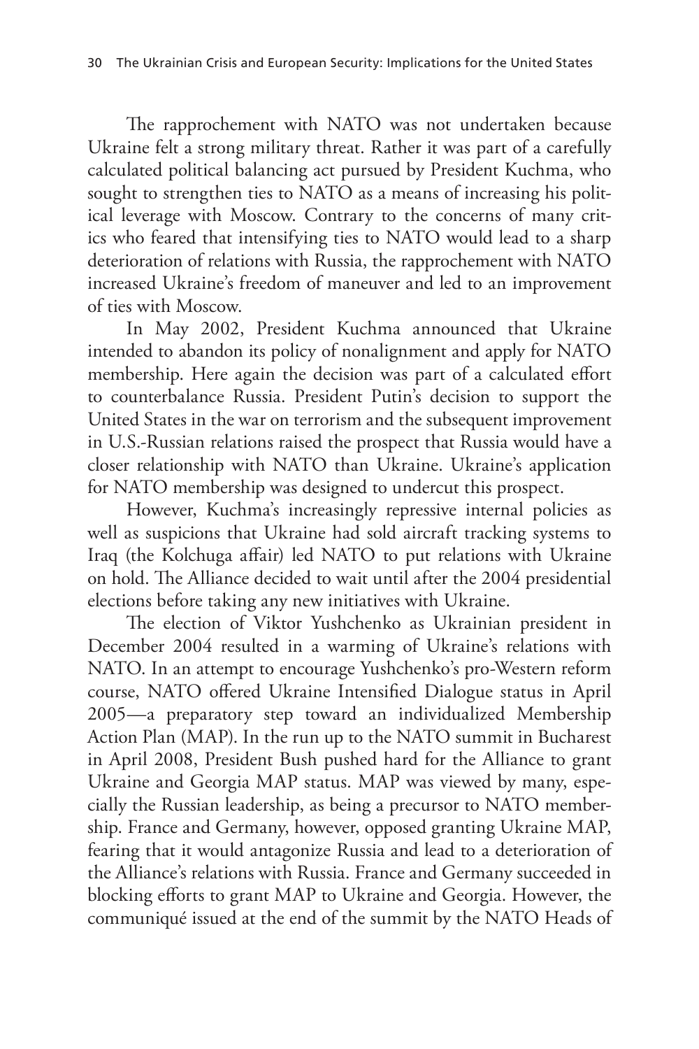The rapprochement with NATO was not undertaken because Ukraine felt a strong military threat. Rather it was part of a carefully calculated political balancing act pursued by President Kuchma, who sought to strengthen ties to NATO as a means of increasing his political leverage with Moscow. Contrary to the concerns of many critics who feared that intensifying ties to NATO would lead to a sharp deterioration of relations with Russia, the rapprochement with NATO increased Ukraine's freedom of maneuver and led to an improvement of ties with Moscow.

In May 2002, President Kuchma announced that Ukraine intended to abandon its policy of nonalignment and apply for NATO membership. Here again the decision was part of a calculated effort to counterbalance Russia. President Putin's decision to support the United States in the war on terrorism and the subsequent improvement in U.S.-Russian relations raised the prospect that Russia would have a closer relationship with NATO than Ukraine. Ukraine's application for NATO membership was designed to undercut this prospect.

However, Kuchma's increasingly repressive internal policies as well as suspicions that Ukraine had sold aircraft tracking systems to Iraq (the Kolchuga affair) led NATO to put relations with Ukraine on hold. The Alliance decided to wait until after the 2004 presidential elections before taking any new initiatives with Ukraine.

The election of Viktor Yushchenko as Ukrainian president in December 2004 resulted in a warming of Ukraine's relations with NATO. In an attempt to encourage Yushchenko's pro-Western reform course, NATO offered Ukraine Intensified Dialogue status in April 2005—a preparatory step toward an individualized Membership Action Plan (MAP). In the run up to the NATO summit in Bucharest in April 2008, President Bush pushed hard for the Alliance to grant Ukraine and Georgia MAP status. MAP was viewed by many, especially the Russian leadership, as being a precursor to NATO membership. France and Germany, however, opposed granting Ukraine MAP, fearing that it would antagonize Russia and lead to a deterioration of the Alliance's relations with Russia. France and Germany succeeded in blocking efforts to grant MAP to Ukraine and Georgia. However, the communiqué issued at the end of the summit by the NATO Heads of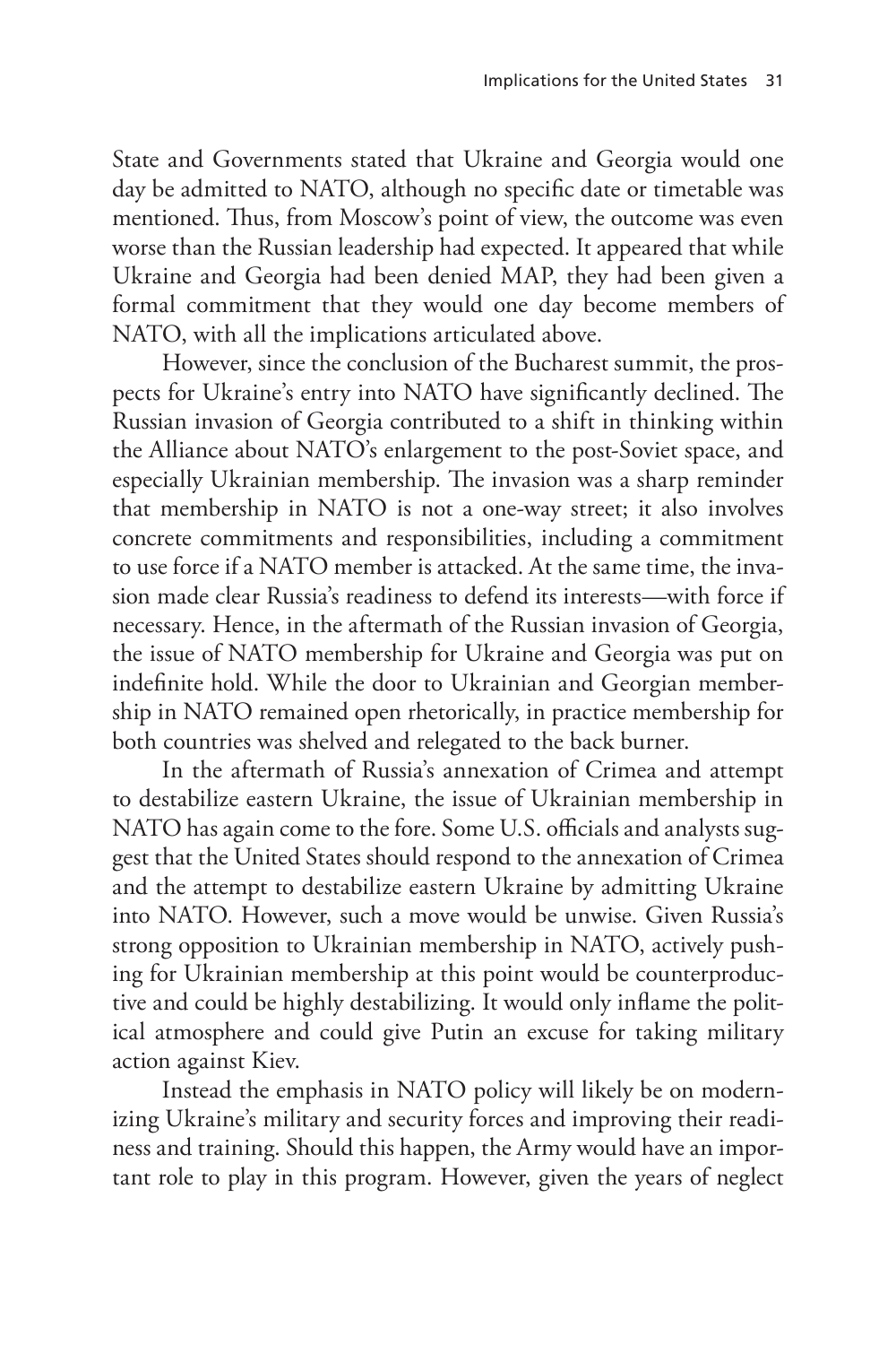State and Governments stated that Ukraine and Georgia would one day be admitted to NATO, although no specific date or timetable was mentioned. Thus, from Moscow's point of view, the outcome was even worse than the Russian leadership had expected. It appeared that while Ukraine and Georgia had been denied MAP, they had been given a formal commitment that they would one day become members of NATO, with all the implications articulated above.

However, since the conclusion of the Bucharest summit, the prospects for Ukraine's entry into NATO have significantly declined. The Russian invasion of Georgia contributed to a shift in thinking within the Alliance about NATO's enlargement to the post-Soviet space, and especially Ukrainian membership. The invasion was a sharp reminder that membership in NATO is not a one-way street; it also involves concrete commitments and responsibilities, including a commitment to use force if a NATO member is attacked. At the same time, the invasion made clear Russia's readiness to defend its interests—with force if necessary. Hence, in the aftermath of the Russian invasion of Georgia, the issue of NATO membership for Ukraine and Georgia was put on indefinite hold. While the door to Ukrainian and Georgian membership in NATO remained open rhetorically, in practice membership for both countries was shelved and relegated to the back burner.

In the aftermath of Russia's annexation of Crimea and attempt to destabilize eastern Ukraine, the issue of Ukrainian membership in NATO has again come to the fore. Some U.S. officials and analysts suggest that the United States should respond to the annexation of Crimea and the attempt to destabilize eastern Ukraine by admitting Ukraine into NATO. However, such a move would be unwise. Given Russia's strong opposition to Ukrainian membership in NATO, actively pushing for Ukrainian membership at this point would be counterproductive and could be highly destabilizing. It would only inflame the political atmosphere and could give Putin an excuse for taking military action against Kiev.

Instead the emphasis in NATO policy will likely be on modernizing Ukraine's military and security forces and improving their readiness and training. Should this happen, the Army would have an important role to play in this program. However, given the years of neglect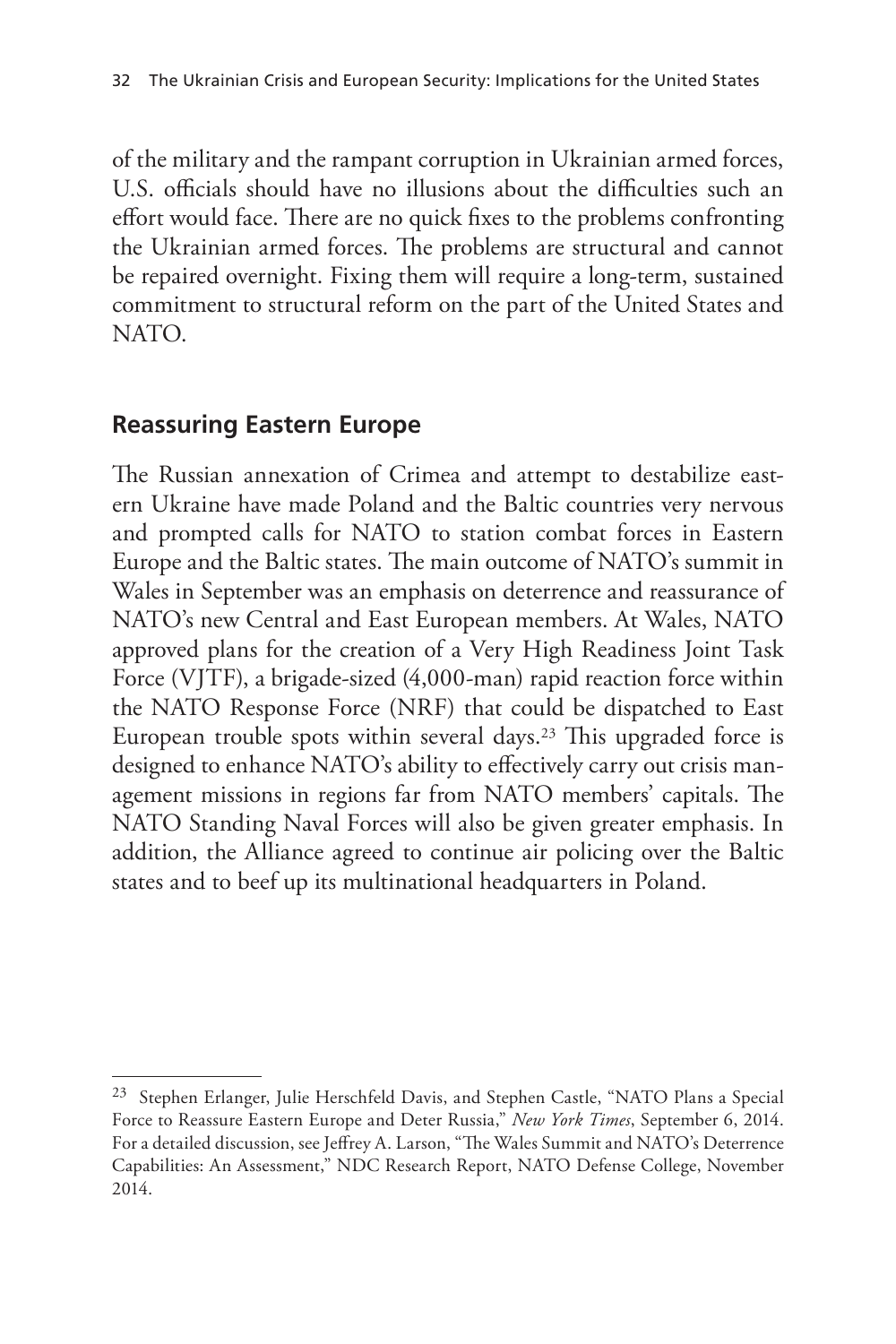of the military and the rampant corruption in Ukrainian armed forces, U.S. officials should have no illusions about the difficulties such an effort would face. There are no quick fixes to the problems confronting the Ukrainian armed forces. The problems are structural and cannot be repaired overnight. Fixing them will require a long-term, sustained commitment to structural reform on the part of the United States and NATO.

## Reassuring Eastern Europe

The Russian annexation of Crimea and attempt to destabilize eastern Ukraine have made Poland and the Baltic countries very nervous and prompted calls for NATO to station combat forces in Eastern Europe and the Baltic states. The main outcome of NATO's summit in Wales in September was an emphasis on deterrence and reassurance of NATO's new Central and East European members. At Wales, NATO approved plans for the creation of a Very High Readiness Joint Task Force (VJTF), a brigade-sized (4,000-man) rapid reaction force within the NATO Response Force (NRF) that could be dispatched to East European trouble spots within several days.[23] This upgraded force is designed to enhance NATO's ability to effectively carry out crisis management missions in regions far from NATO members' capitals. The NATO Standing Naval Forces will also be given greater emphasis. In addition, the Alliance agreed to continue air policing over the Baltic states and to beef up its multinational headquarters in Poland.

---

[23] Stephen Erlanger, Julie Herschfeld Davis, and Stephen Castle, "NATO Plans a Special Force to Reassure Eastern Europe and Deter Russia," *New York Times*, September 6, 2014. For a detailed discussion, see Jeffrey A. Larson, "The Wales Summit and NATO's Deterrence Capabilities: An Assessment," NDC Research Report, NATO Defense College, November 2014.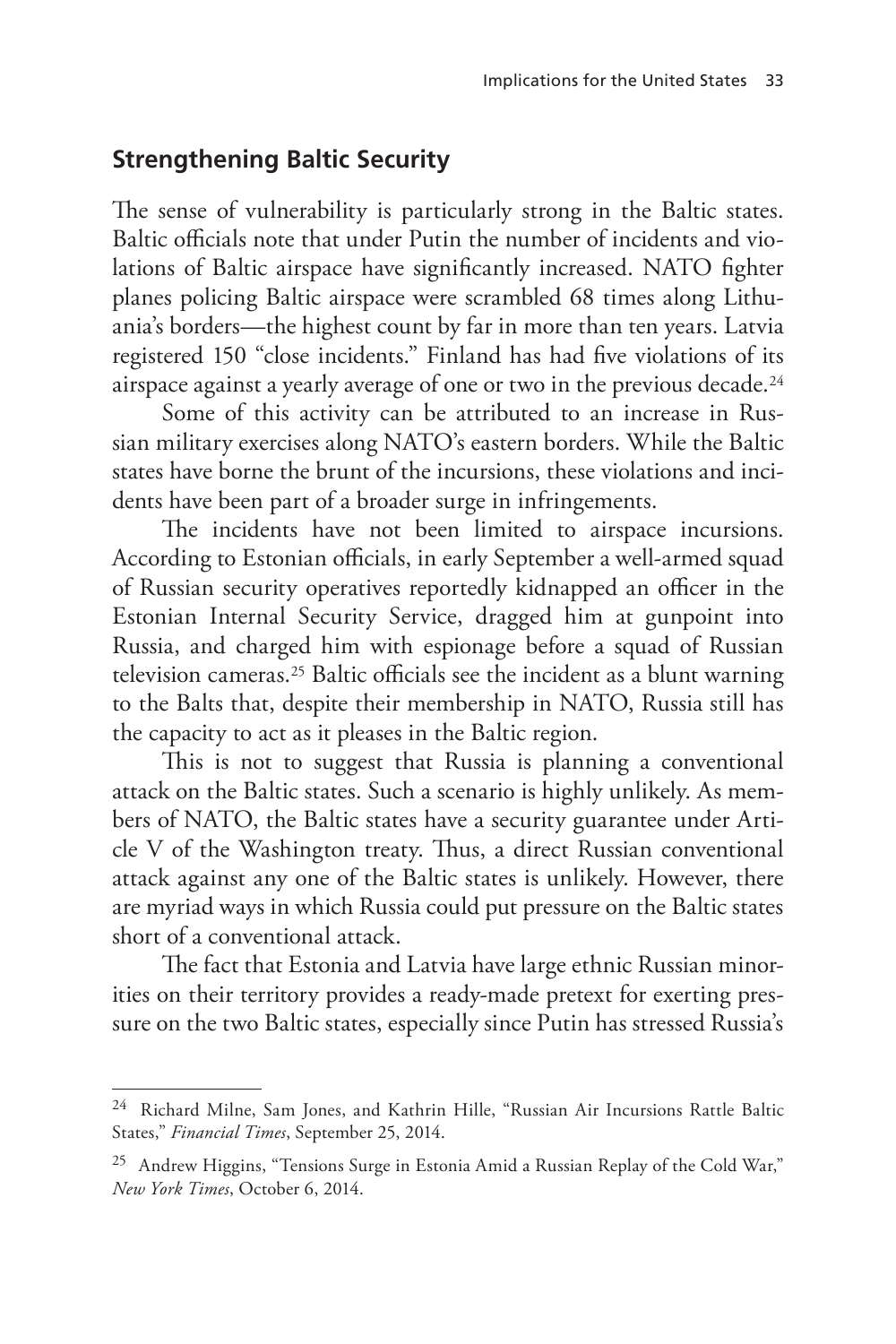## Strengthening Baltic Security

The sense of vulnerability is particularly strong in the Baltic states. Baltic officials note that under Putin the number of incidents and violations of Baltic airspace have significantly increased. NATO fighter planes policing Baltic airspace were scrambled 68 times along Lithuania's borders—the highest count by far in more than ten years. Latvia registered 150 "close incidents." Finland has had five violations of its airspace against a yearly average of one or two in the previous decade.[24]

Some of this activity can be attributed to an increase in Russian military exercises along NATO's eastern borders. While the Baltic states have borne the brunt of the incursions, these violations and incidents have been part of a broader surge in infringements.

The incidents have not been limited to airspace incursions. According to Estonian officials, in early September a well-armed squad of Russian security operatives reportedly kidnapped an officer in the Estonian Internal Security Service, dragged him at gunpoint into Russia, and charged him with espionage before a squad of Russian television cameras.[25] Baltic officials see the incident as a blunt warning to the Balts that, despite their membership in NATO, Russia still has the capacity to act as it pleases in the Baltic region.

This is not to suggest that Russia is planning a conventional attack on the Baltic states. Such a scenario is highly unlikely. As members of NATO, the Baltic states have a security guarantee under Article V of the Washington treaty. Thus, a direct Russian conventional attack against any one of the Baltic states is unlikely. However, there are myriad ways in which Russia could put pressure on the Baltic states short of a conventional attack.

The fact that Estonia and Latvia have large ethnic Russian minorities on their territory provides a ready-made pretext for exerting pressure on the two Baltic states, especially since Putin has stressed Russia's

---

[24] Richard Milne, Sam Jones, and Kathrin Hille, "Russian Air Incursions Rattle Baltic States," *Financial Times*, September 25, 2014.

[25] Andrew Higgins, "Tensions Surge in Estonia Amid a Russian Replay of the Cold War," *New York Times*, October 6, 2014.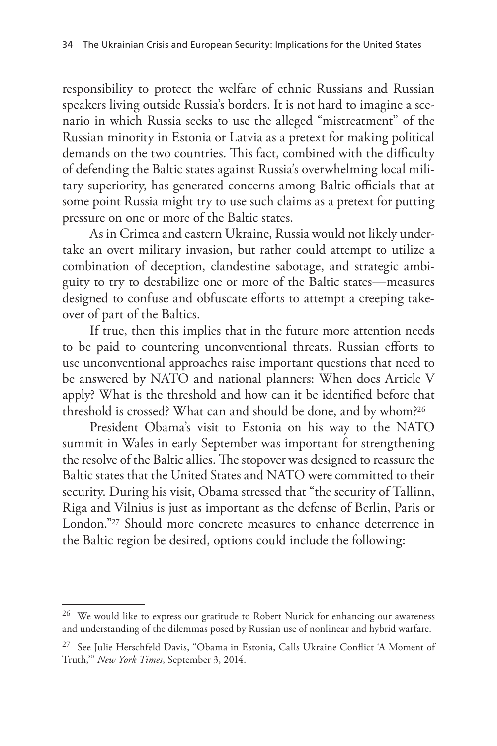responsibility to protect the welfare of ethnic Russians and Russian speakers living outside Russia's borders. It is not hard to imagine a scenario in which Russia seeks to use the alleged "mistreatment" of the Russian minority in Estonia or Latvia as a pretext for making political demands on the two countries. This fact, combined with the difficulty of defending the Baltic states against Russia's overwhelming local military superiority, has generated concerns among Baltic officials that at some point Russia might try to use such claims as a pretext for putting pressure on one or more of the Baltic states.

As in Crimea and eastern Ukraine, Russia would not likely undertake an overt military invasion, but rather could attempt to utilize a combination of deception, clandestine sabotage, and strategic ambiguity to try to destabilize one or more of the Baltic states—measures designed to confuse and obfuscate efforts to attempt a creeping takeover of part of the Baltics.

If true, then this implies that in the future more attention needs to be paid to countering unconventional threats. Russian efforts to use unconventional approaches raise important questions that need to be answered by NATO and national planners: When does Article V apply? What is the threshold and how can it be identified before that threshold is crossed? What can and should be done, and by whom?[26]

President Obama's visit to Estonia on his way to the NATO summit in Wales in early September was important for strengthening the resolve of the Baltic allies. The stopover was designed to reassure the Baltic states that the United States and NATO were committed to their security. During his visit, Obama stressed that "the security of Tallinn, Riga and Vilnius is just as important as the defense of Berlin, Paris or London."[27] Should more concrete measures to enhance deterrence in the Baltic region be desired, options could include the following:

---

[26] We would like to express our gratitude to Robert Nurick for enhancing our awareness and understanding of the dilemmas posed by Russian use of nonlinear and hybrid warfare.

[27] See Julie Herschfeld Davis, "Obama in Estonia, Calls Ukraine Conflict 'A Moment of Truth,'" *New York Times*, September 3, 2014.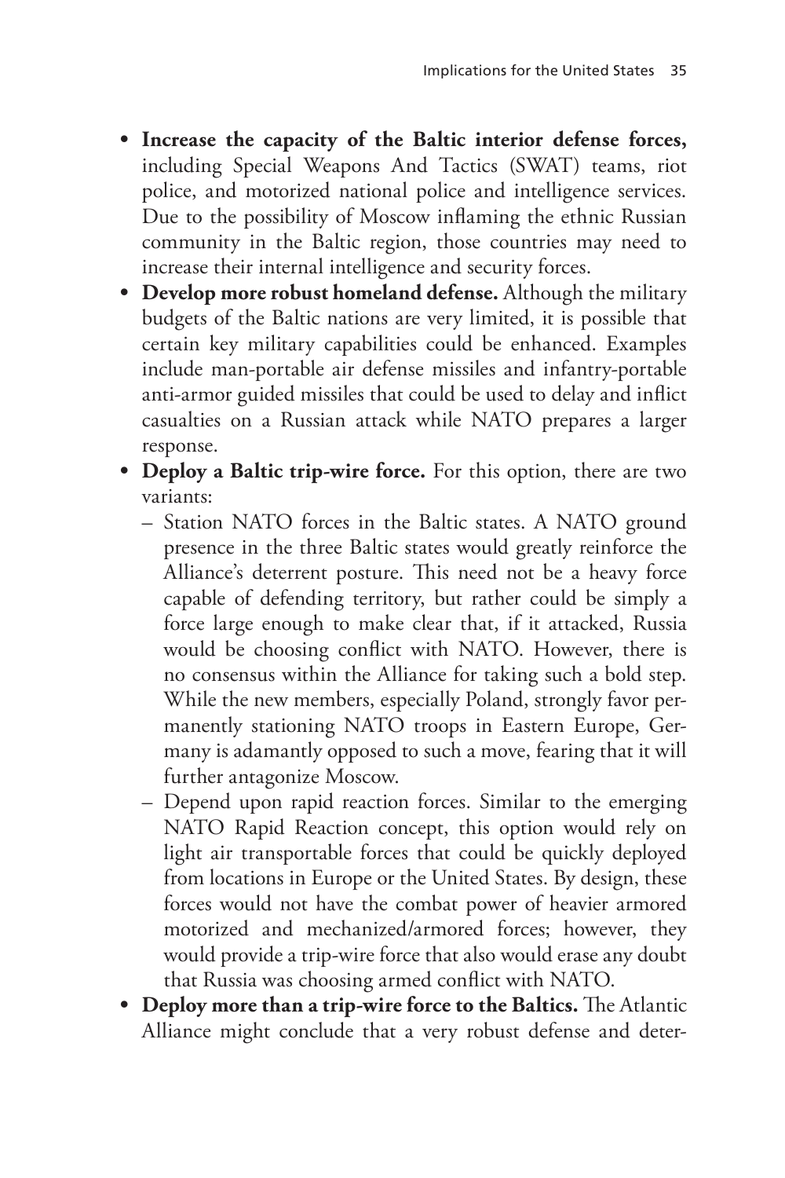- **Increase the capacity of the Baltic interior defense forces,** including Special Weapons And Tactics (SWAT) teams, riot police, and motorized national police and intelligence services. Due to the possibility of Moscow inflaming the ethnic Russian community in the Baltic region, those countries may need to increase their internal intelligence and security forces.
- **Develop more robust homeland defense.** Although the military budgets of the Baltic nations are very limited, it is possible that certain key military capabilities could be enhanced. Examples include man-portable air defense missiles and infantry-portable anti-armor guided missiles that could be used to delay and inflict casualties on a Russian attack while NATO prepares a larger response.
- **Deploy a Baltic trip-wire force.** For this option, there are two variants:
  – Station NATO forces in the Baltic states. A NATO ground presence in the three Baltic states would greatly reinforce the Alliance's deterrent posture. This need not be a heavy force capable of defending territory, but rather could be simply a force large enough to make clear that, if it attacked, Russia would be choosing conflict with NATO. However, there is no consensus within the Alliance for taking such a bold step. While the new members, especially Poland, strongly favor permanently stationing NATO troops in Eastern Europe, Germany is adamantly opposed to such a move, fearing that it will further antagonize Moscow.
  – Depend upon rapid reaction forces. Similar to the emerging NATO Rapid Reaction concept, this option would rely on light air transportable forces that could be quickly deployed from locations in Europe or the United States. By design, these forces would not have the combat power of heavier armored motorized and mechanized/armored forces; however, they would provide a trip-wire force that also would erase any doubt that Russia was choosing armed conflict with NATO.
- **Deploy more than a trip-wire force to the Baltics.** The Atlantic Alliance might conclude that a very robust defense and deter-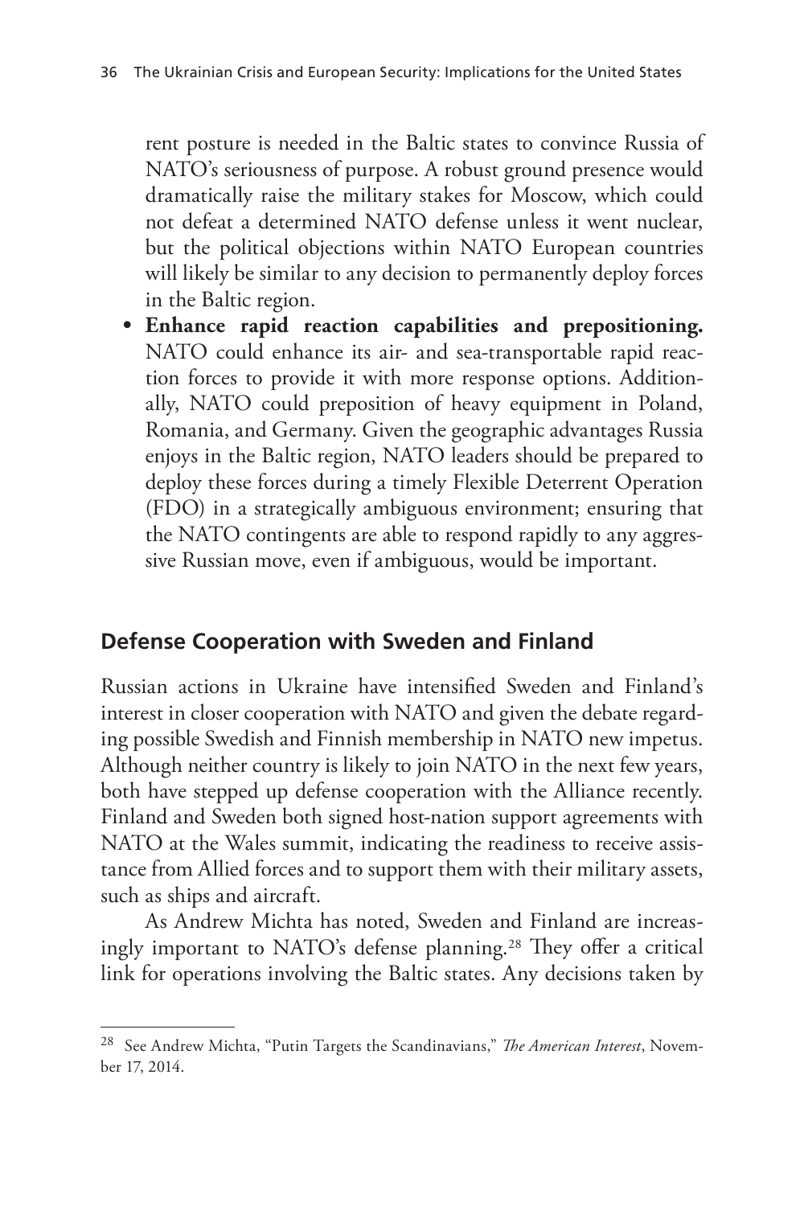rent posture is needed in the Baltic states to convince Russia of NATO's seriousness of purpose. A robust ground presence would dramatically raise the military stakes for Moscow, which could not defeat a determined NATO defense unless it went nuclear, but the political objections within NATO European countries will likely be similar to any decision to permanently deploy forces in the Baltic region.

- **Enhance rapid reaction capabilities and prepositioning.** NATO could enhance its air- and sea-transportable rapid reaction forces to provide it with more response options. Additionally, NATO could preposition of heavy equipment in Poland, Romania, and Germany. Given the geographic advantages Russia enjoys in the Baltic region, NATO leaders should be prepared to deploy these forces during a timely Flexible Deterrent Operation (FDO) in a strategically ambiguous environment; ensuring that the NATO contingents are able to respond rapidly to any aggressive Russian move, even if ambiguous, would be important.

## Defense Cooperation with Sweden and Finland

Russian actions in Ukraine have intensified Sweden and Finland's interest in closer cooperation with NATO and given the debate regarding possible Swedish and Finnish membership in NATO new impetus. Although neither country is likely to join NATO in the next few years, both have stepped up defense cooperation with the Alliance recently. Finland and Sweden both signed host-nation support agreements with NATO at the Wales summit, indicating the readiness to receive assistance from Allied forces and to support them with their military assets, such as ships and aircraft.

As Andrew Michta has noted, Sweden and Finland are increasingly important to NATO's defense planning.[28] They offer a critical link for operations involving the Baltic states. Any decisions taken by

---

[28] See Andrew Michta, "Putin Targets the Scandinavians," *The American Interest*, November 17, 2014.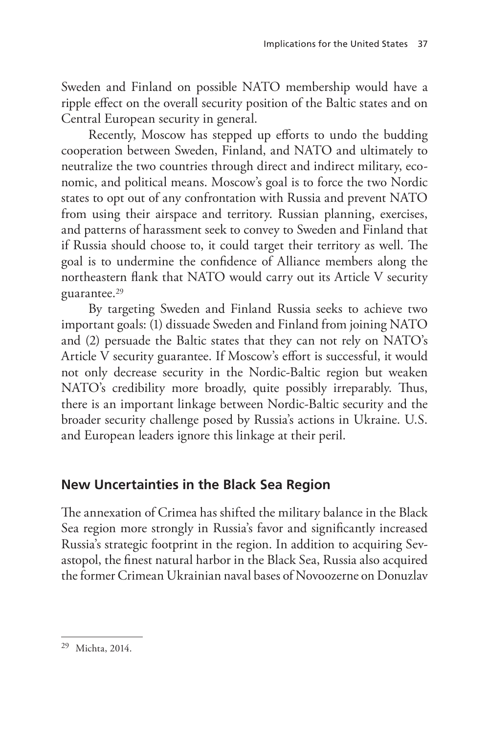Sweden and Finland on possible NATO membership would have a ripple effect on the overall security position of the Baltic states and on Central European security in general.

Recently, Moscow has stepped up efforts to undo the budding cooperation between Sweden, Finland, and NATO and ultimately to neutralize the two countries through direct and indirect military, economic, and political means. Moscow's goal is to force the two Nordic states to opt out of any confrontation with Russia and prevent NATO from using their airspace and territory. Russian planning, exercises, and patterns of harassment seek to convey to Sweden and Finland that if Russia should choose to, it could target their territory as well. The goal is to undermine the confidence of Alliance members along the northeastern flank that NATO would carry out its Article V security guarantee.[29]

By targeting Sweden and Finland Russia seeks to achieve two important goals: (1) dissuade Sweden and Finland from joining NATO and (2) persuade the Baltic states that they can not rely on NATO's Article V security guarantee. If Moscow's effort is successful, it would not only decrease security in the Nordic-Baltic region but weaken NATO's credibility more broadly, quite possibly irreparably. Thus, there is an important linkage between Nordic-Baltic security and the broader security challenge posed by Russia's actions in Ukraine. U.S. and European leaders ignore this linkage at their peril.

## New Uncertainties in the Black Sea Region

The annexation of Crimea has shifted the military balance in the Black Sea region more strongly in Russia's favor and significantly increased Russia's strategic footprint in the region. In addition to acquiring Sevastopol, the finest natural harbor in the Black Sea, Russia also acquired the former Crimean Ukrainian naval bases of Novoozerne on Donuzlav

---

[29] Michta, 2014.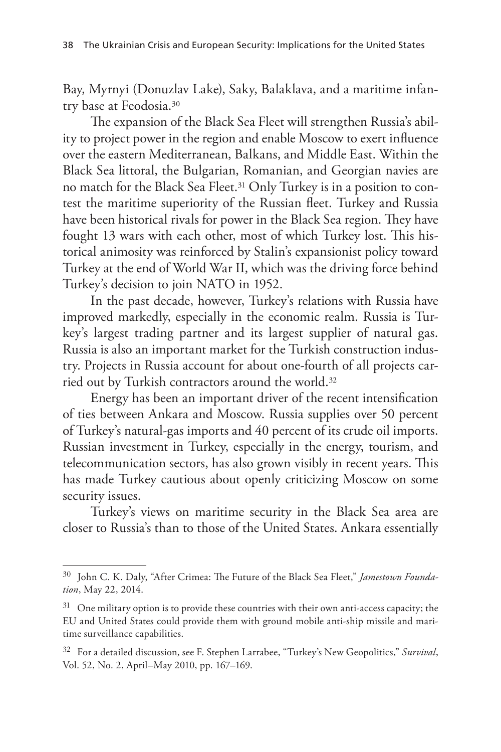Bay, Myrnyi (Donuzlav Lake), Saky, Balaklava, and a maritime infantry base at Feodosia.[30]

The expansion of the Black Sea Fleet will strengthen Russia's ability to project power in the region and enable Moscow to exert influence over the eastern Mediterranean, Balkans, and Middle East. Within the Black Sea littoral, the Bulgarian, Romanian, and Georgian navies are no match for the Black Sea Fleet.[31] Only Turkey is in a position to contest the maritime superiority of the Russian fleet. Turkey and Russia have been historical rivals for power in the Black Sea region. They have fought 13 wars with each other, most of which Turkey lost. This historical animosity was reinforced by Stalin's expansionist policy toward Turkey at the end of World War II, which was the driving force behind Turkey's decision to join NATO in 1952.

In the past decade, however, Turkey's relations with Russia have improved markedly, especially in the economic realm. Russia is Turkey's largest trading partner and its largest supplier of natural gas. Russia is also an important market for the Turkish construction industry. Projects in Russia account for about one-fourth of all projects carried out by Turkish contractors around the world.[32]

Energy has been an important driver of the recent intensification of ties between Ankara and Moscow. Russia supplies over 50 percent of Turkey's natural-gas imports and 40 percent of its crude oil imports. Russian investment in Turkey, especially in the energy, tourism, and telecommunication sectors, has also grown visibly in recent years. This has made Turkey cautious about openly criticizing Moscow on some security issues.

Turkey's views on maritime security in the Black Sea area are closer to Russia's than to those of the United States. Ankara essentially

---

[30] John C. K. Daly, "After Crimea: The Future of the Black Sea Fleet," *Jamestown Foundation*, May 22, 2014.

[31] One military option is to provide these countries with their own anti-access capacity; the EU and United States could provide them with ground mobile anti-ship missile and maritime surveillance capabilities.

[32] For a detailed discussion, see F. Stephen Larrabee, "Turkey's New Geopolitics," *Survival*, Vol. 52, No. 2, April–May 2010, pp. 167–169.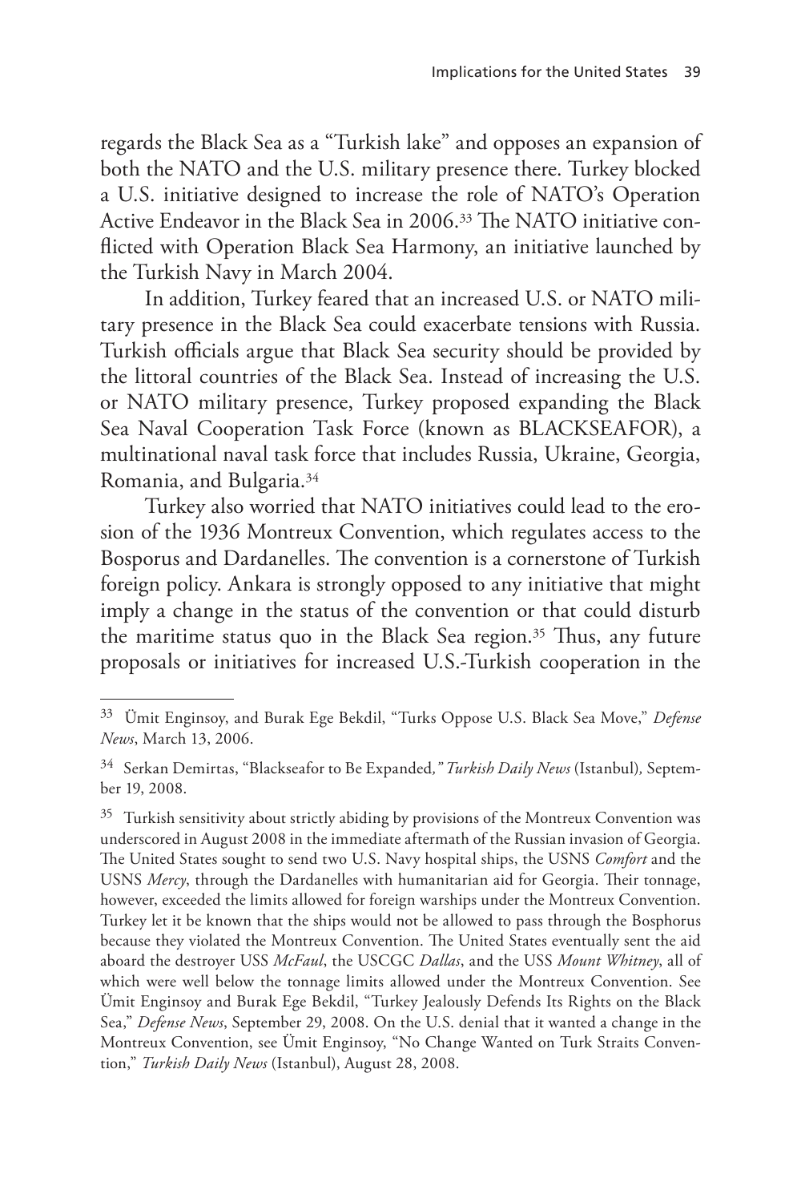regards the Black Sea as a "Turkish lake" and opposes an expansion of both the NATO and the U.S. military presence there. Turkey blocked a U.S. initiative designed to increase the role of NATO's Operation Active Endeavor in the Black Sea in 2006.[33] The NATO initiative conflicted with Operation Black Sea Harmony, an initiative launched by the Turkish Navy in March 2004.

In addition, Turkey feared that an increased U.S. or NATO military presence in the Black Sea could exacerbate tensions with Russia. Turkish officials argue that Black Sea security should be provided by the littoral countries of the Black Sea. Instead of increasing the U.S. or NATO military presence, Turkey proposed expanding the Black Sea Naval Cooperation Task Force (known as BLACKSEAFOR), a multinational naval task force that includes Russia, Ukraine, Georgia, Romania, and Bulgaria.[34]

Turkey also worried that NATO initiatives could lead to the erosion of the 1936 Montreux Convention, which regulates access to the Bosporus and Dardanelles. The convention is a cornerstone of Turkish foreign policy. Ankara is strongly opposed to any initiative that might imply a change in the status of the convention or that could disturb the maritime status quo in the Black Sea region.[35] Thus, any future proposals or initiatives for increased U.S.-Turkish cooperation in the

---

[33] Ümit Enginsoy, and Burak Ege Bekdil, "Turks Oppose U.S. Black Sea Move," *Defense News*, March 13, 2006.

[34] Serkan Demirtas, "Blackseafor to Be Expanded*," Turkish Daily News* (Istanbul)*,* September 19, 2008.

[35] Turkish sensitivity about strictly abiding by provisions of the Montreux Convention was underscored in August 2008 in the immediate aftermath of the Russian invasion of Georgia. The United States sought to send two U.S. Navy hospital ships, the USNS *Comfort* and the USNS *Mercy*, through the Dardanelles with humanitarian aid for Georgia. Their tonnage, however, exceeded the limits allowed for foreign warships under the Montreux Convention. Turkey let it be known that the ships would not be allowed to pass through the Bosphorus because they violated the Montreux Convention. The United States eventually sent the aid aboard the destroyer USS *McFaul*, the USCGC *Dallas*, and the USS *Mount Whitney*, all of which were well below the tonnage limits allowed under the Montreux Convention. See Ümit Enginsoy and Burak Ege Bekdil, "Turkey Jealously Defends Its Rights on the Black Sea," *Defense News*, September 29, 2008. On the U.S. denial that it wanted a change in the Montreux Convention, see Ümit Enginsoy, "No Change Wanted on Turk Straits Convention," *Turkish Daily News* (Istanbul), August 28, 2008.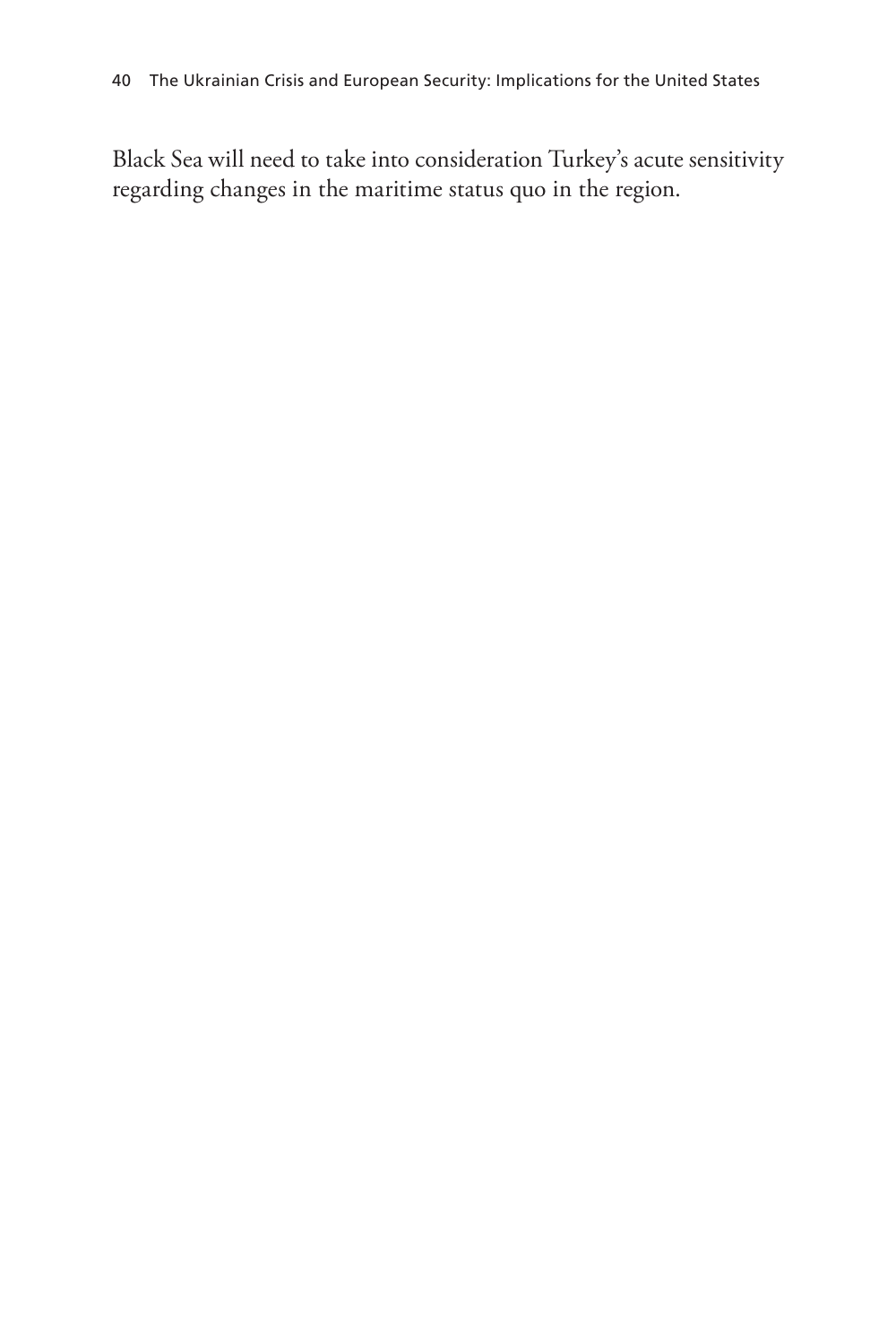Black Sea will need to take into consideration Turkey's acute sensitivity regarding changes in the maritime status quo in the region.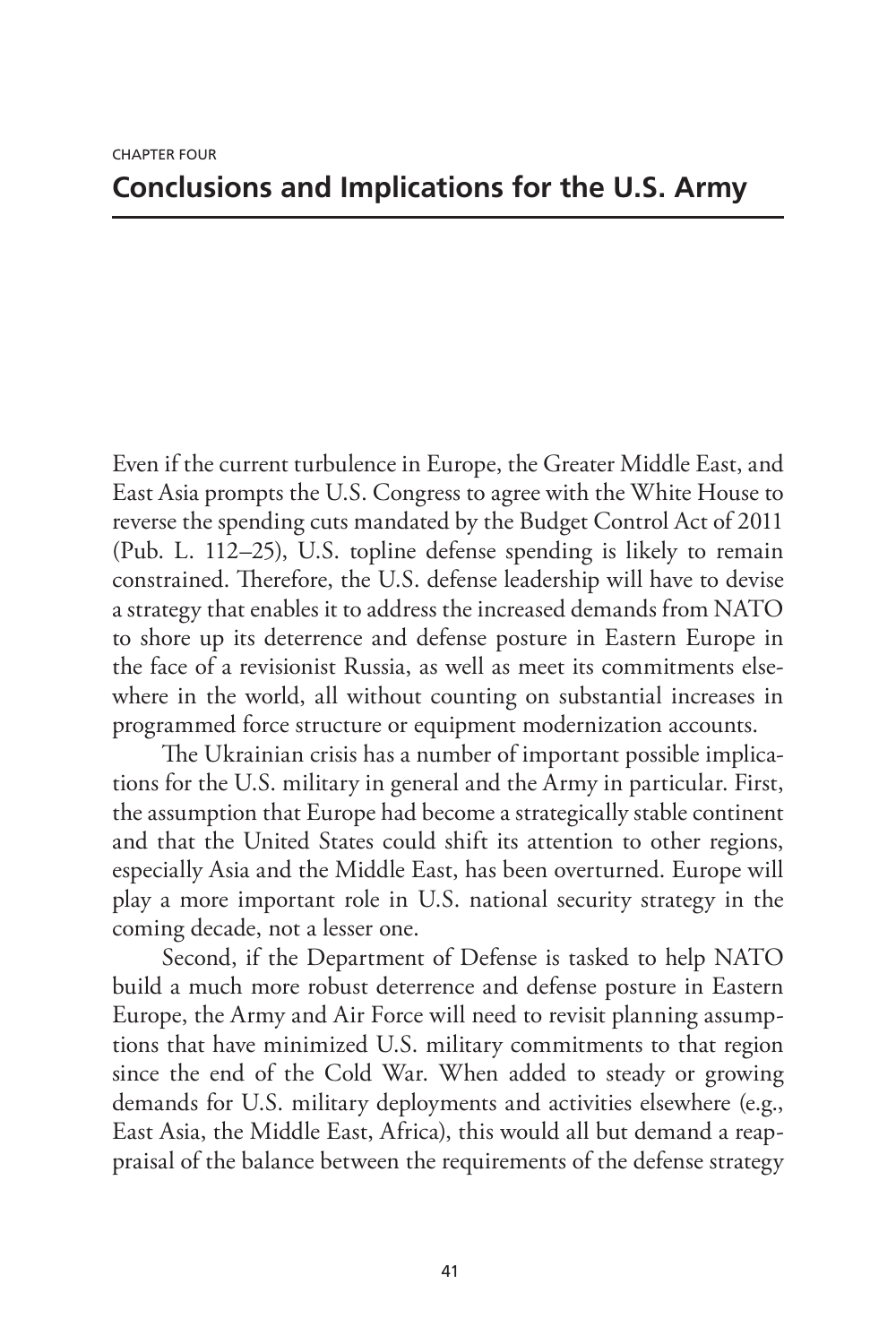CHAPTER FOUR

# Conclusions and Implications for the U.S. Army

Even if the current turbulence in Europe, the Greater Middle East, and East Asia prompts the U.S. Congress to agree with the White House to reverse the spending cuts mandated by the Budget Control Act of 2011 (Pub. L. 112–25), U.S. topline defense spending is likely to remain constrained. Therefore, the U.S. defense leadership will have to devise a strategy that enables it to address the increased demands from NATO to shore up its deterrence and defense posture in Eastern Europe in the face of a revisionist Russia, as well as meet its commitments elsewhere in the world, all without counting on substantial increases in programmed force structure or equipment modernization accounts.

The Ukrainian crisis has a number of important possible implications for the U.S. military in general and the Army in particular. First, the assumption that Europe had become a strategically stable continent and that the United States could shift its attention to other regions, especially Asia and the Middle East, has been overturned. Europe will play a more important role in U.S. national security strategy in the coming decade, not a lesser one.

Second, if the Department of Defense is tasked to help NATO build a much more robust deterrence and defense posture in Eastern Europe, the Army and Air Force will need to revisit planning assumptions that have minimized U.S. military commitments to that region since the end of the Cold War. When added to steady or growing demands for U.S. military deployments and activities elsewhere (e.g., East Asia, the Middle East, Africa), this would all but demand a reappraisal of the balance between the requirements of the defense strategy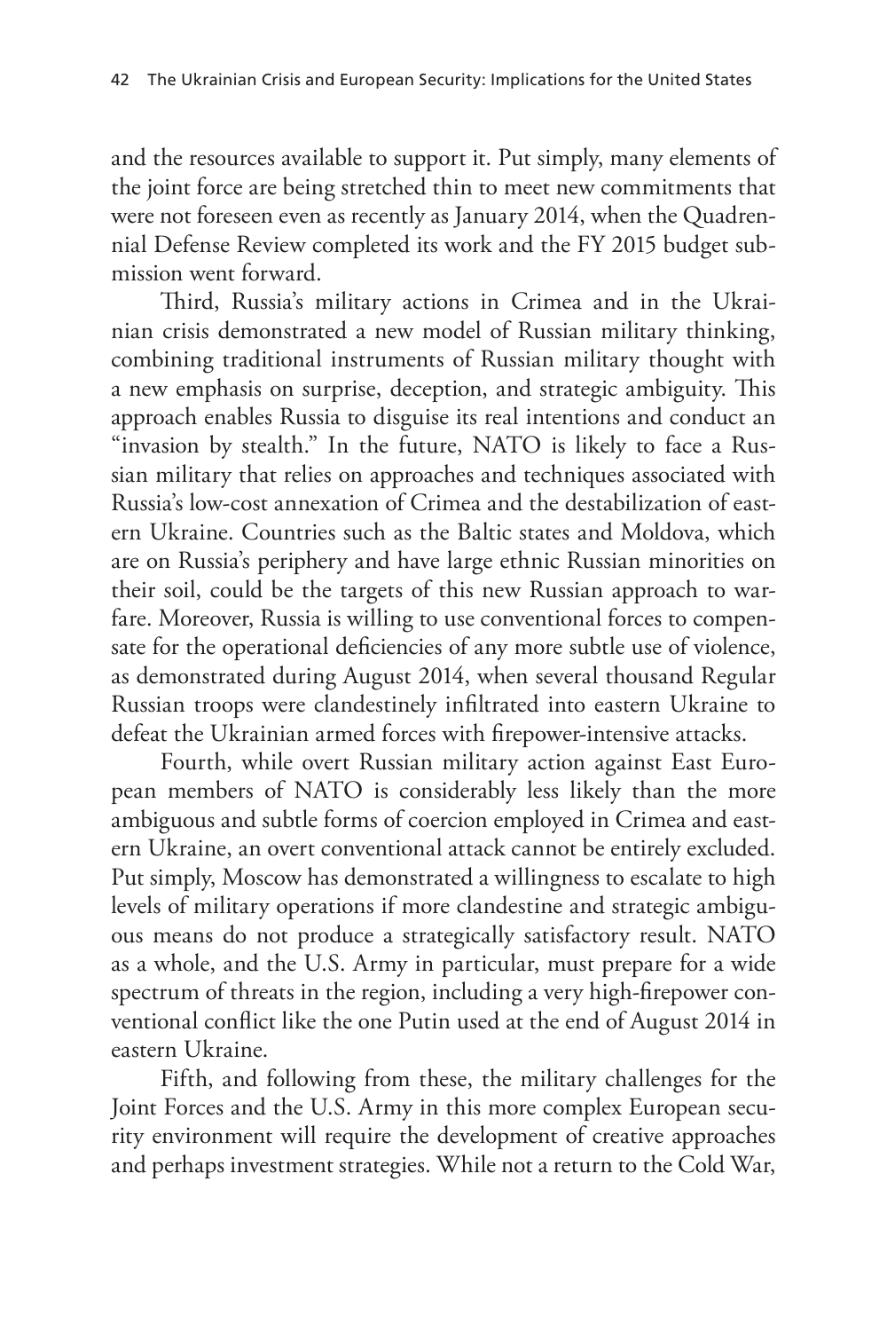and the resources available to support it. Put simply, many elements of the joint force are being stretched thin to meet new commitments that were not foreseen even as recently as January 2014, when the Quadrennial Defense Review completed its work and the FY 2015 budget submission went forward.

Third, Russia's military actions in Crimea and in the Ukrainian crisis demonstrated a new model of Russian military thinking, combining traditional instruments of Russian military thought with a new emphasis on surprise, deception, and strategic ambiguity. This approach enables Russia to disguise its real intentions and conduct an "invasion by stealth." In the future, NATO is likely to face a Russian military that relies on approaches and techniques associated with Russia's low-cost annexation of Crimea and the destabilization of eastern Ukraine. Countries such as the Baltic states and Moldova, which are on Russia's periphery and have large ethnic Russian minorities on their soil, could be the targets of this new Russian approach to warfare. Moreover, Russia is willing to use conventional forces to compensate for the operational deficiencies of any more subtle use of violence, as demonstrated during August 2014, when several thousand Regular Russian troops were clandestinely infiltrated into eastern Ukraine to defeat the Ukrainian armed forces with firepower-intensive attacks.

Fourth, while overt Russian military action against East European members of NATO is considerably less likely than the more ambiguous and subtle forms of coercion employed in Crimea and eastern Ukraine, an overt conventional attack cannot be entirely excluded. Put simply, Moscow has demonstrated a willingness to escalate to high levels of military operations if more clandestine and strategic ambiguous means do not produce a strategically satisfactory result. NATO as a whole, and the U.S. Army in particular, must prepare for a wide spectrum of threats in the region, including a very high-firepower conventional conflict like the one Putin used at the end of August 2014 in eastern Ukraine.

Fifth, and following from these, the military challenges for the Joint Forces and the U.S. Army in this more complex European security environment will require the development of creative approaches and perhaps investment strategies. While not a return to the Cold War,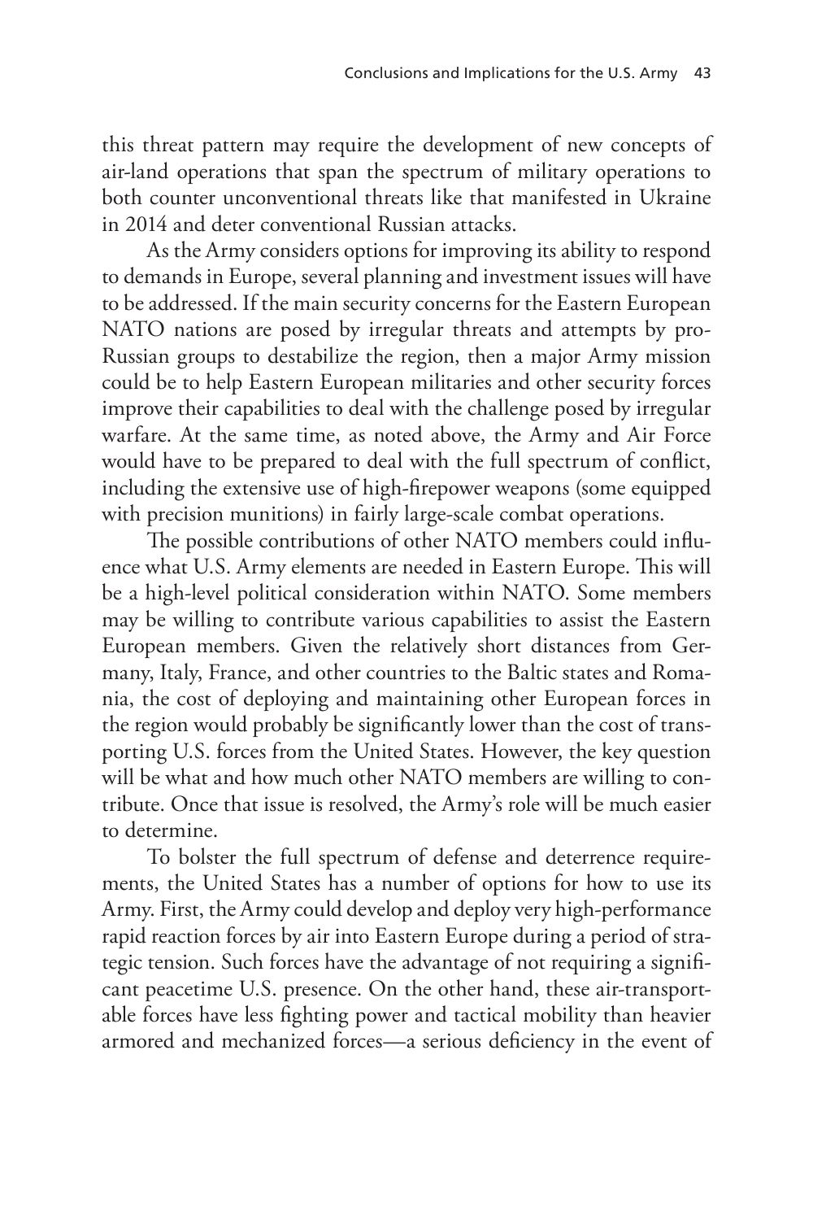this threat pattern may require the development of new concepts of air-land operations that span the spectrum of military operations to both counter unconventional threats like that manifested in Ukraine in 2014 and deter conventional Russian attacks.

As the Army considers options for improving its ability to respond to demands in Europe, several planning and investment issues will have to be addressed. If the main security concerns for the Eastern European NATO nations are posed by irregular threats and attempts by pro-Russian groups to destabilize the region, then a major Army mission could be to help Eastern European militaries and other security forces improve their capabilities to deal with the challenge posed by irregular warfare. At the same time, as noted above, the Army and Air Force would have to be prepared to deal with the full spectrum of conflict, including the extensive use of high-firepower weapons (some equipped with precision munitions) in fairly large-scale combat operations.

The possible contributions of other NATO members could influence what U.S. Army elements are needed in Eastern Europe. This will be a high-level political consideration within NATO. Some members may be willing to contribute various capabilities to assist the Eastern European members. Given the relatively short distances from Germany, Italy, France, and other countries to the Baltic states and Romania, the cost of deploying and maintaining other European forces in the region would probably be significantly lower than the cost of transporting U.S. forces from the United States. However, the key question will be what and how much other NATO members are willing to contribute. Once that issue is resolved, the Army's role will be much easier to determine.

To bolster the full spectrum of defense and deterrence requirements, the United States has a number of options for how to use its Army. First, the Army could develop and deploy very high-performance rapid reaction forces by air into Eastern Europe during a period of strategic tension. Such forces have the advantage of not requiring a significant peacetime U.S. presence. On the other hand, these air-transportable forces have less fighting power and tactical mobility than heavier armored and mechanized forces—a serious deficiency in the event of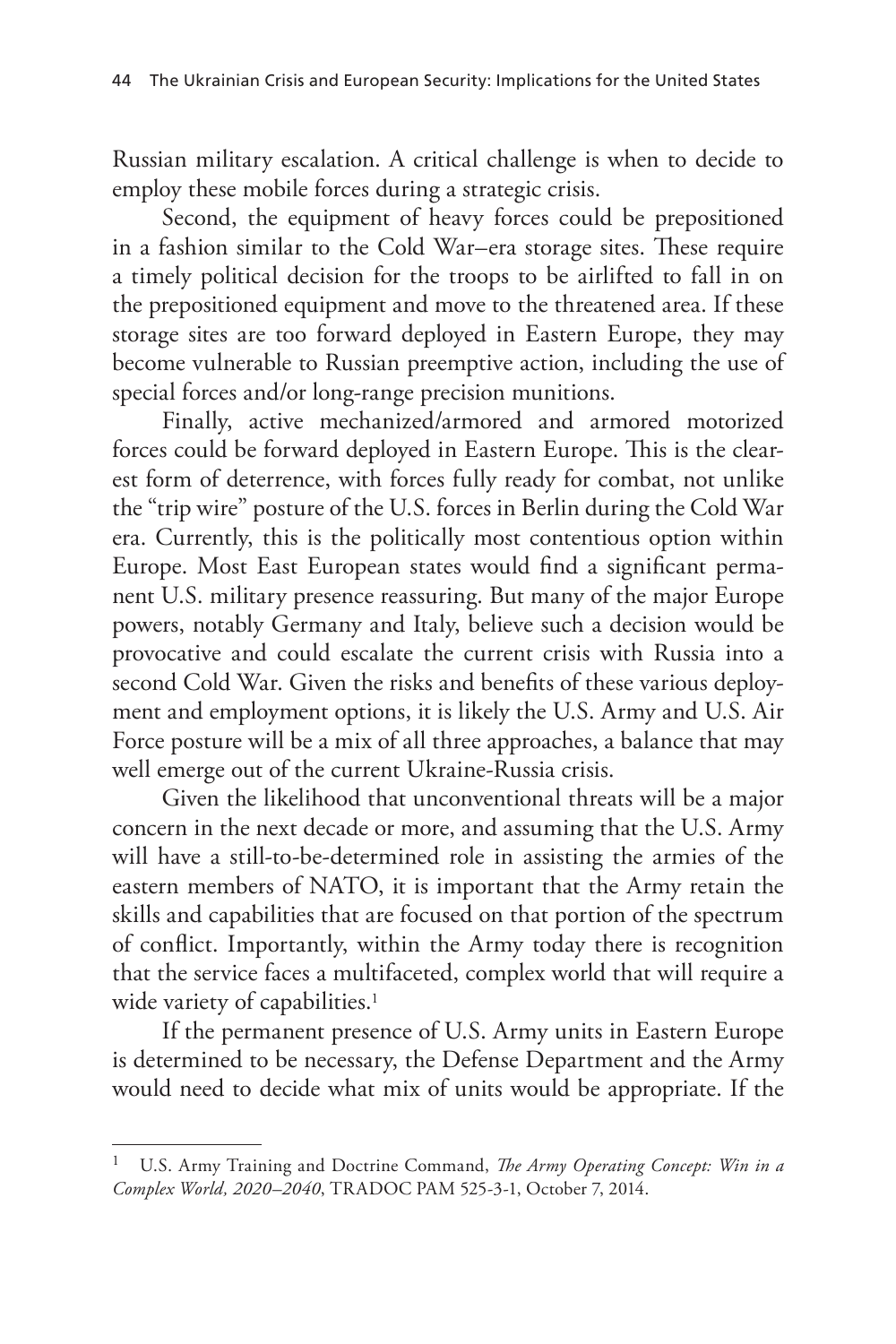Russian military escalation. A critical challenge is when to decide to employ these mobile forces during a strategic crisis.

Second, the equipment of heavy forces could be prepositioned in a fashion similar to the Cold War–era storage sites. These require a timely political decision for the troops to be airlifted to fall in on the prepositioned equipment and move to the threatened area. If these storage sites are too forward deployed in Eastern Europe, they may become vulnerable to Russian preemptive action, including the use of special forces and/or long-range precision munitions.

Finally, active mechanized/armored and armored motorized forces could be forward deployed in Eastern Europe. This is the clearest form of deterrence, with forces fully ready for combat, not unlike the "trip wire" posture of the U.S. forces in Berlin during the Cold War era. Currently, this is the politically most contentious option within Europe. Most East European states would find a significant permanent U.S. military presence reassuring. But many of the major Europe powers, notably Germany and Italy, believe such a decision would be provocative and could escalate the current crisis with Russia into a second Cold War. Given the risks and benefits of these various deployment and employment options, it is likely the U.S. Army and U.S. Air Force posture will be a mix of all three approaches, a balance that may well emerge out of the current Ukraine-Russia crisis.

Given the likelihood that unconventional threats will be a major concern in the next decade or more, and assuming that the U.S. Army will have a still-to-be-determined role in assisting the armies of the eastern members of NATO, it is important that the Army retain the skills and capabilities that are focused on that portion of the spectrum of conflict. Importantly, within the Army today there is recognition that the service faces a multifaceted, complex world that will require a wide variety of capabilities.[1]

If the permanent presence of U.S. Army units in Eastern Europe is determined to be necessary, the Defense Department and the Army would need to decide what mix of units would be appropriate. If the

[1] U.S. Army Training and Doctrine Command, *The Army Operating Concept: Win in a Complex World, 2020–2040*, TRADOC PAM 525-3-1, October 7, 2014.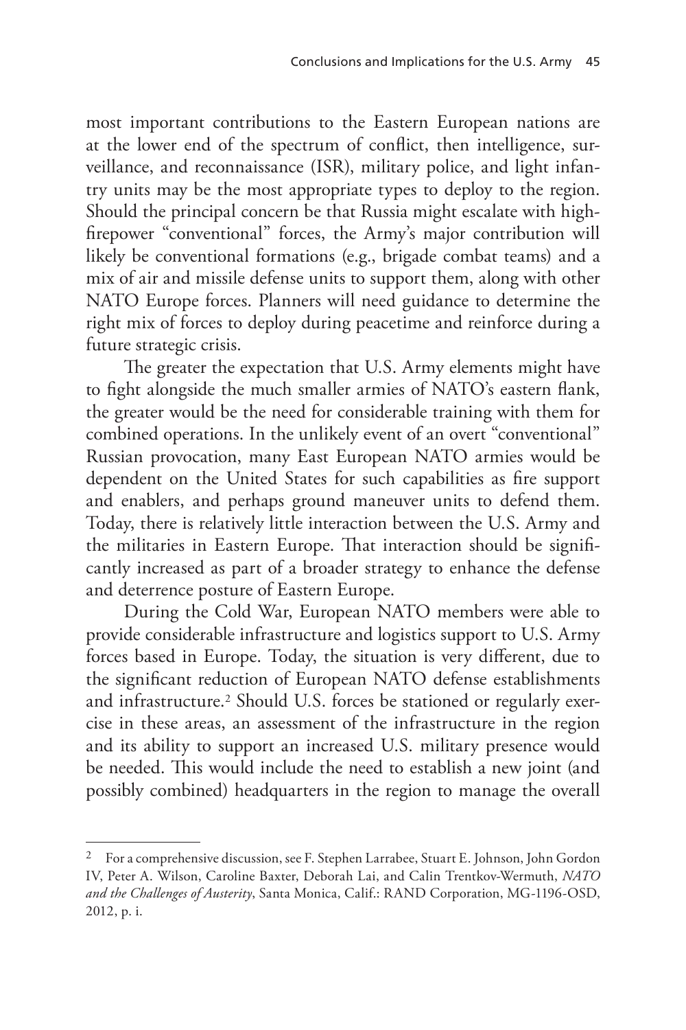most important contributions to the Eastern European nations are at the lower end of the spectrum of conflict, then intelligence, surveillance, and reconnaissance (ISR), military police, and light infantry units may be the most appropriate types to deploy to the region. Should the principal concern be that Russia might escalate with high-firepower "conventional" forces, the Army's major contribution will likely be conventional formations (e.g., brigade combat teams) and a mix of air and missile defense units to support them, along with other NATO Europe forces. Planners will need guidance to determine the right mix of forces to deploy during peacetime and reinforce during a future strategic crisis.

The greater the expectation that U.S. Army elements might have to fight alongside the much smaller armies of NATO's eastern flank, the greater would be the need for considerable training with them for combined operations. In the unlikely event of an overt "conventional" Russian provocation, many East European NATO armies would be dependent on the United States for such capabilities as fire support and enablers, and perhaps ground maneuver units to defend them. Today, there is relatively little interaction between the U.S. Army and the militaries in Eastern Europe. That interaction should be significantly increased as part of a broader strategy to enhance the defense and deterrence posture of Eastern Europe.

During the Cold War, European NATO members were able to provide considerable infrastructure and logistics support to U.S. Army forces based in Europe. Today, the situation is very different, due to the significant reduction of European NATO defense establishments and infrastructure.[2] Should U.S. forces be stationed or regularly exercise in these areas, an assessment of the infrastructure in the region and its ability to support an increased U.S. military presence would be needed. This would include the need to establish a new joint (and possibly combined) headquarters in the region to manage the overall

---

[2] For a comprehensive discussion, see F. Stephen Larrabee, Stuart E. Johnson, John Gordon IV, Peter A. Wilson, Caroline Baxter, Deborah Lai, and Calin Trentkov-Wermuth, *NATO and the Challenges of Austerity*, Santa Monica, Calif.: RAND Corporation, MG-1196-OSD, 2012, p. i.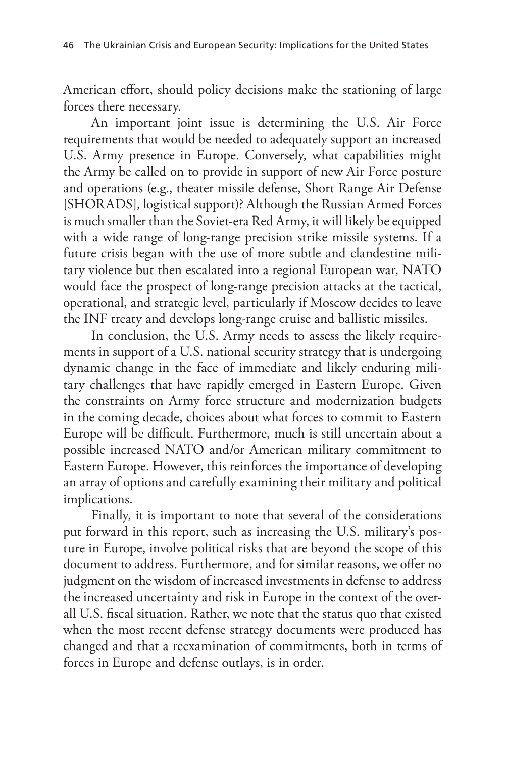American effort, should policy decisions make the stationing of large forces there necessary.

An important joint issue is determining the U.S. Air Force requirements that would be needed to adequately support an increased U.S. Army presence in Europe. Conversely, what capabilities might the Army be called on to provide in support of new Air Force posture and operations (e.g., theater missile defense, Short Range Air Defense [SHORADS], logistical support)? Although the Russian Armed Forces is much smaller than the Soviet-era Red Army, it will likely be equipped with a wide range of long-range precision strike missile systems. If a future crisis began with the use of more subtle and clandestine military violence but then escalated into a regional European war, NATO would face the prospect of long-range precision attacks at the tactical, operational, and strategic level, particularly if Moscow decides to leave the INF treaty and develops long-range cruise and ballistic missiles.

In conclusion, the U.S. Army needs to assess the likely requirements in support of a U.S. national security strategy that is undergoing dynamic change in the face of immediate and likely enduring military challenges that have rapidly emerged in Eastern Europe. Given the constraints on Army force structure and modernization budgets in the coming decade, choices about what forces to commit to Eastern Europe will be difficult. Furthermore, much is still uncertain about a possible increased NATO and/or American military commitment to Eastern Europe. However, this reinforces the importance of developing an array of options and carefully examining their military and political implications.

Finally, it is important to note that several of the considerations put forward in this report, such as increasing the U.S. military's posture in Europe, involve political risks that are beyond the scope of this document to address. Furthermore, and for similar reasons, we offer no judgment on the wisdom of increased investments in defense to address the increased uncertainty and risk in Europe in the context of the overall U.S. fiscal situation. Rather, we note that the status quo that existed when the most recent defense strategy documents were produced has changed and that a reexamination of commitments, both in terms of forces in Europe and defense outlays, is in order.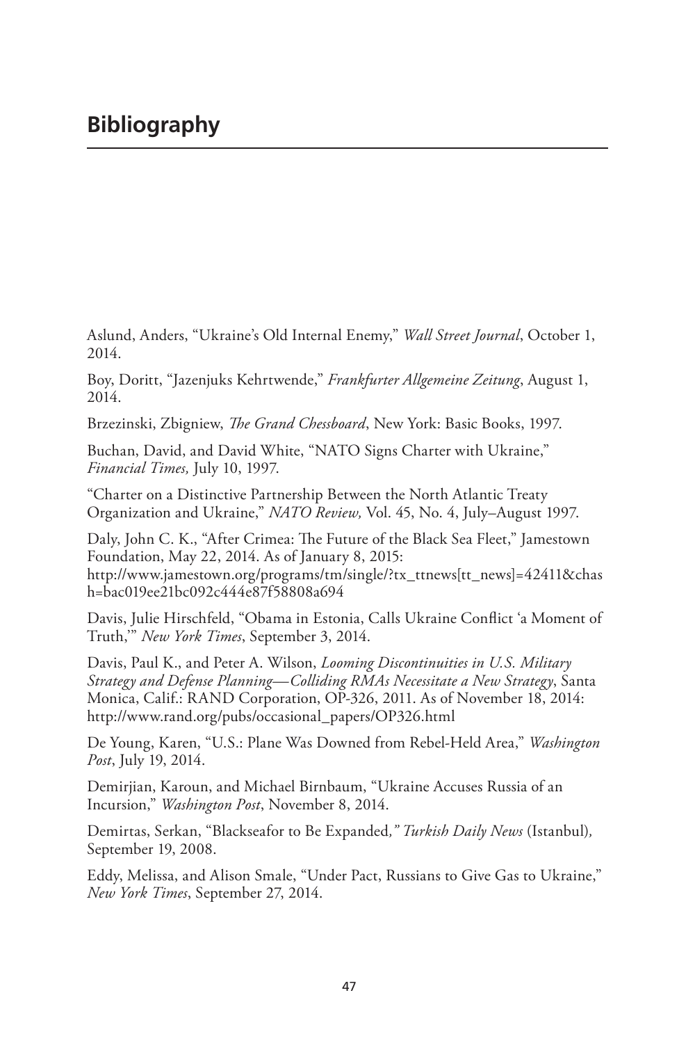# Bibliography

Aslund, Anders, "Ukraine's Old Internal Enemy," *Wall Street Journal*, October 1, 2014.

Boy, Doritt, "Jazenjuks Kehrtwende," *Frankfurter Allgemeine Zeitung*, August 1, 2014.

Brzezinski, Zbigniew, *The Grand Chessboard*, New York: Basic Books, 1997.

Buchan, David, and David White, "NATO Signs Charter with Ukraine," *Financial Times,* July 10, 1997.

"Charter on a Distinctive Partnership Between the North Atlantic Treaty Organization and Ukraine," *NATO Review,* Vol. 45, No. 4, July–August 1997.

Daly, John C. K., "After Crimea: The Future of the Black Sea Fleet," Jamestown Foundation, May 22, 2014. As of January 8, 2015:
http://www.jamestown.org/programs/tm/single/?tx_ttnews[tt_news]=42411&chash=bac019ee21bc092c444e87f58808a694

Davis, Julie Hirschfeld, "Obama in Estonia, Calls Ukraine Conflict 'a Moment of Truth,'" *New York Times*, September 3, 2014.

Davis, Paul K., and Peter A. Wilson, *Looming Discontinuities in U.S. Military Strategy and Defense Planning—Colliding RMAs Necessitate a New Strategy*, Santa Monica, Calif.: RAND Corporation, OP-326, 2011. As of November 18, 2014:
http://www.rand.org/pubs/occasional_papers/OP326.html

De Young, Karen, "U.S.: Plane Was Downed from Rebel-Held Area," *Washington Post*, July 19, 2014.

Demirjian, Karoun, and Michael Birnbaum, "Ukraine Accuses Russia of an Incursion," *Washington Post*, November 8, 2014.

Demirtas, Serkan, "Blackseafor to Be Expanded," *Turkish Daily News* (Istanbul), September 19, 2008.

Eddy, Melissa, and Alison Smale, "Under Pact, Russians to Give Gas to Ukraine," *New York Times*, September 27, 2014.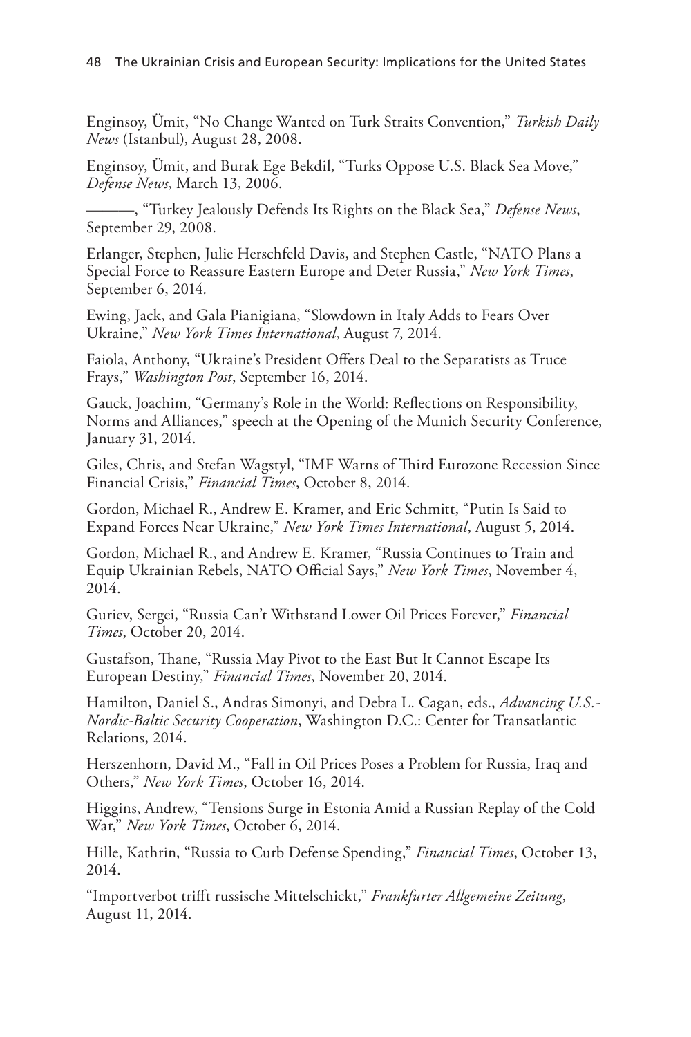Enginsoy, Ümit, "No Change Wanted on Turk Straits Convention," *Turkish Daily News* (Istanbul), August 28, 2008.

Enginsoy, Ümit, and Burak Ege Bekdil, "Turks Oppose U.S. Black Sea Move," *Defense News*, March 13, 2006.

———, "Turkey Jealously Defends Its Rights on the Black Sea," *Defense News*, September 29, 2008.

Erlanger, Stephen, Julie Herschfeld Davis, and Stephen Castle, "NATO Plans a Special Force to Reassure Eastern Europe and Deter Russia," *New York Times*, September 6, 2014.

Ewing, Jack, and Gala Pianigiana, "Slowdown in Italy Adds to Fears Over Ukraine," *New York Times International*, August 7, 2014.

Faiola, Anthony, "Ukraine's President Offers Deal to the Separatists as Truce Frays," *Washington Post*, September 16, 2014.

Gauck, Joachim, "Germany's Role in the World: Reflections on Responsibility, Norms and Alliances," speech at the Opening of the Munich Security Conference, January 31, 2014.

Giles, Chris, and Stefan Wagstyl, "IMF Warns of Third Eurozone Recession Since Financial Crisis," *Financial Times*, October 8, 2014.

Gordon, Michael R., Andrew E. Kramer, and Eric Schmitt, "Putin Is Said to Expand Forces Near Ukraine," *New York Times International*, August 5, 2014.

Gordon, Michael R., and Andrew E. Kramer, "Russia Continues to Train and Equip Ukrainian Rebels, NATO Official Says," *New York Times*, November 4, 2014.

Guriev, Sergei, "Russia Can't Withstand Lower Oil Prices Forever," *Financial Times*, October 20, 2014.

Gustafson, Thane, "Russia May Pivot to the East But It Cannot Escape Its European Destiny," *Financial Times*, November 20, 2014.

Hamilton, Daniel S., Andras Simonyi, and Debra L. Cagan, eds., *Advancing U.S.-Nordic-Baltic Security Cooperation*, Washington D.C.: Center for Transatlantic Relations, 2014.

Herszenhorn, David M., "Fall in Oil Prices Poses a Problem for Russia, Iraq and Others," *New York Times*, October 16, 2014.

Higgins, Andrew, "Tensions Surge in Estonia Amid a Russian Replay of the Cold War," *New York Times*, October 6, 2014.

Hille, Kathrin, "Russia to Curb Defense Spending," *Financial Times*, October 13, 2014.

"Importverbot trifft russische Mittelschickt," *Frankfurter Allgemeine Zeitung*, August 11, 2014.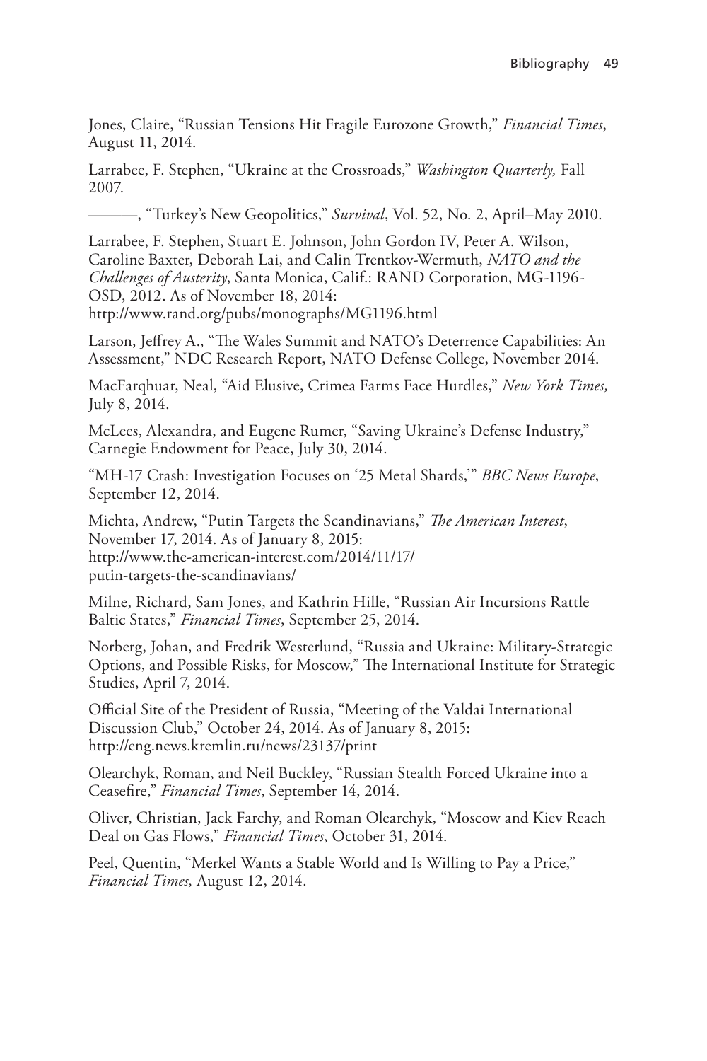Jones, Claire, "Russian Tensions Hit Fragile Eurozone Growth," *Financial Times*, August 11, 2014.

Larrabee, F. Stephen, "Ukraine at the Crossroads," *Washington Quarterly,* Fall 2007.

———, "Turkey's New Geopolitics," *Survival*, Vol. 52, No. 2, April–May 2010.

Larrabee, F. Stephen, Stuart E. Johnson, John Gordon IV, Peter A. Wilson, Caroline Baxter, Deborah Lai, and Calin Trentkov-Wermuth, *NATO and the Challenges of Austerity*, Santa Monica, Calif.: RAND Corporation, MG-1196-OSD, 2012. As of November 18, 2014:
http://www.rand.org/pubs/monographs/MG1196.html

Larson, Jeffrey A., "The Wales Summit and NATO's Deterrence Capabilities: An Assessment," NDC Research Report, NATO Defense College, November 2014.

MacFarqhuar, Neal, "Aid Elusive, Crimea Farms Face Hurdles," *New York Times,* July 8, 2014.

McLees, Alexandra, and Eugene Rumer, "Saving Ukraine's Defense Industry," Carnegie Endowment for Peace, July 30, 2014.

"MH-17 Crash: Investigation Focuses on '25 Metal Shards,'" *BBC News Europe*, September 12, 2014.

Michta, Andrew, "Putin Targets the Scandinavians," *The American Interest*, November 17, 2014. As of January 8, 2015:
http://www.the-american-interest.com/2014/11/17/putin-targets-the-scandinavians/

Milne, Richard, Sam Jones, and Kathrin Hille, "Russian Air Incursions Rattle Baltic States," *Financial Times*, September 25, 2014.

Norberg, Johan, and Fredrik Westerlund, "Russia and Ukraine: Military-Strategic Options, and Possible Risks, for Moscow," The International Institute for Strategic Studies, April 7, 2014.

Official Site of the President of Russia, "Meeting of the Valdai International Discussion Club," October 24, 2014. As of January 8, 2015:
http://eng.news.kremlin.ru/news/23137/print

Olearchyk, Roman, and Neil Buckley, "Russian Stealth Forced Ukraine into a Ceasefire," *Financial Times*, September 14, 2014.

Oliver, Christian, Jack Farchy, and Roman Olearchyk, "Moscow and Kiev Reach Deal on Gas Flows," *Financial Times*, October 31, 2014.

Peel, Quentin, "Merkel Wants a Stable World and Is Willing to Pay a Price," *Financial Times,* August 12, 2014.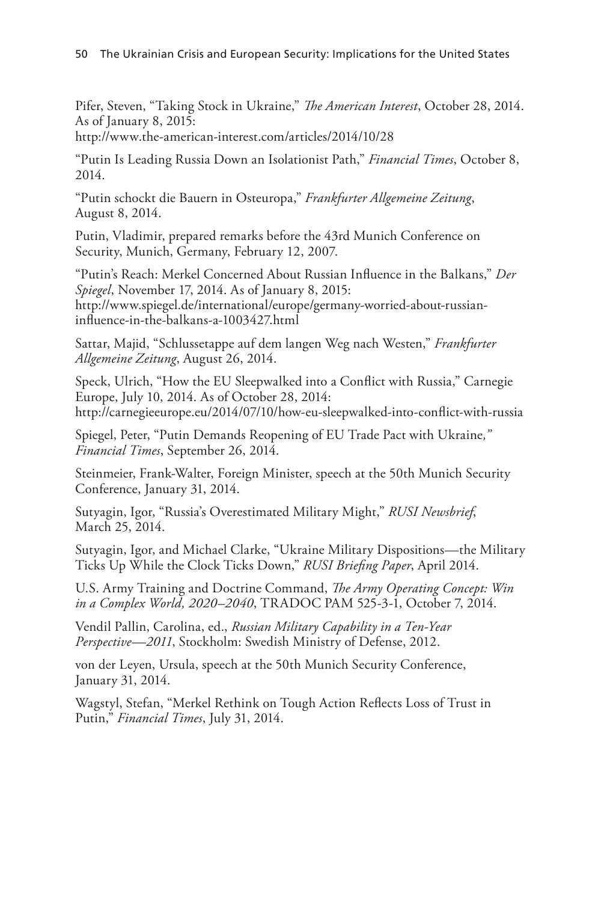Pifer, Steven, “Taking Stock in Ukraine,” *The American Interest*, October 28, 2014. As of January 8, 2015:
http://www.the-american-interest.com/articles/2014/10/28

“Putin Is Leading Russia Down an Isolationist Path,” *Financial Times*, October 8, 2014.

“Putin schockt die Bauern in Osteuropa,” *Frankfurter Allgemeine Zeitung*, August 8, 2014.

Putin, Vladimir, prepared remarks before the 43rd Munich Conference on Security, Munich, Germany, February 12, 2007.

“Putin’s Reach: Merkel Concerned About Russian Influence in the Balkans,” *Der Spiegel*, November 17, 2014. As of January 8, 2015:
http://www.spiegel.de/international/europe/germany-worried-about-russian-influence-in-the-balkans-a-1003427.html

Sattar, Majid, “Schlussetappe auf dem langen Weg nach Westen,” *Frankfurter Allgemeine Zeitung*, August 26, 2014.

Speck, Ulrich, “How the EU Sleepwalked into a Conflict with Russia,” Carnegie Europe, July 10, 2014. As of October 28, 2014:
http://carnegieeurope.eu/2014/07/10/how-eu-sleepwalked-into-conflict-with-russia

Spiegel, Peter, “Putin Demands Reopening of EU Trade Pact with Ukraine,” *Financial Times*, September 26, 2014.

Steinmeier, Frank-Walter, Foreign Minister, speech at the 50th Munich Security Conference, January 31, 2014.

Sutyagin, Igor, “Russia’s Overestimated Military Might,” *RUSI Newsbrief*, March 25, 2014.

Sutyagin, Igor, and Michael Clarke, “Ukraine Military Dispositions—the Military Ticks Up While the Clock Ticks Down,” *RUSI Briefing Paper*, April 2014.

U.S. Army Training and Doctrine Command, *The Army Operating Concept: Win in a Complex World, 2020–2040*, TRADOC PAM 525-3-1, October 7, 2014.

Vendil Pallin, Carolina, ed., *Russian Military Capability in a Ten-Year Perspective—2011*, Stockholm: Swedish Ministry of Defense, 2012.

von der Leyen, Ursula, speech at the 50th Munich Security Conference, January 31, 2014.

Wagstyl, Stefan, “Merkel Rethink on Tough Action Reflects Loss of Trust in Putin,” *Financial Times*, July 31, 2014.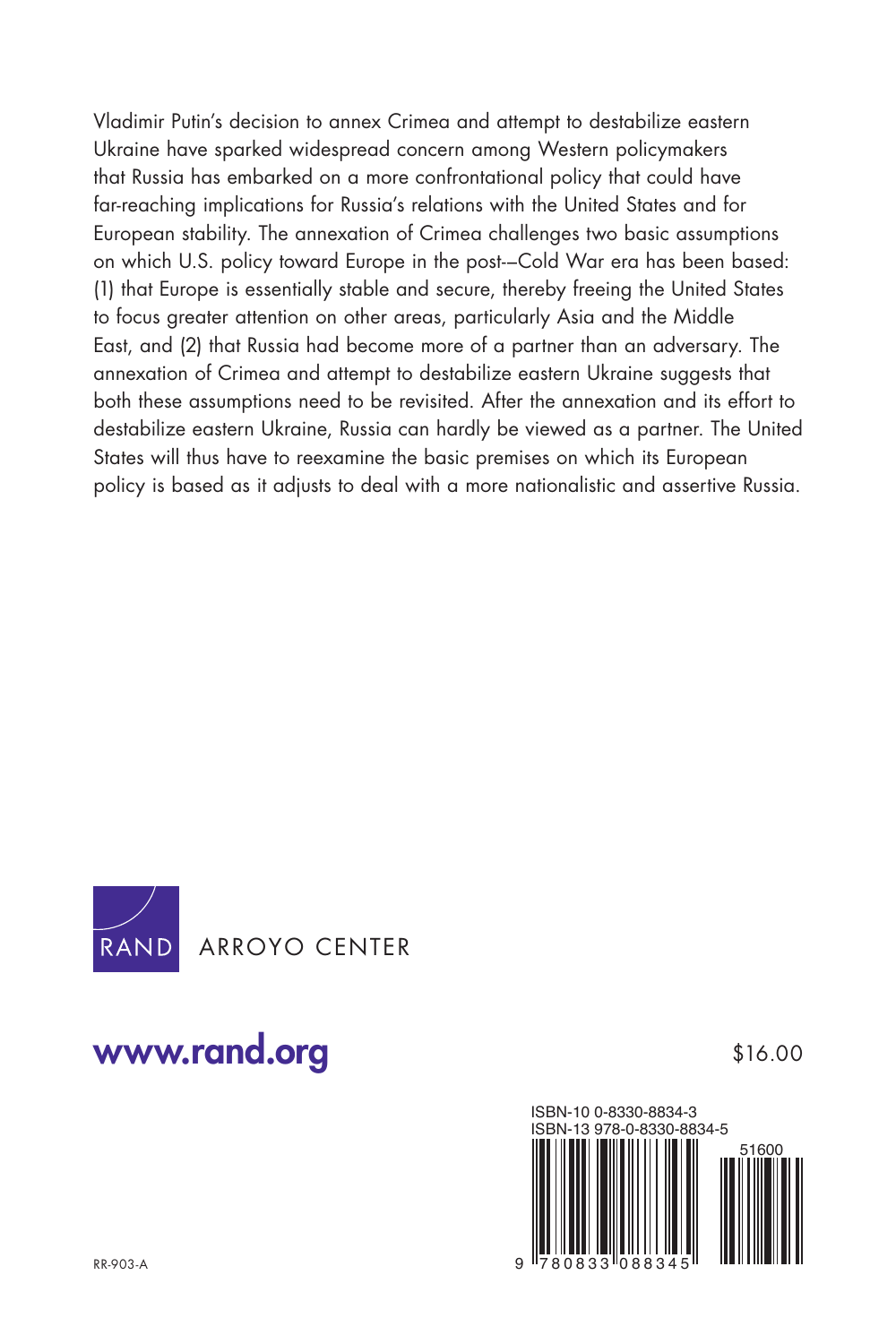Vladimir Putin's decision to annex Crimea and attempt to destabilize eastern Ukraine have sparked widespread concern among Western policymakers that Russia has embarked on a more confrontational policy that could have far-reaching implications for Russia's relations with the United States and for European stability. The annexation of Crimea challenges two basic assumptions on which U.S. policy toward Europe in the post-–Cold War era has been based: (1) that Europe is essentially stable and secure, thereby freeing the United States to focus greater attention on other areas, particularly Asia and the Middle East, and (2) that Russia had become more of a partner than an adversary. The annexation of Crimea and attempt to destabilize eastern Ukraine suggests that both these assumptions need to be revisited. After the annexation and its effort to destabilize eastern Ukraine, Russia can hardly be viewed as a partner. The United States will thus have to reexamine the basic premises on which its European policy is based as it adjusts to deal with a more nationalistic and assertive Russia.

RAND ARROYO CENTER

**www.rand.org**

$16.00

ISBN-10 0-8330-8834-3
ISBN-13 978-0-8330-8834-5

51600

9 780833 088345

RR-903-A